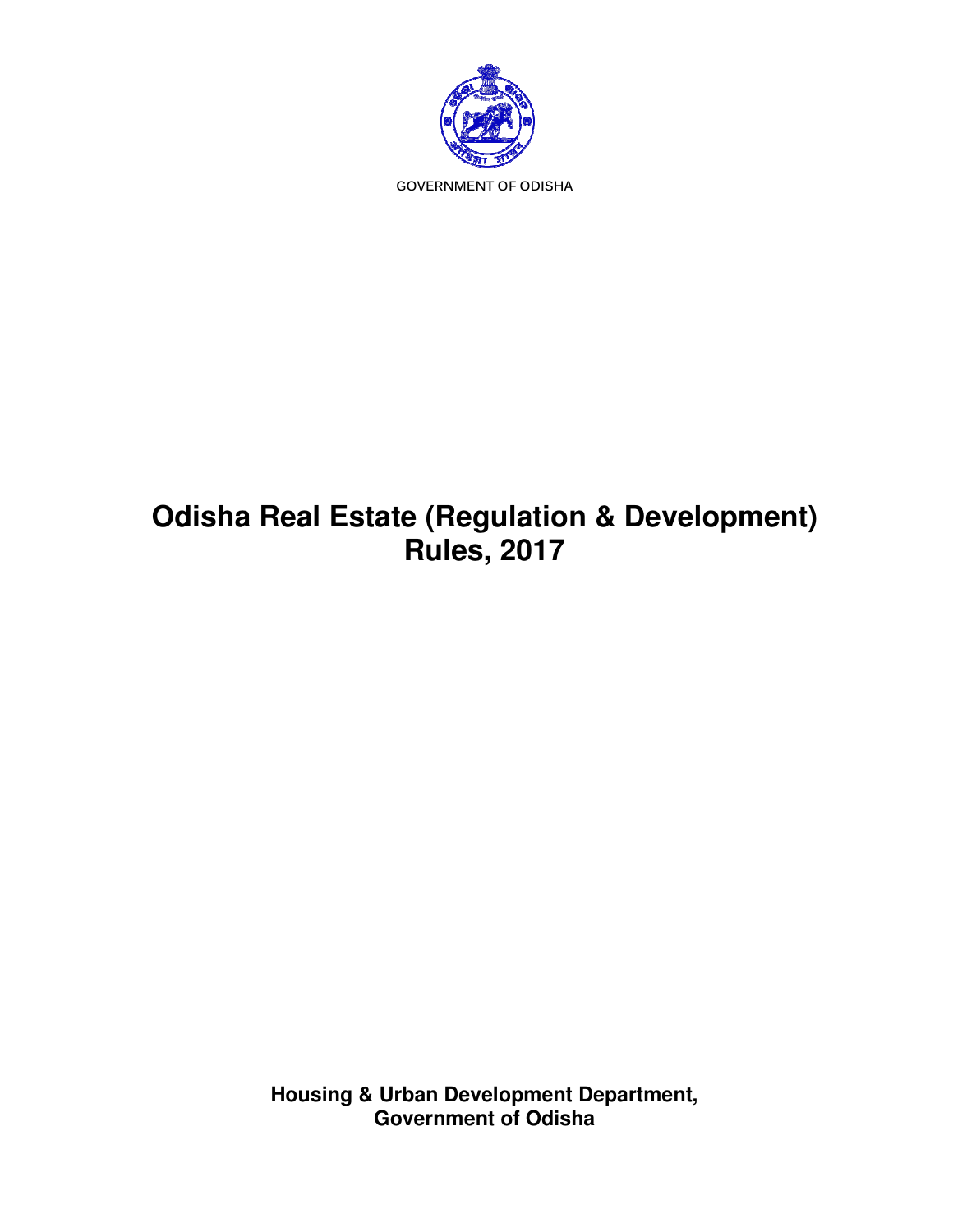GOVERNMENT OF ODISHA

# Odisha Real Estate (Regulation & Development) Rules, 2017

**Housing & Urban Development Department,**
**Government of Odisha**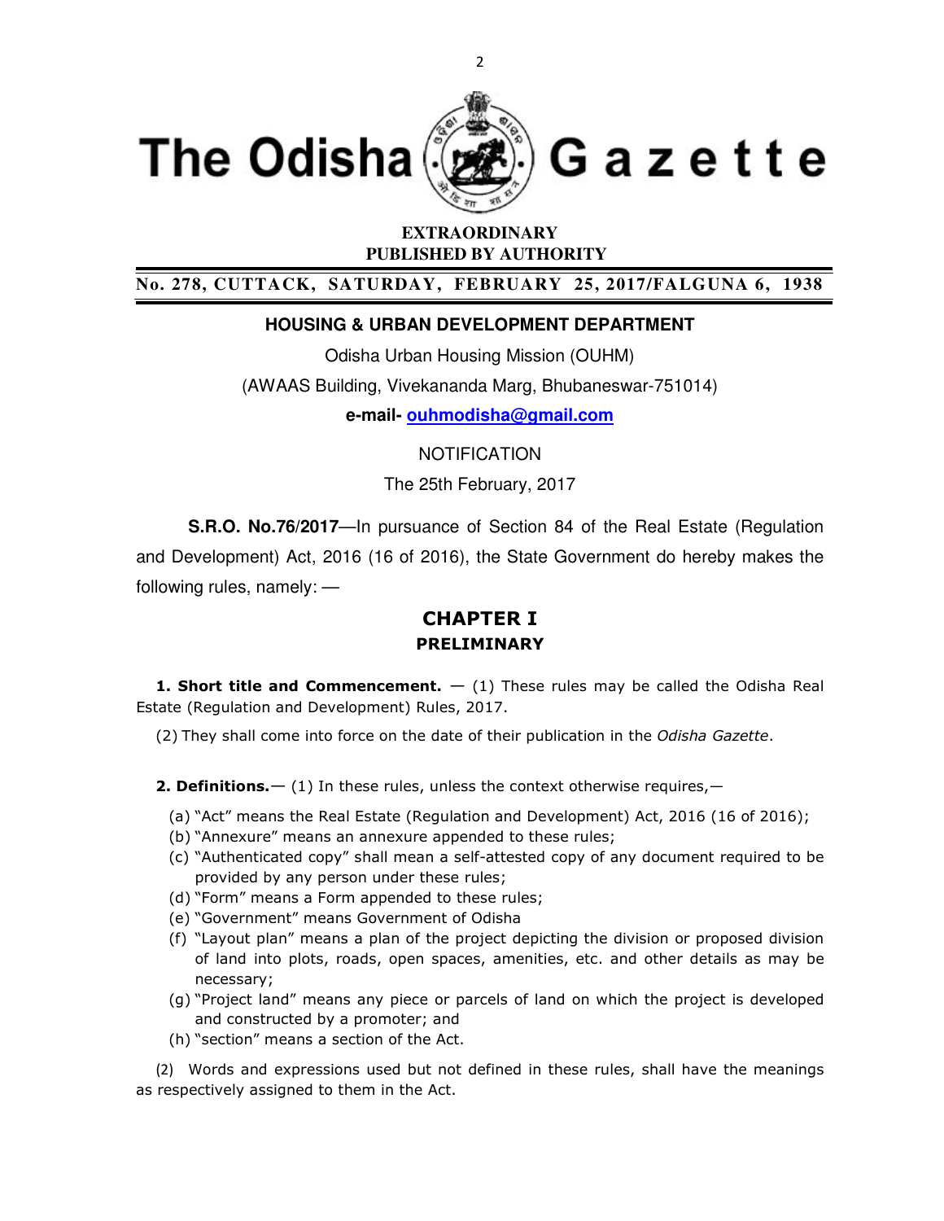# The Odisha Gazette

**EXTRAORDINARY**
**PUBLISHED BY AUTHORITY**

**No. 278, CUTTACK, SATURDAY, FEBRUARY 25, 2017/FALGUNA 6, 1938**

**HOUSING & URBAN DEVELOPMENT DEPARTMENT**

Odisha Urban Housing Mission (OUHM)

(AWAAS Building, Vivekananda Marg, Bhubaneswar-751014)

**e-mail- ouhmodisha@gmail.com**

NOTIFICATION

The 25th February, 2017

**S.R.O. No.76/2017**—In pursuance of Section 84 of the Real Estate (Regulation and Development) Act, 2016 (16 of 2016), the State Government do hereby makes the following rules, namely: —

## CHAPTER I
### PRELIMINARY

**1. Short title and Commencement.** — (1) These rules may be called the Odisha Real Estate (Regulation and Development) Rules, 2017.

(2) They shall come into force on the date of their publication in the *Odisha Gazette*.

**2. Definitions.**— (1) In these rules, unless the context otherwise requires,—

(a) "Act" means the Real Estate (Regulation and Development) Act, 2016 (16 of 2016);
(b) "Annexure" means an annexure appended to these rules;
(c) "Authenticated copy" shall mean a self-attested copy of any document required to be provided by any person under these rules;
(d) "Form" means a Form appended to these rules;
(e) "Government" means Government of Odisha
(f) "Layout plan" means a plan of the project depicting the division or proposed division of land into plots, roads, open spaces, amenities, etc. and other details as may be necessary;
(g) "Project land" means any piece or parcels of land on which the project is developed and constructed by a promoter; and
(h) "section" means a section of the Act.

(2) Words and expressions used but not defined in these rules, shall have the meanings as respectively assigned to them in the Act.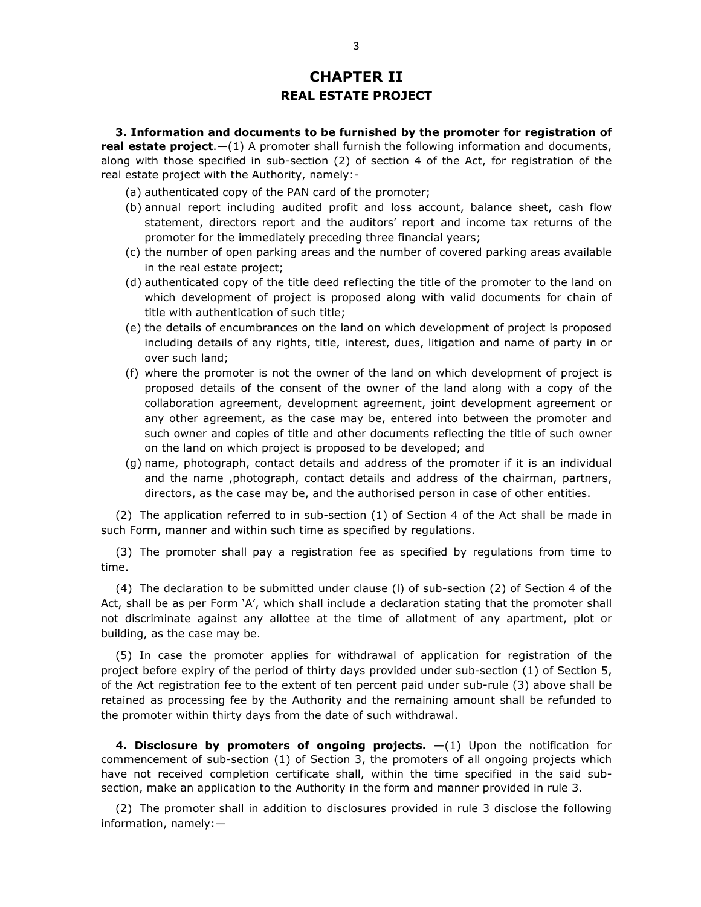# CHAPTER II
## REAL ESTATE PROJECT

**3. Information and documents to be furnished by the promoter for registration of real estate project**.—(1) A promoter shall furnish the following information and documents, along with those specified in sub-section (2) of section 4 of the Act, for registration of the real estate project with the Authority, namely:-

(a) authenticated copy of the PAN card of the promoter;

(b) annual report including audited profit and loss account, balance sheet, cash flow statement, directors report and the auditors' report and income tax returns of the promoter for the immediately preceding three financial years;

(c) the number of open parking areas and the number of covered parking areas available in the real estate project;

(d) authenticated copy of the title deed reflecting the title of the promoter to the land on which development of project is proposed along with valid documents for chain of title with authentication of such title;

(e) the details of encumbrances on the land on which development of project is proposed including details of any rights, title, interest, dues, litigation and name of party in or over such land;

(f) where the promoter is not the owner of the land on which development of project is proposed details of the consent of the owner of the land along with a copy of the collaboration agreement, development agreement, joint development agreement or any other agreement, as the case may be, entered into between the promoter and such owner and copies of title and other documents reflecting the title of such owner on the land on which project is proposed to be developed; and

(g) name, photograph, contact details and address of the promoter if it is an individual and the name ,photograph, contact details and address of the chairman, partners, directors, as the case may be, and the authorised person in case of other entities.

(2) The application referred to in sub-section (1) of Section 4 of the Act shall be made in such Form, manner and within such time as specified by regulations.

(3) The promoter shall pay a registration fee as specified by regulations from time to time.

(4) The declaration to be submitted under clause (l) of sub-section (2) of Section 4 of the Act, shall be as per Form 'A', which shall include a declaration stating that the promoter shall not discriminate against any allottee at the time of allotment of any apartment, plot or building, as the case may be.

(5) In case the promoter applies for withdrawal of application for registration of the project before expiry of the period of thirty days provided under sub-section (1) of Section 5, of the Act registration fee to the extent of ten percent paid under sub-rule (3) above shall be retained as processing fee by the Authority and the remaining amount shall be refunded to the promoter within thirty days from the date of such withdrawal.

**4. Disclosure by promoters of ongoing projects. —**(1) Upon the notification for commencement of sub-section (1) of Section 3, the promoters of all ongoing projects which have not received completion certificate shall, within the time specified in the said sub-section, make an application to the Authority in the form and manner provided in rule 3.

(2) The promoter shall in addition to disclosures provided in rule 3 disclose the following information, namely:—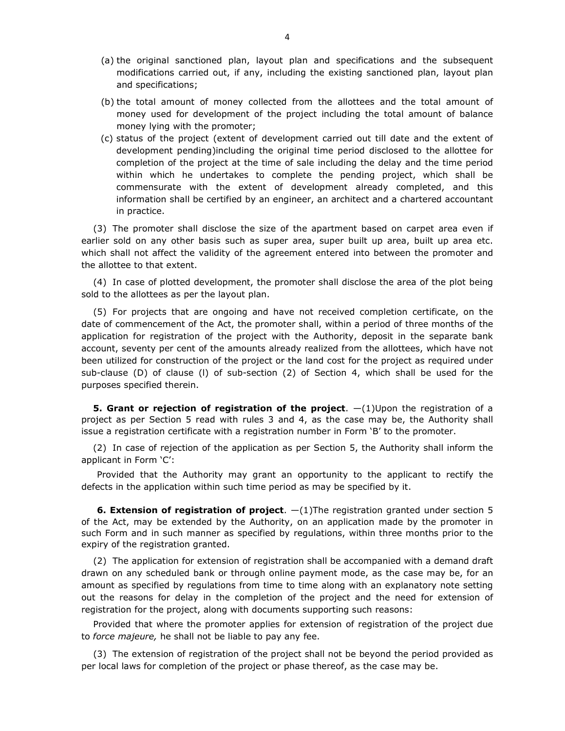(a) the original sanctioned plan, layout plan and specifications and the subsequent modifications carried out, if any, including the existing sanctioned plan, layout plan and specifications;

(b) the total amount of money collected from the allottees and the total amount of money used for development of the project including the total amount of balance money lying with the promoter;

(c) status of the project (extent of development carried out till date and the extent of development pending)including the original time period disclosed to the allottee for completion of the project at the time of sale including the delay and the time period within which he undertakes to complete the pending project, which shall be commensurate with the extent of development already completed, and this information shall be certified by an engineer, an architect and a chartered accountant in practice.

(3) The promoter shall disclose the size of the apartment based on carpet area even if earlier sold on any other basis such as super area, super built up area, built up area etc. which shall not affect the validity of the agreement entered into between the promoter and the allottee to that extent.

(4) In case of plotted development, the promoter shall disclose the area of the plot being sold to the allottees as per the layout plan.

(5) For projects that are ongoing and have not received completion certificate, on the date of commencement of the Act, the promoter shall, within a period of three months of the application for registration of the project with the Authority, deposit in the separate bank account, seventy per cent of the amounts already realized from the allottees, which have not been utilized for construction of the project or the land cost for the project as required under sub-clause (D) of clause (l) of sub-section (2) of Section 4, which shall be used for the purposes specified therein.

**5. Grant or rejection of registration of the project**. —(1)Upon the registration of a project as per Section 5 read with rules 3 and 4, as the case may be, the Authority shall issue a registration certificate with a registration number in Form 'B' to the promoter.

(2) In case of rejection of the application as per Section 5, the Authority shall inform the applicant in Form 'C':

Provided that the Authority may grant an opportunity to the applicant to rectify the defects in the application within such time period as may be specified by it.

**6. Extension of registration of project**. —(1)The registration granted under section 5 of the Act, may be extended by the Authority, on an application made by the promoter in such Form and in such manner as specified by regulations, within three months prior to the expiry of the registration granted.

(2) The application for extension of registration shall be accompanied with a demand draft drawn on any scheduled bank or through online payment mode, as the case may be, for an amount as specified by regulations from time to time along with an explanatory note setting out the reasons for delay in the completion of the project and the need for extension of registration for the project, along with documents supporting such reasons:

Provided that where the promoter applies for extension of registration of the project due to *force majeure,* he shall not be liable to pay any fee.

(3) The extension of registration of the project shall not be beyond the period provided as per local laws for completion of the project or phase thereof, as the case may be.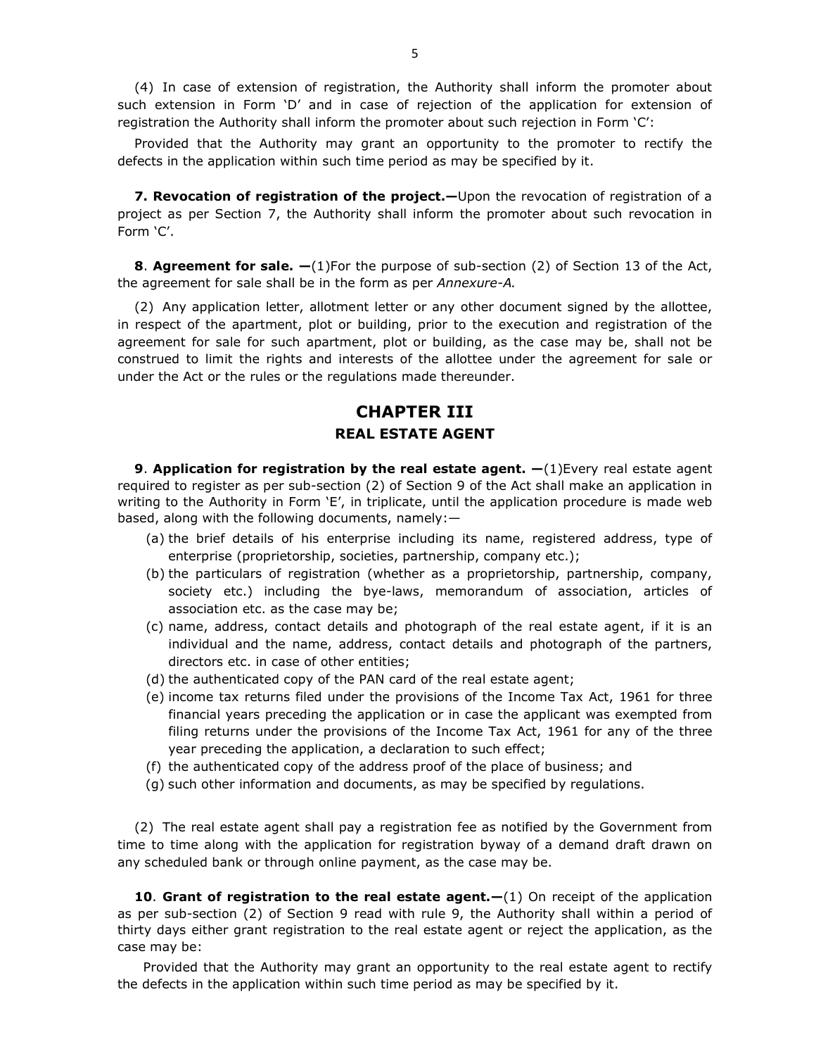(4) In case of extension of registration, the Authority shall inform the promoter about such extension in Form 'D' and in case of rejection of the application for extension of registration the Authority shall inform the promoter about such rejection in Form 'C':

Provided that the Authority may grant an opportunity to the promoter to rectify the defects in the application within such time period as may be specified by it.

**7. Revocation of registration of the project.—**Upon the revocation of registration of a project as per Section 7, the Authority shall inform the promoter about such revocation in Form 'C'.

**8**. **Agreement for sale. —**(1)For the purpose of sub-section (2) of Section 13 of the Act, the agreement for sale shall be in the form as per *Annexure-A.*

(2) Any application letter, allotment letter or any other document signed by the allottee, in respect of the apartment, plot or building, prior to the execution and registration of the agreement for sale for such apartment, plot or building, as the case may be, shall not be construed to limit the rights and interests of the allottee under the agreement for sale or under the Act or the rules or the regulations made thereunder.

## CHAPTER III
### REAL ESTATE AGENT

**9**. **Application for registration by the real estate agent. —**(1)Every real estate agent required to register as per sub-section (2) of Section 9 of the Act shall make an application in writing to the Authority in Form 'E', in triplicate, until the application procedure is made web based, along with the following documents, namely:—

(a) the brief details of his enterprise including its name, registered address, type of enterprise (proprietorship, societies, partnership, company etc.);

(b) the particulars of registration (whether as a proprietorship, partnership, company, society etc.) including the bye-laws, memorandum of association, articles of association etc. as the case may be;

(c) name, address, contact details and photograph of the real estate agent, if it is an individual and the name, address, contact details and photograph of the partners, directors etc. in case of other entities;

(d) the authenticated copy of the PAN card of the real estate agent;

(e) income tax returns filed under the provisions of the Income Tax Act, 1961 for three financial years preceding the application or in case the applicant was exempted from filing returns under the provisions of the Income Tax Act, 1961 for any of the three year preceding the application, a declaration to such effect;

(f) the authenticated copy of the address proof of the place of business; and

(g) such other information and documents, as may be specified by regulations.

(2) The real estate agent shall pay a registration fee as notified by the Government from time to time along with the application for registration byway of a demand draft drawn on any scheduled bank or through online payment, as the case may be.

**10**. **Grant of registration to the real estate agent.—**(1) On receipt of the application as per sub-section (2) of Section 9 read with rule 9, the Authority shall within a period of thirty days either grant registration to the real estate agent or reject the application, as the case may be:

Provided that the Authority may grant an opportunity to the real estate agent to rectify the defects in the application within such time period as may be specified by it.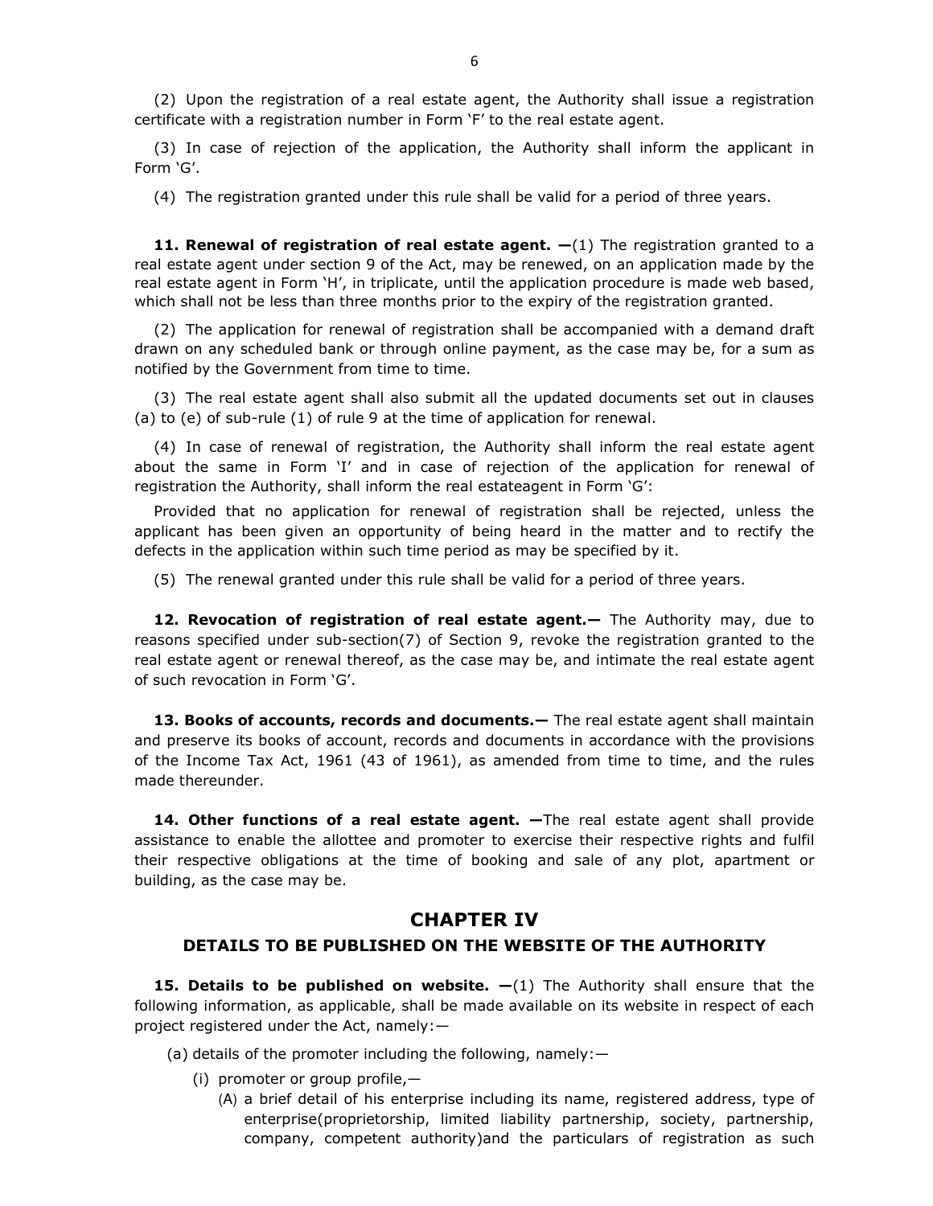(2) Upon the registration of a real estate agent, the Authority shall issue a registration certificate with a registration number in Form 'F' to the real estate agent.

(3) In case of rejection of the application, the Authority shall inform the applicant in Form 'G'.

(4) The registration granted under this rule shall be valid for a period of three years.

**11. Renewal of registration of real estate agent. —**(1) The registration granted to a real estate agent under section 9 of the Act, may be renewed, on an application made by the real estate agent in Form 'H', in triplicate, until the application procedure is made web based, which shall not be less than three months prior to the expiry of the registration granted.

(2) The application for renewal of registration shall be accompanied with a demand draft drawn on any scheduled bank or through online payment, as the case may be, for a sum as notified by the Government from time to time.

(3) The real estate agent shall also submit all the updated documents set out in clauses (a) to (e) of sub-rule (1) of rule 9 at the time of application for renewal.

(4) In case of renewal of registration, the Authority shall inform the real estate agent about the same in Form 'I' and in case of rejection of the application for renewal of registration the Authority, shall inform the real estateagent in Form 'G':

Provided that no application for renewal of registration shall be rejected, unless the applicant has been given an opportunity of being heard in the matter and to rectify the defects in the application within such time period as may be specified by it.

(5) The renewal granted under this rule shall be valid for a period of three years.

**12. Revocation of registration of real estate agent.—** The Authority may, due to reasons specified under sub-section(7) of Section 9, revoke the registration granted to the real estate agent or renewal thereof, as the case may be, and intimate the real estate agent of such revocation in Form 'G'.

**13. Books of accounts, records and documents.—** The real estate agent shall maintain and preserve its books of account, records and documents in accordance with the provisions of the Income Tax Act, 1961 (43 of 1961), as amended from time to time, and the rules made thereunder.

**14. Other functions of a real estate agent. —**The real estate agent shall provide assistance to enable the allottee and promoter to exercise their respective rights and fulfil their respective obligations at the time of booking and sale of any plot, apartment or building, as the case may be.

## CHAPTER IV

### DETAILS TO BE PUBLISHED ON THE WEBSITE OF THE AUTHORITY

**15. Details to be published on website. —**(1) The Authority shall ensure that the following information, as applicable, shall be made available on its website in respect of each project registered under the Act, namely:—

(a) details of the promoter including the following, namely:—

(i) promoter or group profile,—

(A) a brief detail of his enterprise including its name, registered address, type of enterprise(proprietorship, limited liability partnership, society, partnership, company, competent authority)and the particulars of registration as such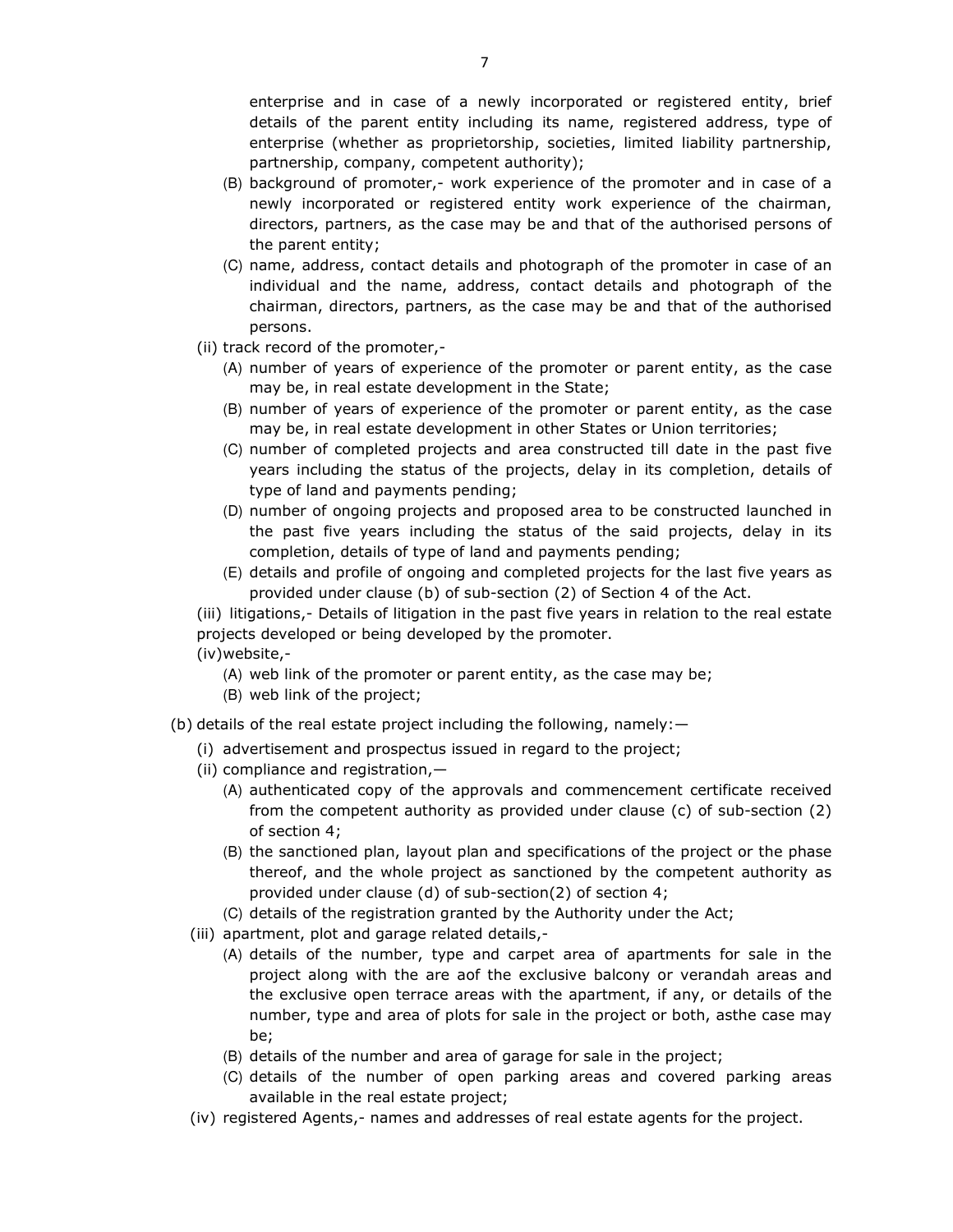enterprise and in case of a newly incorporated or registered entity, brief details of the parent entity including its name, registered address, type of enterprise (whether as proprietorship, societies, limited liability partnership, partnership, company, competent authority);

(B) background of promoter,- work experience of the promoter and in case of a newly incorporated or registered entity work experience of the chairman, directors, partners, as the case may be and that of the authorised persons of the parent entity;

(C) name, address, contact details and photograph of the promoter in case of an individual and the name, address, contact details and photograph of the chairman, directors, partners, as the case may be and that of the authorised persons.

(ii) track record of the promoter,-

(A) number of years of experience of the promoter or parent entity, as the case may be, in real estate development in the State;

(B) number of years of experience of the promoter or parent entity, as the case may be, in real estate development in other States or Union territories;

(C) number of completed projects and area constructed till date in the past five years including the status of the projects, delay in its completion, details of type of land and payments pending;

(D) number of ongoing projects and proposed area to be constructed launched in the past five years including the status of the said projects, delay in its completion, details of type of land and payments pending;

(E) details and profile of ongoing and completed projects for the last five years as provided under clause (b) of sub-section (2) of Section 4 of the Act.

(iii) litigations,- Details of litigation in the past five years in relation to the real estate projects developed or being developed by the promoter.

(iv)website,-

(A) web link of the promoter or parent entity, as the case may be;

(B) web link of the project;

(b) details of the real estate project including the following, namely:—

(i) advertisement and prospectus issued in regard to the project;

(ii) compliance and registration,—

(A) authenticated copy of the approvals and commencement certificate received from the competent authority as provided under clause (c) of sub-section (2) of section 4;

(B) the sanctioned plan, layout plan and specifications of the project or the phase thereof, and the whole project as sanctioned by the competent authority as provided under clause (d) of sub-section(2) of section 4;

(C) details of the registration granted by the Authority under the Act;

(iii) apartment, plot and garage related details,-

(A) details of the number, type and carpet area of apartments for sale in the project along with the are aof the exclusive balcony or verandah areas and the exclusive open terrace areas with the apartment, if any, or details of the number, type and area of plots for sale in the project or both, asthe case may be;

(B) details of the number and area of garage for sale in the project;

(C) details of the number of open parking areas and covered parking areas available in the real estate project;

(iv) registered Agents,- names and addresses of real estate agents for the project.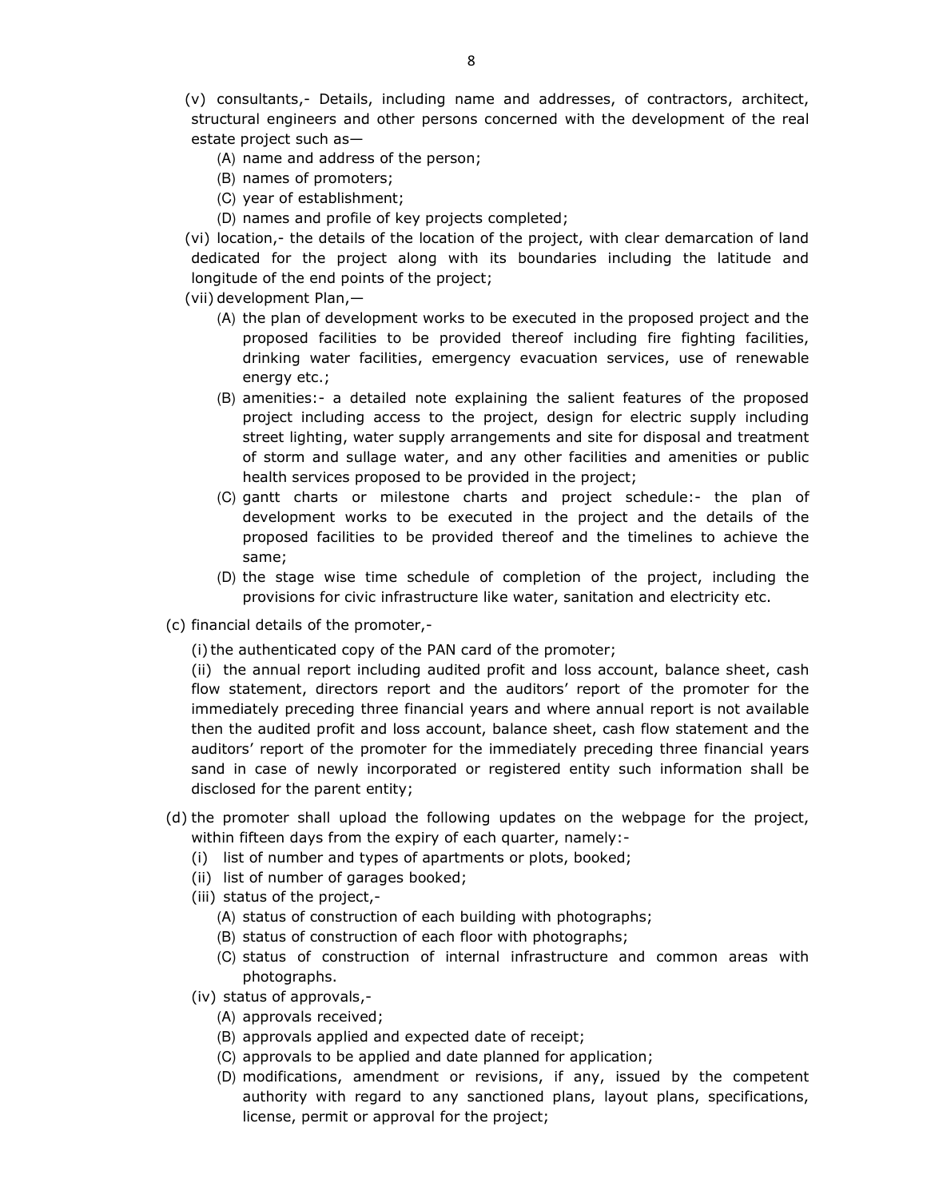(v) consultants,- Details, including name and addresses, of contractors, architect, structural engineers and other persons concerned with the development of the real estate project such as—

- (A) name and address of the person;
- (B) names of promoters;
- (C) year of establishment;
- (D) names and profile of key projects completed;

(vi) location,- the details of the location of the project, with clear demarcation of land dedicated for the project along with its boundaries including the latitude and longitude of the end points of the project;

(vii) development Plan,—

- (A) the plan of development works to be executed in the proposed project and the proposed facilities to be provided thereof including fire fighting facilities, drinking water facilities, emergency evacuation services, use of renewable energy etc.;
- (B) amenities:- a detailed note explaining the salient features of the proposed project including access to the project, design for electric supply including street lighting, water supply arrangements and site for disposal and treatment of storm and sullage water, and any other facilities and amenities or public health services proposed to be provided in the project;
- (C) gantt charts or milestone charts and project schedule:- the plan of development works to be executed in the project and the details of the proposed facilities to be provided thereof and the timelines to achieve the same;
- (D) the stage wise time schedule of completion of the project, including the provisions for civic infrastructure like water, sanitation and electricity etc.

(c) financial details of the promoter,-

(i) the authenticated copy of the PAN card of the promoter;

(ii) the annual report including audited profit and loss account, balance sheet, cash flow statement, directors report and the auditors' report of the promoter for the immediately preceding three financial years and where annual report is not available then the audited profit and loss account, balance sheet, cash flow statement and the auditors' report of the promoter for the immediately preceding three financial years sand in case of newly incorporated or registered entity such information shall be disclosed for the parent entity;

(d) the promoter shall upload the following updates on the webpage for the project, within fifteen days from the expiry of each quarter, namely:-

- (i) list of number and types of apartments or plots, booked;
- (ii) list of number of garages booked;
- (iii) status of the project,-
  - (A) status of construction of each building with photographs;
  - (B) status of construction of each floor with photographs;
  - (C) status of construction of internal infrastructure and common areas with photographs.
- (iv) status of approvals,-
  - (A) approvals received;
  - (B) approvals applied and expected date of receipt;
  - (C) approvals to be applied and date planned for application;
  - (D) modifications, amendment or revisions, if any, issued by the competent authority with regard to any sanctioned plans, layout plans, specifications, license, permit or approval for the project;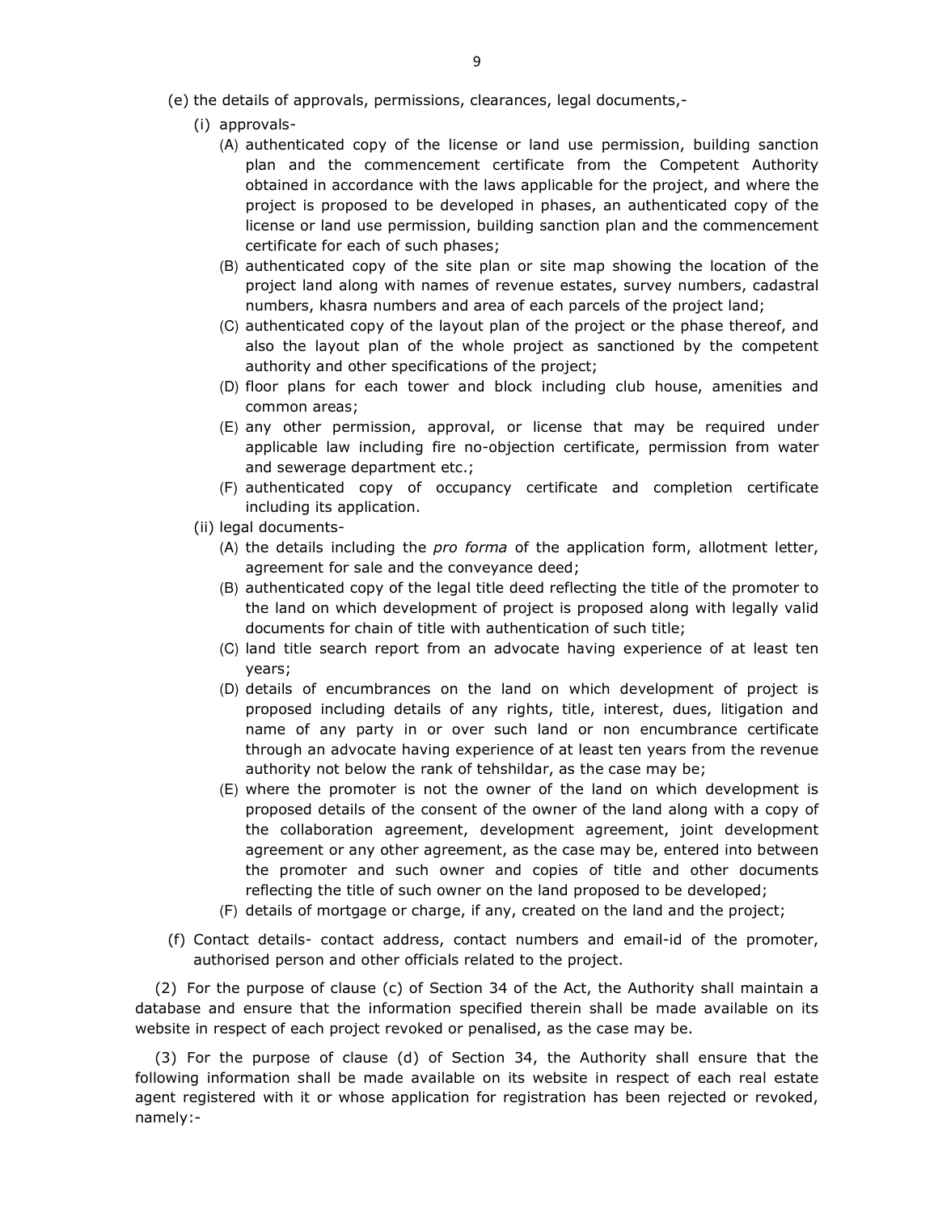(e) the details of approvals, permissions, clearances, legal documents,-

(i) approvals-

(A) authenticated copy of the license or land use permission, building sanction plan and the commencement certificate from the Competent Authority obtained in accordance with the laws applicable for the project, and where the project is proposed to be developed in phases, an authenticated copy of the license or land use permission, building sanction plan and the commencement certificate for each of such phases;

(B) authenticated copy of the site plan or site map showing the location of the project land along with names of revenue estates, survey numbers, cadastral numbers, khasra numbers and area of each parcels of the project land;

(C) authenticated copy of the layout plan of the project or the phase thereof, and also the layout plan of the whole project as sanctioned by the competent authority and other specifications of the project;

(D) floor plans for each tower and block including club house, amenities and common areas;

(E) any other permission, approval, or license that may be required under applicable law including fire no-objection certificate, permission from water and sewerage department etc.;

(F) authenticated copy of occupancy certificate and completion certificate including its application.

(ii) legal documents-

(A) the details including the *pro forma* of the application form, allotment letter, agreement for sale and the conveyance deed;

(B) authenticated copy of the legal title deed reflecting the title of the promoter to the land on which development of project is proposed along with legally valid documents for chain of title with authentication of such title;

(C) land title search report from an advocate having experience of at least ten years;

(D) details of encumbrances on the land on which development of project is proposed including details of any rights, title, interest, dues, litigation and name of any party in or over such land or non encumbrance certificate through an advocate having experience of at least ten years from the revenue authority not below the rank of tehshildar, as the case may be;

(E) where the promoter is not the owner of the land on which development is proposed details of the consent of the owner of the land along with a copy of the collaboration agreement, development agreement, joint development agreement or any other agreement, as the case may be, entered into between the promoter and such owner and copies of title and other documents reflecting the title of such owner on the land proposed to be developed;

(F) details of mortgage or charge, if any, created on the land and the project;

(f) Contact details- contact address, contact numbers and email-id of the promoter, authorised person and other officials related to the project.

(2) For the purpose of clause (c) of Section 34 of the Act, the Authority shall maintain a database and ensure that the information specified therein shall be made available on its website in respect of each project revoked or penalised, as the case may be.

(3) For the purpose of clause (d) of Section 34, the Authority shall ensure that the following information shall be made available on its website in respect of each real estate agent registered with it or whose application for registration has been rejected or revoked, namely:-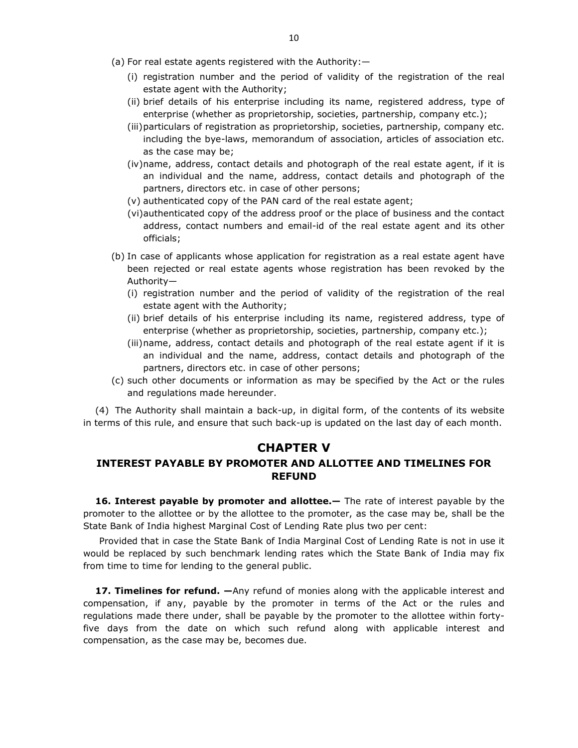(a) For real estate agents registered with the Authority:—

   (i) registration number and the period of validity of the registration of the real estate agent with the Authority;

   (ii) brief details of his enterprise including its name, registered address, type of enterprise (whether as proprietorship, societies, partnership, company etc.);

   (iii) particulars of registration as proprietorship, societies, partnership, company etc. including the bye-laws, memorandum of association, articles of association etc. as the case may be;

   (iv) name, address, contact details and photograph of the real estate agent, if it is an individual and the name, address, contact details and photograph of the partners, directors etc. in case of other persons;

   (v) authenticated copy of the PAN card of the real estate agent;

   (vi) authenticated copy of the address proof or the place of business and the contact address, contact numbers and email-id of the real estate agent and its other officials;

(b) In case of applicants whose application for registration as a real estate agent have been rejected or real estate agents whose registration has been revoked by the Authority—

   (i) registration number and the period of validity of the registration of the real estate agent with the Authority;

   (ii) brief details of his enterprise including its name, registered address, type of enterprise (whether as proprietorship, societies, partnership, company etc.);

   (iii) name, address, contact details and photograph of the real estate agent if it is an individual and the name, address, contact details and photograph of the partners, directors etc. in case of other persons;

(c) such other documents or information as may be specified by the Act or the rules and regulations made hereunder.

(4) The Authority shall maintain a back-up, in digital form, of the contents of its website in terms of this rule, and ensure that such back-up is updated on the last day of each month.

## CHAPTER V

### INTEREST PAYABLE BY PROMOTER AND ALLOTTEE AND TIMELINES FOR REFUND

**16. Interest payable by promoter and allottee.—** The rate of interest payable by the promoter to the allottee or by the allottee to the promoter, as the case may be, shall be the State Bank of India highest Marginal Cost of Lending Rate plus two per cent:

Provided that in case the State Bank of India Marginal Cost of Lending Rate is not in use it would be replaced by such benchmark lending rates which the State Bank of India may fix from time to time for lending to the general public.

**17. Timelines for refund. —**Any refund of monies along with the applicable interest and compensation, if any, payable by the promoter in terms of the Act or the rules and regulations made there under, shall be payable by the promoter to the allottee within forty-five days from the date on which such refund along with applicable interest and compensation, as the case may be, becomes due.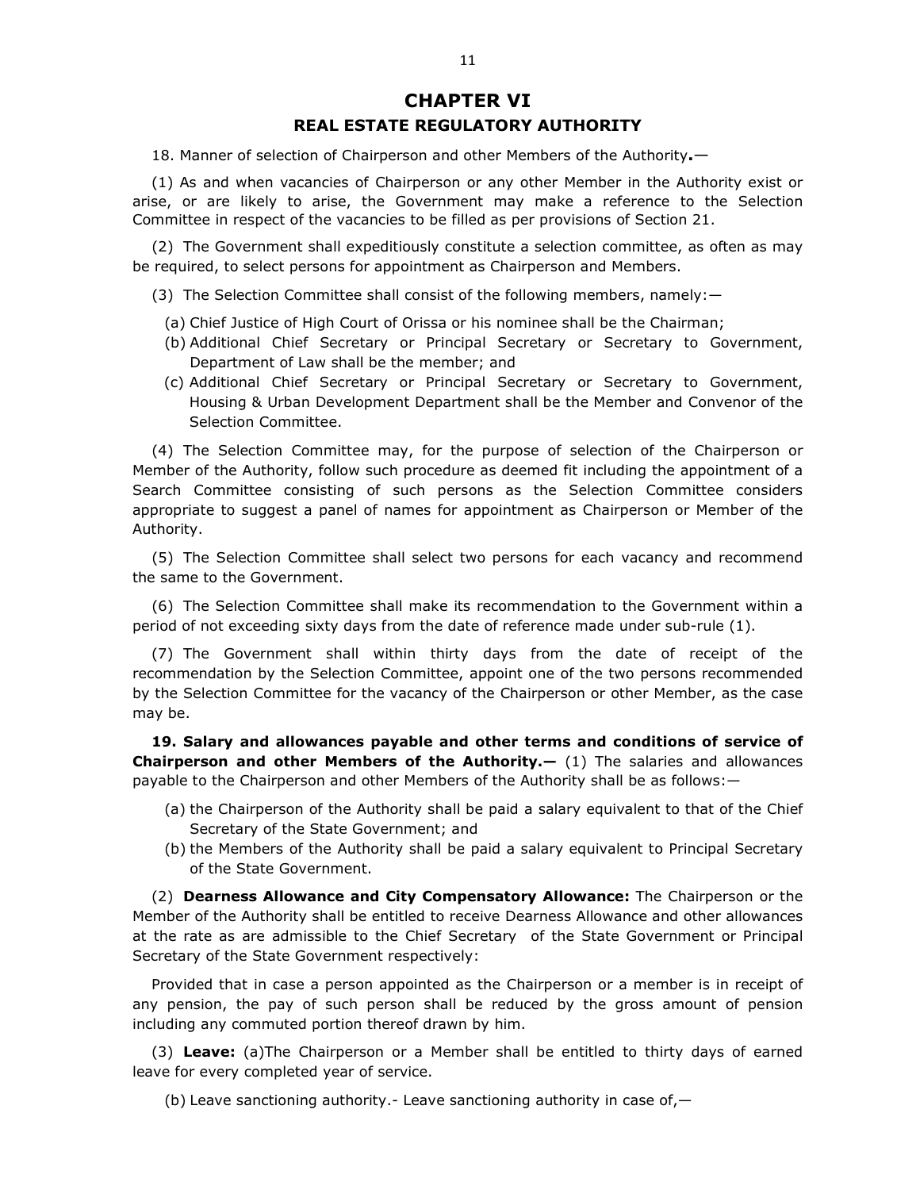# CHAPTER VI

## REAL ESTATE REGULATORY AUTHORITY

18. Manner of selection of Chairperson and other Members of the Authority**.**—

(1) As and when vacancies of Chairperson or any other Member in the Authority exist or arise, or are likely to arise, the Government may make a reference to the Selection Committee in respect of the vacancies to be filled as per provisions of Section 21.

(2) The Government shall expeditiously constitute a selection committee, as often as may be required, to select persons for appointment as Chairperson and Members.

(3) The Selection Committee shall consist of the following members, namely:—

(a) Chief Justice of High Court of Orissa or his nominee shall be the Chairman;

(b) Additional Chief Secretary or Principal Secretary or Secretary to Government, Department of Law shall be the member; and

(c) Additional Chief Secretary or Principal Secretary or Secretary to Government, Housing & Urban Development Department shall be the Member and Convenor of the Selection Committee.

(4) The Selection Committee may, for the purpose of selection of the Chairperson or Member of the Authority, follow such procedure as deemed fit including the appointment of a Search Committee consisting of such persons as the Selection Committee considers appropriate to suggest a panel of names for appointment as Chairperson or Member of the Authority.

(5) The Selection Committee shall select two persons for each vacancy and recommend the same to the Government.

(6) The Selection Committee shall make its recommendation to the Government within a period of not exceeding sixty days from the date of reference made under sub-rule (1).

(7) The Government shall within thirty days from the date of receipt of the recommendation by the Selection Committee, appoint one of the two persons recommended by the Selection Committee for the vacancy of the Chairperson or other Member, as the case may be.

**19. Salary and allowances payable and other terms and conditions of service of Chairperson and other Members of the Authority.—** (1) The salaries and allowances payable to the Chairperson and other Members of the Authority shall be as follows:—

(a) the Chairperson of the Authority shall be paid a salary equivalent to that of the Chief Secretary of the State Government; and

(b) the Members of the Authority shall be paid a salary equivalent to Principal Secretary of the State Government.

(2) **Dearness Allowance and City Compensatory Allowance:** The Chairperson or the Member of the Authority shall be entitled to receive Dearness Allowance and other allowances at the rate as are admissible to the Chief Secretary of the State Government or Principal Secretary of the State Government respectively:

Provided that in case a person appointed as the Chairperson or a member is in receipt of any pension, the pay of such person shall be reduced by the gross amount of pension including any commuted portion thereof drawn by him.

(3) **Leave:** (a)The Chairperson or a Member shall be entitled to thirty days of earned leave for every completed year of service.

(b) Leave sanctioning authority.- Leave sanctioning authority in case of,—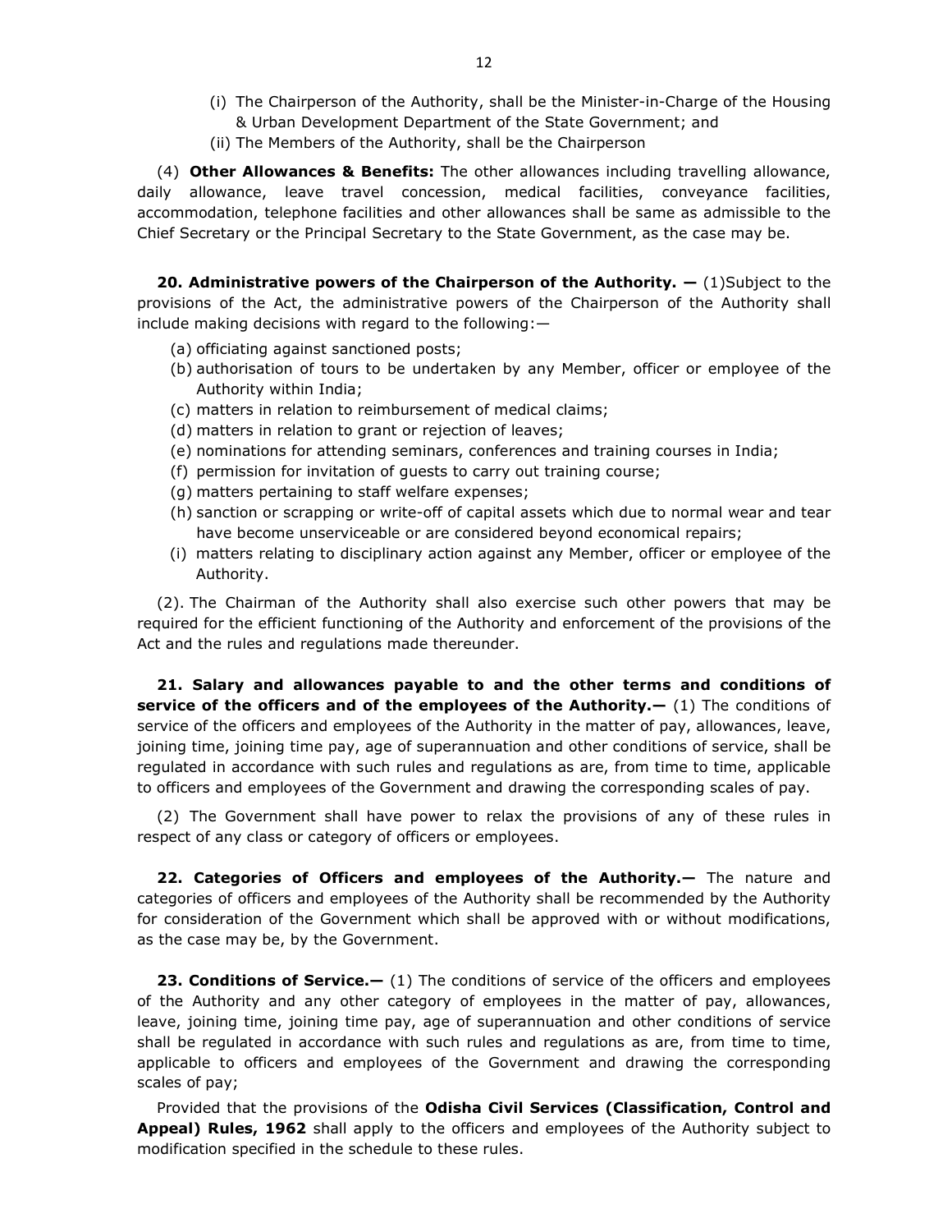(i) The Chairperson of the Authority, shall be the Minister-in-Charge of the Housing & Urban Development Department of the State Government; and

(ii) The Members of the Authority, shall be the Chairperson

(4) **Other Allowances & Benefits:** The other allowances including travelling allowance, daily allowance, leave travel concession, medical facilities, conveyance facilities, accommodation, telephone facilities and other allowances shall be same as admissible to the Chief Secretary or the Principal Secretary to the State Government, as the case may be.

**20. Administrative powers of the Chairperson of the Authority. —** (1)Subject to the provisions of the Act, the administrative powers of the Chairperson of the Authority shall include making decisions with regard to the following:—

(a) officiating against sanctioned posts;

(b) authorisation of tours to be undertaken by any Member, officer or employee of the Authority within India;

(c) matters in relation to reimbursement of medical claims;

(d) matters in relation to grant or rejection of leaves;

(e) nominations for attending seminars, conferences and training courses in India;

(f) permission for invitation of guests to carry out training course;

(g) matters pertaining to staff welfare expenses;

(h) sanction or scrapping or write-off of capital assets which due to normal wear and tear have become unserviceable or are considered beyond economical repairs;

(i) matters relating to disciplinary action against any Member, officer or employee of the Authority.

(2). The Chairman of the Authority shall also exercise such other powers that may be required for the efficient functioning of the Authority and enforcement of the provisions of the Act and the rules and regulations made thereunder.

**21. Salary and allowances payable to and the other terms and conditions of service of the officers and of the employees of the Authority.—** (1) The conditions of service of the officers and employees of the Authority in the matter of pay, allowances, leave, joining time, joining time pay, age of superannuation and other conditions of service, shall be regulated in accordance with such rules and regulations as are, from time to time, applicable to officers and employees of the Government and drawing the corresponding scales of pay.

(2) The Government shall have power to relax the provisions of any of these rules in respect of any class or category of officers or employees.

**22. Categories of Officers and employees of the Authority.—** The nature and categories of officers and employees of the Authority shall be recommended by the Authority for consideration of the Government which shall be approved with or without modifications, as the case may be, by the Government.

**23. Conditions of Service.—** (1) The conditions of service of the officers and employees of the Authority and any other category of employees in the matter of pay, allowances, leave, joining time, joining time pay, age of superannuation and other conditions of service shall be regulated in accordance with such rules and regulations as are, from time to time, applicable to officers and employees of the Government and drawing the corresponding scales of pay;

Provided that the provisions of the **Odisha Civil Services (Classification, Control and Appeal) Rules, 1962** shall apply to the officers and employees of the Authority subject to modification specified in the schedule to these rules.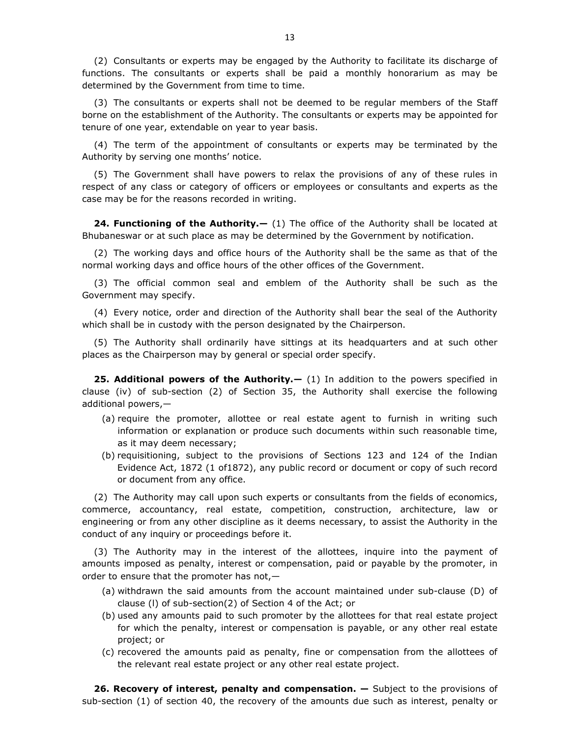(2) Consultants or experts may be engaged by the Authority to facilitate its discharge of functions. The consultants or experts shall be paid a monthly honorarium as may be determined by the Government from time to time.

(3) The consultants or experts shall not be deemed to be regular members of the Staff borne on the establishment of the Authority. The consultants or experts may be appointed for tenure of one year, extendable on year to year basis.

(4) The term of the appointment of consultants or experts may be terminated by the Authority by serving one months' notice.

(5) The Government shall have powers to relax the provisions of any of these rules in respect of any class or category of officers or employees or consultants and experts as the case may be for the reasons recorded in writing.

**24. Functioning of the Authority.—** (1) The office of the Authority shall be located at Bhubaneswar or at such place as may be determined by the Government by notification.

(2) The working days and office hours of the Authority shall be the same as that of the normal working days and office hours of the other offices of the Government.

(3) The official common seal and emblem of the Authority shall be such as the Government may specify.

(4) Every notice, order and direction of the Authority shall bear the seal of the Authority which shall be in custody with the person designated by the Chairperson.

(5) The Authority shall ordinarily have sittings at its headquarters and at such other places as the Chairperson may by general or special order specify.

**25. Additional powers of the Authority.—** (1) In addition to the powers specified in clause (iv) of sub-section (2) of Section 35, the Authority shall exercise the following additional powers,—

(a) require the promoter, allottee or real estate agent to furnish in writing such information or explanation or produce such documents within such reasonable time, as it may deem necessary;

(b) requisitioning, subject to the provisions of Sections 123 and 124 of the Indian Evidence Act, 1872 (1 of1872), any public record or document or copy of such record or document from any office.

(2) The Authority may call upon such experts or consultants from the fields of economics, commerce, accountancy, real estate, competition, construction, architecture, law or engineering or from any other discipline as it deems necessary, to assist the Authority in the conduct of any inquiry or proceedings before it.

(3) The Authority may in the interest of the allottees, inquire into the payment of amounts imposed as penalty, interest or compensation, paid or payable by the promoter, in order to ensure that the promoter has not,—

(a) withdrawn the said amounts from the account maintained under sub-clause (D) of clause (l) of sub-section(2) of Section 4 of the Act; or

(b) used any amounts paid to such promoter by the allottees for that real estate project for which the penalty, interest or compensation is payable, or any other real estate project; or

(c) recovered the amounts paid as penalty, fine or compensation from the allottees of the relevant real estate project or any other real estate project.

**26. Recovery of interest, penalty and compensation. —** Subject to the provisions of sub-section (1) of section 40, the recovery of the amounts due such as interest, penalty or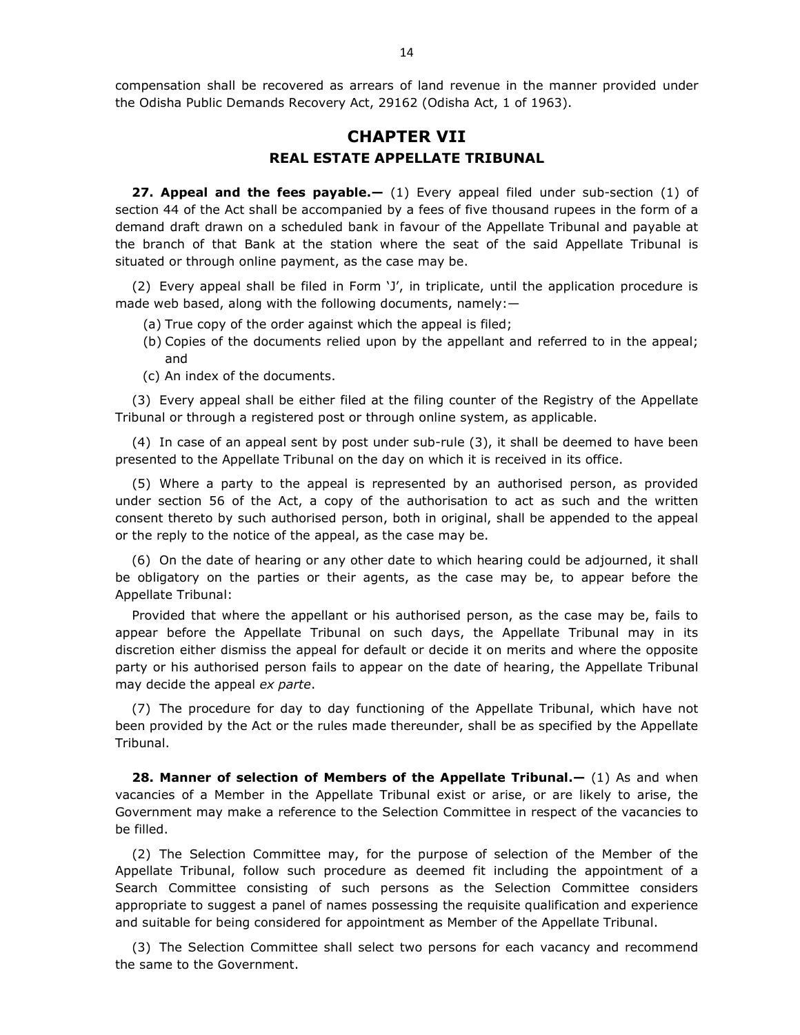compensation shall be recovered as arrears of land revenue in the manner provided under the Odisha Public Demands Recovery Act, 29162 (Odisha Act, 1 of 1963).

# CHAPTER VII

## REAL ESTATE APPELLATE TRIBUNAL

**27. Appeal and the fees payable.—** (1) Every appeal filed under sub-section (1) of section 44 of the Act shall be accompanied by a fees of five thousand rupees in the form of a demand draft drawn on a scheduled bank in favour of the Appellate Tribunal and payable at the branch of that Bank at the station where the seat of the said Appellate Tribunal is situated or through online payment, as the case may be.

(2) Every appeal shall be filed in Form 'J', in triplicate, until the application procedure is made web based, along with the following documents, namely:—

(a) True copy of the order against which the appeal is filed;

(b) Copies of the documents relied upon by the appellant and referred to in the appeal; and

(c) An index of the documents.

(3) Every appeal shall be either filed at the filing counter of the Registry of the Appellate Tribunal or through a registered post or through online system, as applicable.

(4) In case of an appeal sent by post under sub-rule (3), it shall be deemed to have been presented to the Appellate Tribunal on the day on which it is received in its office.

(5) Where a party to the appeal is represented by an authorised person, as provided under section 56 of the Act, a copy of the authorisation to act as such and the written consent thereto by such authorised person, both in original, shall be appended to the appeal or the reply to the notice of the appeal, as the case may be.

(6) On the date of hearing or any other date to which hearing could be adjourned, it shall be obligatory on the parties or their agents, as the case may be, to appear before the Appellate Tribunal:

Provided that where the appellant or his authorised person, as the case may be, fails to appear before the Appellate Tribunal on such days, the Appellate Tribunal may in its discretion either dismiss the appeal for default or decide it on merits and where the opposite party or his authorised person fails to appear on the date of hearing, the Appellate Tribunal may decide the appeal *ex parte*.

(7) The procedure for day to day functioning of the Appellate Tribunal, which have not been provided by the Act or the rules made thereunder, shall be as specified by the Appellate Tribunal.

**28. Manner of selection of Members of the Appellate Tribunal.—** (1) As and when vacancies of a Member in the Appellate Tribunal exist or arise, or are likely to arise, the Government may make a reference to the Selection Committee in respect of the vacancies to be filled.

(2) The Selection Committee may, for the purpose of selection of the Member of the Appellate Tribunal, follow such procedure as deemed fit including the appointment of a Search Committee consisting of such persons as the Selection Committee considers appropriate to suggest a panel of names possessing the requisite qualification and experience and suitable for being considered for appointment as Member of the Appellate Tribunal.

(3) The Selection Committee shall select two persons for each vacancy and recommend the same to the Government.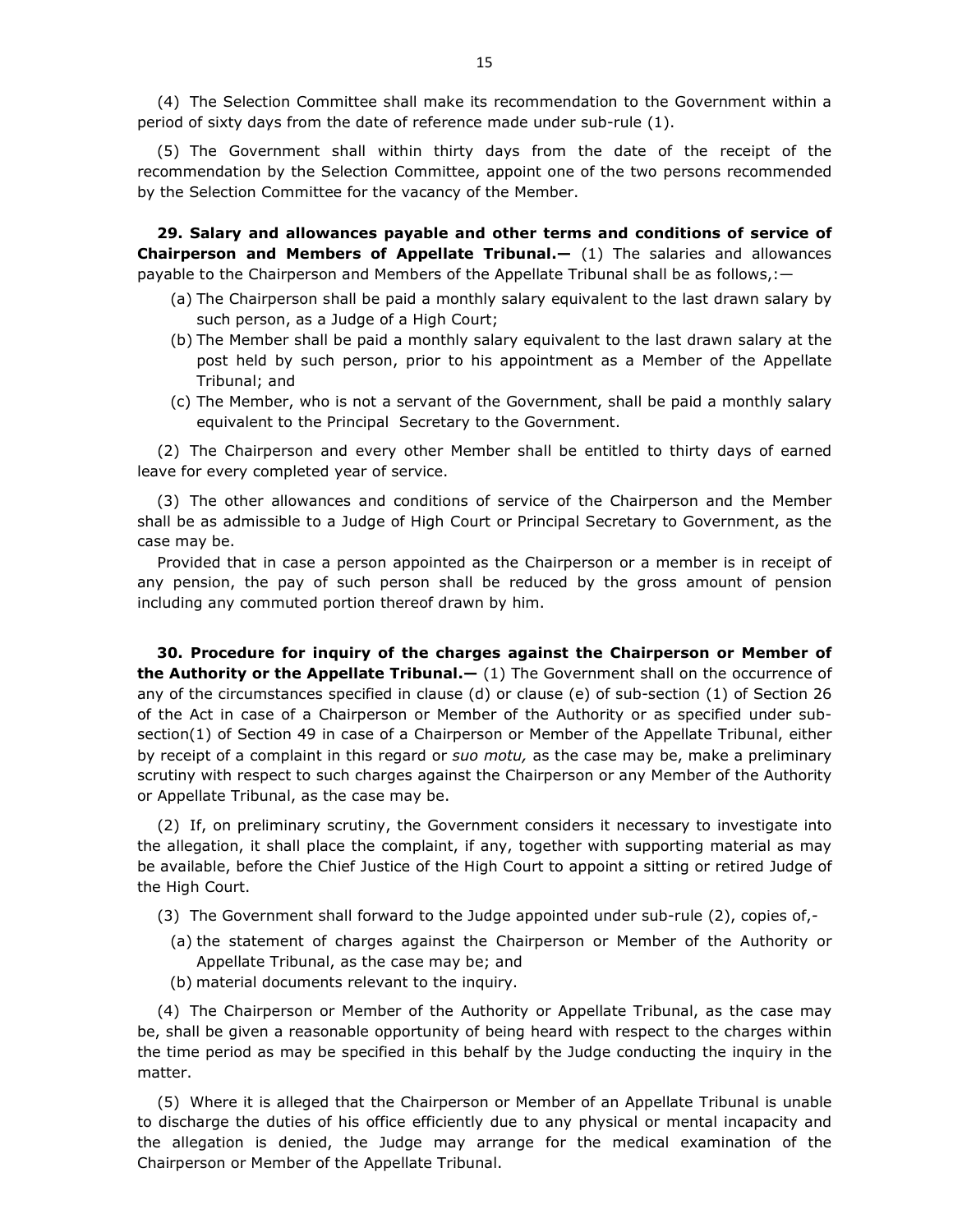(4) The Selection Committee shall make its recommendation to the Government within a period of sixty days from the date of reference made under sub-rule (1).

(5) The Government shall within thirty days from the date of the receipt of the recommendation by the Selection Committee, appoint one of the two persons recommended by the Selection Committee for the vacancy of the Member.

**29. Salary and allowances payable and other terms and conditions of service of Chairperson and Members of Appellate Tribunal.—** (1) The salaries and allowances payable to the Chairperson and Members of the Appellate Tribunal shall be as follows,:—

(a) The Chairperson shall be paid a monthly salary equivalent to the last drawn salary by such person, as a Judge of a High Court;

(b) The Member shall be paid a monthly salary equivalent to the last drawn salary at the post held by such person, prior to his appointment as a Member of the Appellate Tribunal; and

(c) The Member, who is not a servant of the Government, shall be paid a monthly salary equivalent to the Principal Secretary to the Government.

(2) The Chairperson and every other Member shall be entitled to thirty days of earned leave for every completed year of service.

(3) The other allowances and conditions of service of the Chairperson and the Member shall be as admissible to a Judge of High Court or Principal Secretary to Government, as the case may be.

Provided that in case a person appointed as the Chairperson or a member is in receipt of any pension, the pay of such person shall be reduced by the gross amount of pension including any commuted portion thereof drawn by him.

**30. Procedure for inquiry of the charges against the Chairperson or Member of the Authority or the Appellate Tribunal.—** (1) The Government shall on the occurrence of any of the circumstances specified in clause (d) or clause (e) of sub-section (1) of Section 26 of the Act in case of a Chairperson or Member of the Authority or as specified under sub-section(1) of Section 49 in case of a Chairperson or Member of the Appellate Tribunal, either by receipt of a complaint in this regard or *suo motu,* as the case may be, make a preliminary scrutiny with respect to such charges against the Chairperson or any Member of the Authority or Appellate Tribunal, as the case may be.

(2) If, on preliminary scrutiny, the Government considers it necessary to investigate into the allegation, it shall place the complaint, if any, together with supporting material as may be available, before the Chief Justice of the High Court to appoint a sitting or retired Judge of the High Court.

(3) The Government shall forward to the Judge appointed under sub-rule (2), copies of,-

(a) the statement of charges against the Chairperson or Member of the Authority or Appellate Tribunal, as the case may be; and

(b) material documents relevant to the inquiry.

(4) The Chairperson or Member of the Authority or Appellate Tribunal, as the case may be, shall be given a reasonable opportunity of being heard with respect to the charges within the time period as may be specified in this behalf by the Judge conducting the inquiry in the matter.

(5) Where it is alleged that the Chairperson or Member of an Appellate Tribunal is unable to discharge the duties of his office efficiently due to any physical or mental incapacity and the allegation is denied, the Judge may arrange for the medical examination of the Chairperson or Member of the Appellate Tribunal.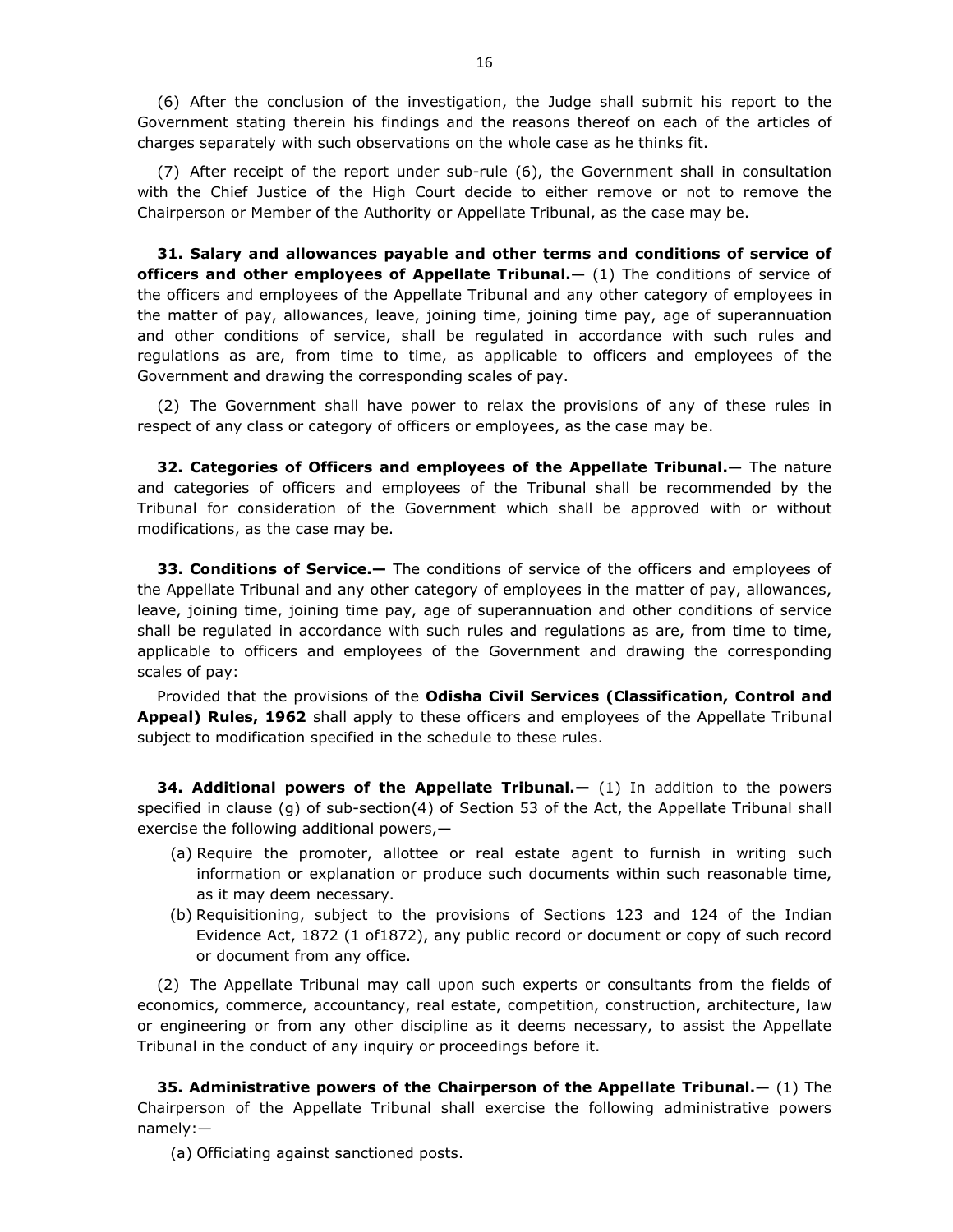(6) After the conclusion of the investigation, the Judge shall submit his report to the Government stating therein his findings and the reasons thereof on each of the articles of charges separately with such observations on the whole case as he thinks fit.

(7) After receipt of the report under sub-rule (6), the Government shall in consultation with the Chief Justice of the High Court decide to either remove or not to remove the Chairperson or Member of the Authority or Appellate Tribunal, as the case may be.

**31. Salary and allowances payable and other terms and conditions of service of officers and other employees of Appellate Tribunal.—** (1) The conditions of service of the officers and employees of the Appellate Tribunal and any other category of employees in the matter of pay, allowances, leave, joining time, joining time pay, age of superannuation and other conditions of service, shall be regulated in accordance with such rules and regulations as are, from time to time, as applicable to officers and employees of the Government and drawing the corresponding scales of pay.

(2) The Government shall have power to relax the provisions of any of these rules in respect of any class or category of officers or employees, as the case may be.

**32. Categories of Officers and employees of the Appellate Tribunal.—** The nature and categories of officers and employees of the Tribunal shall be recommended by the Tribunal for consideration of the Government which shall be approved with or without modifications, as the case may be.

**33. Conditions of Service.—** The conditions of service of the officers and employees of the Appellate Tribunal and any other category of employees in the matter of pay, allowances, leave, joining time, joining time pay, age of superannuation and other conditions of service shall be regulated in accordance with such rules and regulations as are, from time to time, applicable to officers and employees of the Government and drawing the corresponding scales of pay:

Provided that the provisions of the **Odisha Civil Services (Classification, Control and Appeal) Rules, 1962** shall apply to these officers and employees of the Appellate Tribunal subject to modification specified in the schedule to these rules.

**34. Additional powers of the Appellate Tribunal.—** (1) In addition to the powers specified in clause (g) of sub-section(4) of Section 53 of the Act, the Appellate Tribunal shall exercise the following additional powers,—

(a) Require the promoter, allottee or real estate agent to furnish in writing such information or explanation or produce such documents within such reasonable time, as it may deem necessary.

(b) Requisitioning, subject to the provisions of Sections 123 and 124 of the Indian Evidence Act, 1872 (1 of1872), any public record or document or copy of such record or document from any office.

(2) The Appellate Tribunal may call upon such experts or consultants from the fields of economics, commerce, accountancy, real estate, competition, construction, architecture, law or engineering or from any other discipline as it deems necessary, to assist the Appellate Tribunal in the conduct of any inquiry or proceedings before it.

**35. Administrative powers of the Chairperson of the Appellate Tribunal.—** (1) The Chairperson of the Appellate Tribunal shall exercise the following administrative powers namely:—

(a) Officiating against sanctioned posts.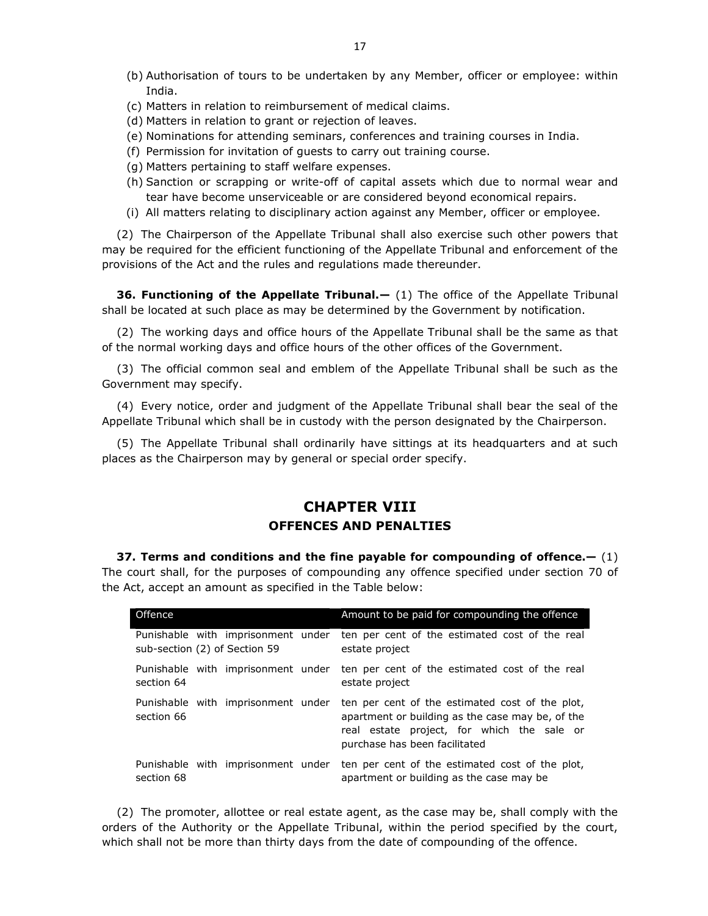(b) Authorisation of tours to be undertaken by any Member, officer or employee: within India.

(c) Matters in relation to reimbursement of medical claims.

(d) Matters in relation to grant or rejection of leaves.

(e) Nominations for attending seminars, conferences and training courses in India.

(f) Permission for invitation of guests to carry out training course.

(g) Matters pertaining to staff welfare expenses.

(h) Sanction or scrapping or write-off of capital assets which due to normal wear and tear have become unserviceable or are considered beyond economical repairs.

(i) All matters relating to disciplinary action against any Member, officer or employee.

(2) The Chairperson of the Appellate Tribunal shall also exercise such other powers that may be required for the efficient functioning of the Appellate Tribunal and enforcement of the provisions of the Act and the rules and regulations made thereunder.

**36. Functioning of the Appellate Tribunal.—** (1) The office of the Appellate Tribunal shall be located at such place as may be determined by the Government by notification.

(2) The working days and office hours of the Appellate Tribunal shall be the same as that of the normal working days and office hours of the other offices of the Government.

(3) The official common seal and emblem of the Appellate Tribunal shall be such as the Government may specify.

(4) Every notice, order and judgment of the Appellate Tribunal shall bear the seal of the Appellate Tribunal which shall be in custody with the person designated by the Chairperson.

(5) The Appellate Tribunal shall ordinarily have sittings at its headquarters and at such places as the Chairperson may by general or special order specify.

## CHAPTER VIII

## OFFENCES AND PENALTIES

**37. Terms and conditions and the fine payable for compounding of offence.—** (1) The court shall, for the purposes of compounding any offence specified under section 70 of the Act, accept an amount as specified in the Table below:

| Offence | Amount to be paid for compounding the offence |
|---|---|
| Punishable with imprisonment under sub-section (2) of Section 59 | ten per cent of the estimated cost of the real estate project |
| Punishable with imprisonment under section 64 | ten per cent of the estimated cost of the real estate project |
| Punishable with imprisonment under section 66 | ten per cent of the estimated cost of the plot, apartment or building as the case may be, of the real estate project, for which the sale or purchase has been facilitated |
| Punishable with imprisonment under section 68 | ten per cent of the estimated cost of the plot, apartment or building as the case may be |

(2) The promoter, allottee or real estate agent, as the case may be, shall comply with the orders of the Authority or the Appellate Tribunal, within the period specified by the court, which shall not be more than thirty days from the date of compounding of the offence.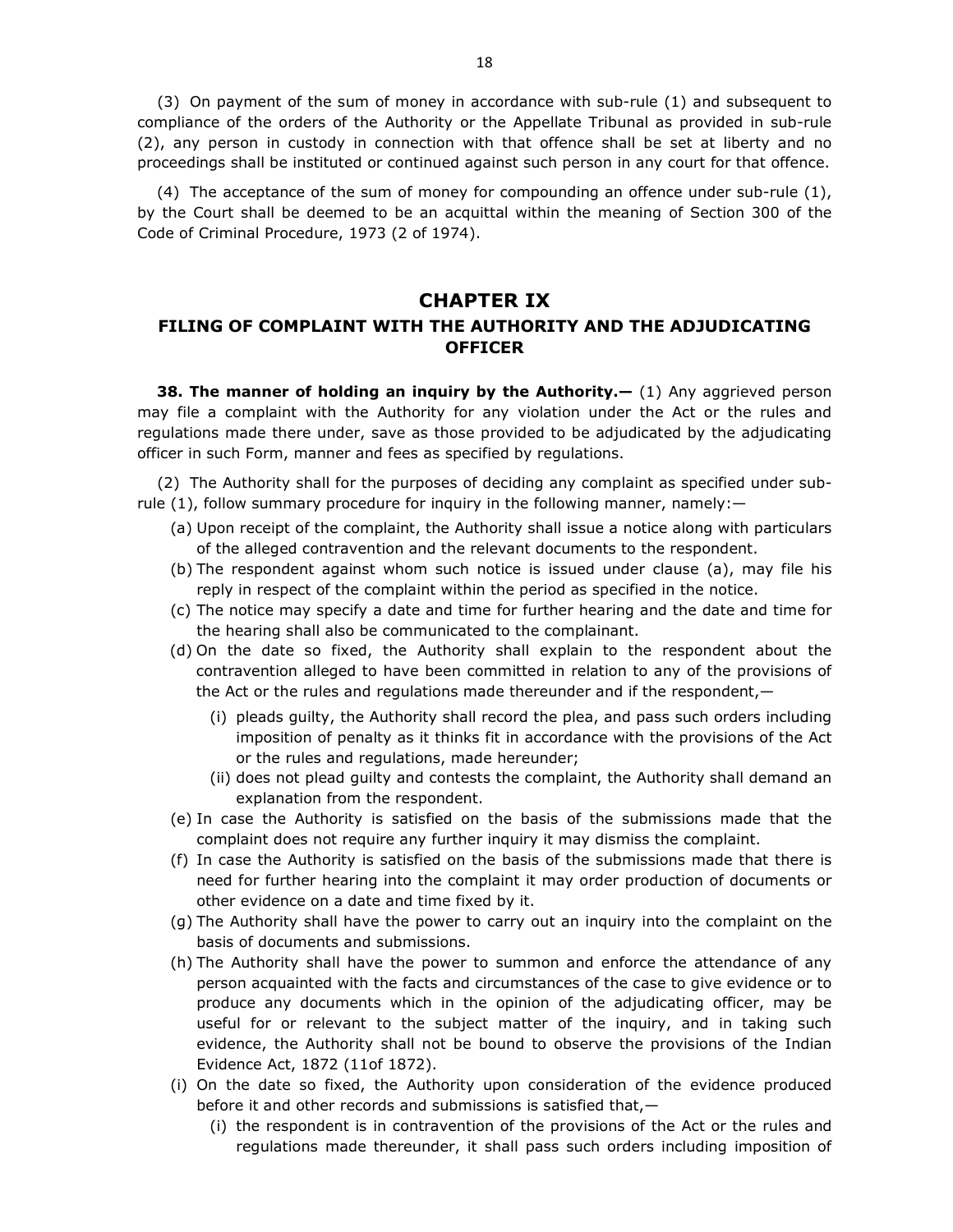(3) On payment of the sum of money in accordance with sub-rule (1) and subsequent to compliance of the orders of the Authority or the Appellate Tribunal as provided in sub-rule (2), any person in custody in connection with that offence shall be set at liberty and no proceedings shall be instituted or continued against such person in any court for that offence.

(4) The acceptance of the sum of money for compounding an offence under sub-rule (1), by the Court shall be deemed to be an acquittal within the meaning of Section 300 of the Code of Criminal Procedure, 1973 (2 of 1974).

# CHAPTER IX

## FILING OF COMPLAINT WITH THE AUTHORITY AND THE ADJUDICATING OFFICER

**38. The manner of holding an inquiry by the Authority.—** (1) Any aggrieved person may file a complaint with the Authority for any violation under the Act or the rules and regulations made there under, save as those provided to be adjudicated by the adjudicating officer in such Form, manner and fees as specified by regulations.

(2) The Authority shall for the purposes of deciding any complaint as specified under sub-rule (1), follow summary procedure for inquiry in the following manner, namely:—

- (a) Upon receipt of the complaint, the Authority shall issue a notice along with particulars of the alleged contravention and the relevant documents to the respondent.
- (b) The respondent against whom such notice is issued under clause (a), may file his reply in respect of the complaint within the period as specified in the notice.
- (c) The notice may specify a date and time for further hearing and the date and time for the hearing shall also be communicated to the complainant.
- (d) On the date so fixed, the Authority shall explain to the respondent about the contravention alleged to have been committed in relation to any of the provisions of the Act or the rules and regulations made thereunder and if the respondent,—
  - (i) pleads guilty, the Authority shall record the plea, and pass such orders including imposition of penalty as it thinks fit in accordance with the provisions of the Act or the rules and regulations, made hereunder;
  - (ii) does not plead guilty and contests the complaint, the Authority shall demand an explanation from the respondent.
- (e) In case the Authority is satisfied on the basis of the submissions made that the complaint does not require any further inquiry it may dismiss the complaint.
- (f) In case the Authority is satisfied on the basis of the submissions made that there is need for further hearing into the complaint it may order production of documents or other evidence on a date and time fixed by it.
- (g) The Authority shall have the power to carry out an inquiry into the complaint on the basis of documents and submissions.
- (h) The Authority shall have the power to summon and enforce the attendance of any person acquainted with the facts and circumstances of the case to give evidence or to produce any documents which in the opinion of the adjudicating officer, may be useful for or relevant to the subject matter of the inquiry, and in taking such evidence, the Authority shall not be bound to observe the provisions of the Indian Evidence Act, 1872 (11of 1872).
- (i) On the date so fixed, the Authority upon consideration of the evidence produced before it and other records and submissions is satisfied that,—
  - (i) the respondent is in contravention of the provisions of the Act or the rules and regulations made thereunder, it shall pass such orders including imposition of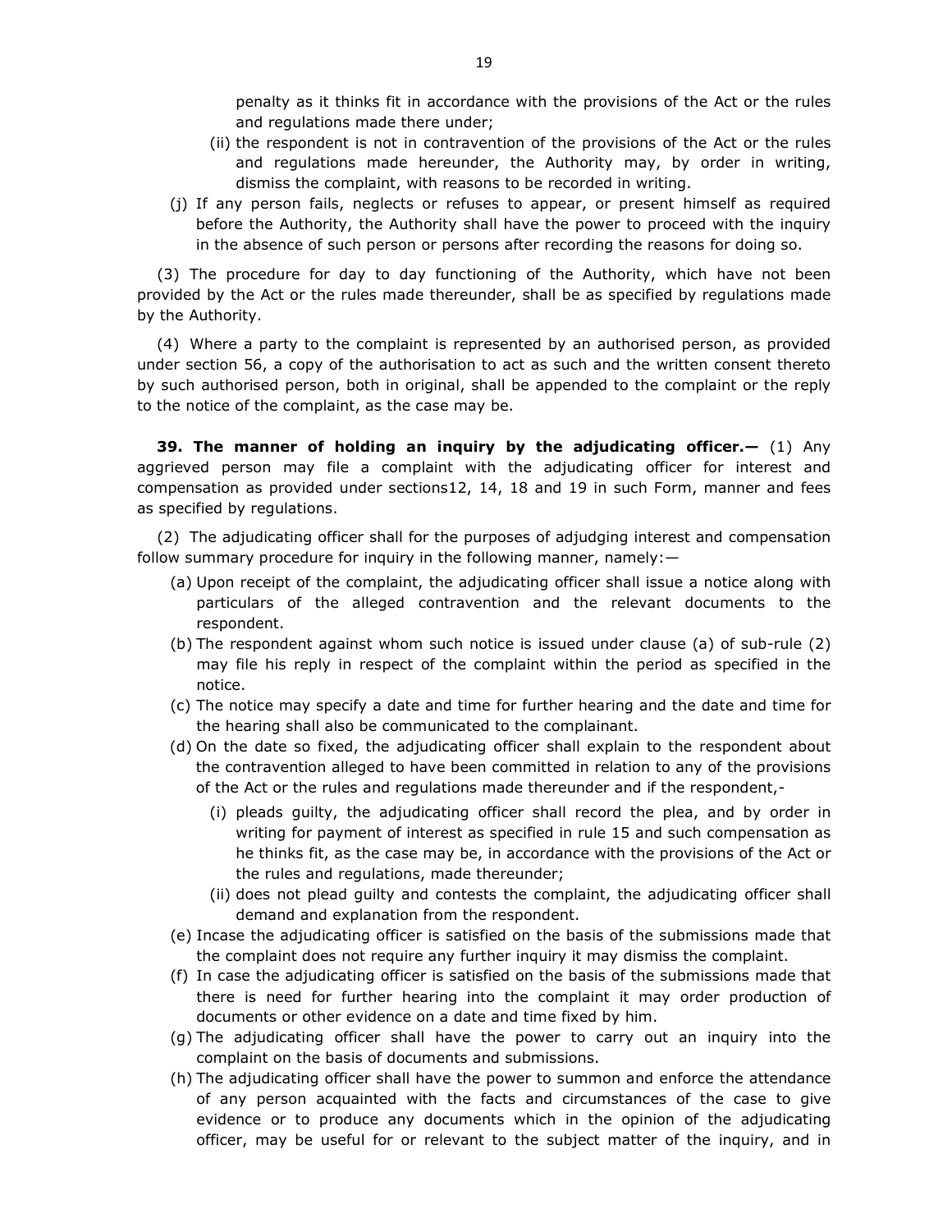penalty as it thinks fit in accordance with the provisions of the Act or the rules and regulations made there under;

(ii) the respondent is not in contravention of the provisions of the Act or the rules and regulations made hereunder, the Authority may, by order in writing, dismiss the complaint, with reasons to be recorded in writing.

(j) If any person fails, neglects or refuses to appear, or present himself as required before the Authority, the Authority shall have the power to proceed with the inquiry in the absence of such person or persons after recording the reasons for doing so.

(3) The procedure for day to day functioning of the Authority, which have not been provided by the Act or the rules made thereunder, shall be as specified by regulations made by the Authority.

(4) Where a party to the complaint is represented by an authorised person, as provided under section 56, a copy of the authorisation to act as such and the written consent thereto by such authorised person, both in original, shall be appended to the complaint or the reply to the notice of the complaint, as the case may be.

**39. The manner of holding an inquiry by the adjudicating officer.—** (1) Any aggrieved person may file a complaint with the adjudicating officer for interest and compensation as provided under sections12, 14, 18 and 19 in such Form, manner and fees as specified by regulations.

(2) The adjudicating officer shall for the purposes of adjudging interest and compensation follow summary procedure for inquiry in the following manner, namely:—

(a) Upon receipt of the complaint, the adjudicating officer shall issue a notice along with particulars of the alleged contravention and the relevant documents to the respondent.

(b) The respondent against whom such notice is issued under clause (a) of sub-rule (2) may file his reply in respect of the complaint within the period as specified in the notice.

(c) The notice may specify a date and time for further hearing and the date and time for the hearing shall also be communicated to the complainant.

(d) On the date so fixed, the adjudicating officer shall explain to the respondent about the contravention alleged to have been committed in relation to any of the provisions of the Act or the rules and regulations made thereunder and if the respondent,-

(i) pleads guilty, the adjudicating officer shall record the plea, and by order in writing for payment of interest as specified in rule 15 and such compensation as he thinks fit, as the case may be, in accordance with the provisions of the Act or the rules and regulations, made thereunder;

(ii) does not plead guilty and contests the complaint, the adjudicating officer shall demand and explanation from the respondent.

(e) Incase the adjudicating officer is satisfied on the basis of the submissions made that the complaint does not require any further inquiry it may dismiss the complaint.

(f) In case the adjudicating officer is satisfied on the basis of the submissions made that there is need for further hearing into the complaint it may order production of documents or other evidence on a date and time fixed by him.

(g) The adjudicating officer shall have the power to carry out an inquiry into the complaint on the basis of documents and submissions.

(h) The adjudicating officer shall have the power to summon and enforce the attendance of any person acquainted with the facts and circumstances of the case to give evidence or to produce any documents which in the opinion of the adjudicating officer, may be useful for or relevant to the subject matter of the inquiry, and in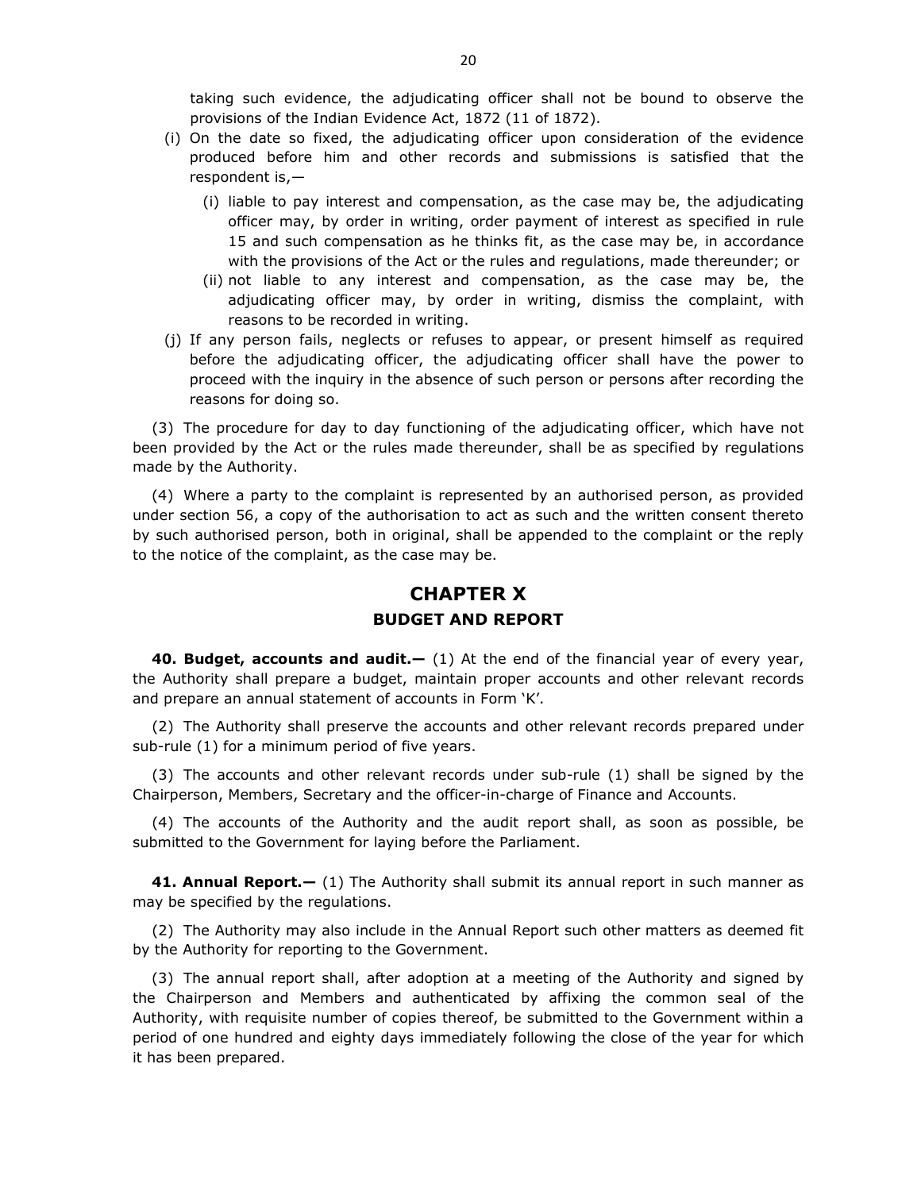taking such evidence, the adjudicating officer shall not be bound to observe the provisions of the Indian Evidence Act, 1872 (11 of 1872).

(i) On the date so fixed, the adjudicating officer upon consideration of the evidence produced before him and other records and submissions is satisfied that the respondent is,—

   (i) liable to pay interest and compensation, as the case may be, the adjudicating officer may, by order in writing, order payment of interest as specified in rule 15 and such compensation as he thinks fit, as the case may be, in accordance with the provisions of the Act or the rules and regulations, made thereunder; or

   (ii) not liable to any interest and compensation, as the case may be, the adjudicating officer may, by order in writing, dismiss the complaint, with reasons to be recorded in writing.

(j) If any person fails, neglects or refuses to appear, or present himself as required before the adjudicating officer, the adjudicating officer shall have the power to proceed with the inquiry in the absence of such person or persons after recording the reasons for doing so.

(3) The procedure for day to day functioning of the adjudicating officer, which have not been provided by the Act or the rules made thereunder, shall be as specified by regulations made by the Authority.

(4) Where a party to the complaint is represented by an authorised person, as provided under section 56, a copy of the authorisation to act as such and the written consent thereto by such authorised person, both in original, shall be appended to the complaint or the reply to the notice of the complaint, as the case may be.

## CHAPTER X
### BUDGET AND REPORT

**40. Budget, accounts and audit.—** (1) At the end of the financial year of every year, the Authority shall prepare a budget, maintain proper accounts and other relevant records and prepare an annual statement of accounts in Form 'K'.

(2) The Authority shall preserve the accounts and other relevant records prepared under sub-rule (1) for a minimum period of five years.

(3) The accounts and other relevant records under sub-rule (1) shall be signed by the Chairperson, Members, Secretary and the officer-in-charge of Finance and Accounts.

(4) The accounts of the Authority and the audit report shall, as soon as possible, be submitted to the Government for laying before the Parliament.

**41. Annual Report.—** (1) The Authority shall submit its annual report in such manner as may be specified by the regulations.

(2) The Authority may also include in the Annual Report such other matters as deemed fit by the Authority for reporting to the Government.

(3) The annual report shall, after adoption at a meeting of the Authority and signed by the Chairperson and Members and authenticated by affixing the common seal of the Authority, with requisite number of copies thereof, be submitted to the Government within a period of one hundred and eighty days immediately following the close of the year for which it has been prepared.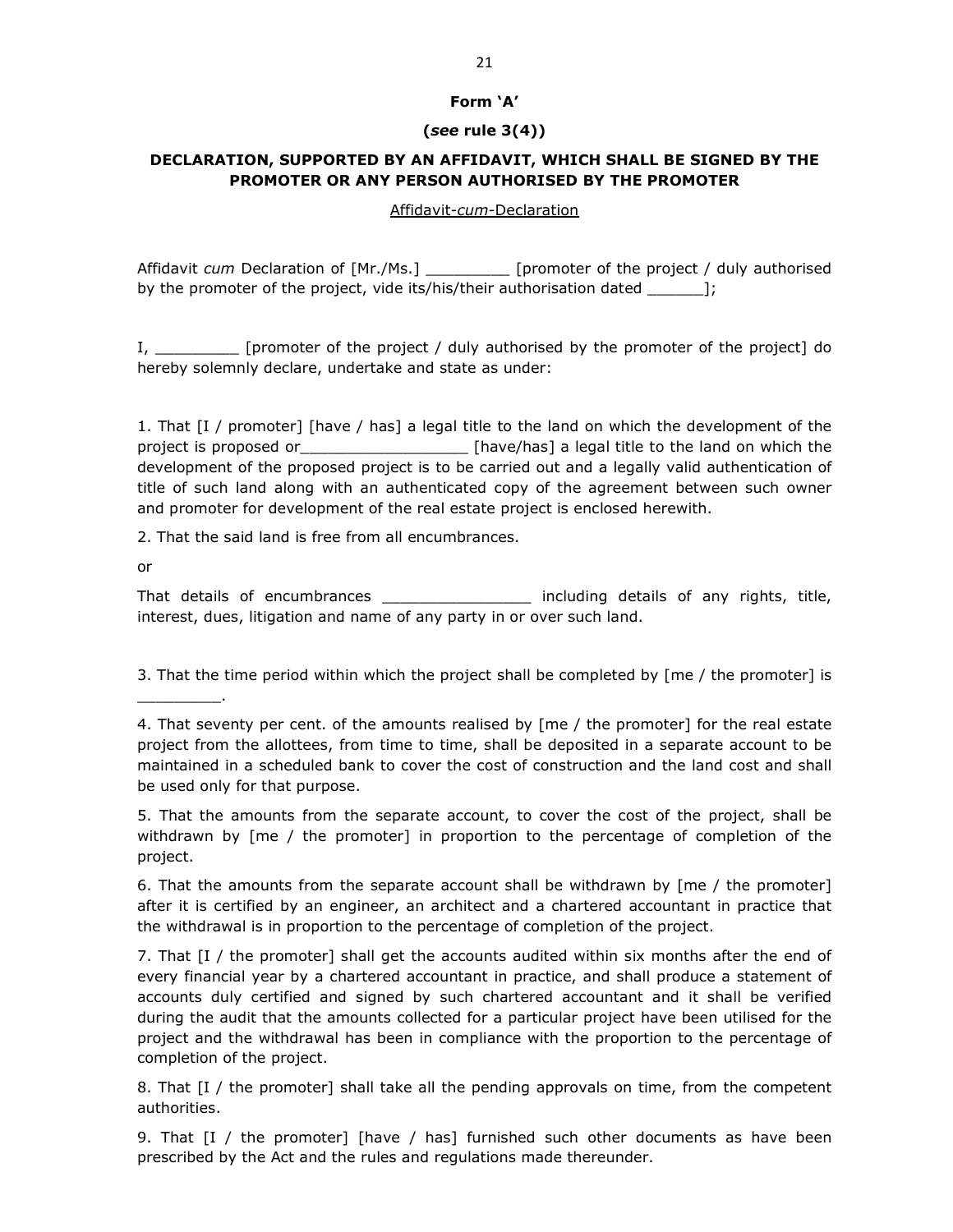**Form 'A'**

**(*see* rule 3(4))**

**DECLARATION, SUPPORTED BY AN AFFIDAVIT, WHICH SHALL BE SIGNED BY THE PROMOTER OR ANY PERSON AUTHORISED BY THE PROMOTER**

Affidavit-*cum*-Declaration

Affidavit *cum* Declaration of [Mr./Ms.] _________ [promoter of the project / duly authorised by the promoter of the project, vide its/his/their authorisation dated ______];

I, _________ [promoter of the project / duly authorised by the promoter of the project] do hereby solemnly declare, undertake and state as under:

1. That [I / promoter] [have / has] a legal title to the land on which the development of the project is proposed or__________________ [have/has] a legal title to the land on which the development of the proposed project is to be carried out and a legally valid authentication of title of such land along with an authenticated copy of the agreement between such owner and promoter for development of the real estate project is enclosed herewith.

2. That the said land is free from all encumbrances.

or

That details of encumbrances ________________ including details of any rights, title, interest, dues, litigation and name of any party in or over such land.

3. That the time period within which the project shall be completed by [me / the promoter] is _________.

4. That seventy per cent. of the amounts realised by [me / the promoter] for the real estate project from the allottees, from time to time, shall be deposited in a separate account to be maintained in a scheduled bank to cover the cost of construction and the land cost and shall be used only for that purpose.

5. That the amounts from the separate account, to cover the cost of the project, shall be withdrawn by [me / the promoter] in proportion to the percentage of completion of the project.

6. That the amounts from the separate account shall be withdrawn by [me / the promoter] after it is certified by an engineer, an architect and a chartered accountant in practice that the withdrawal is in proportion to the percentage of completion of the project.

7. That [I / the promoter] shall get the accounts audited within six months after the end of every financial year by a chartered accountant in practice, and shall produce a statement of accounts duly certified and signed by such chartered accountant and it shall be verified during the audit that the amounts collected for a particular project have been utilised for the project and the withdrawal has been in compliance with the proportion to the percentage of completion of the project.

8. That [I / the promoter] shall take all the pending approvals on time, from the competent authorities.

9. That [I / the promoter] [have / has] furnished such other documents as have been prescribed by the Act and the rules and regulations made thereunder.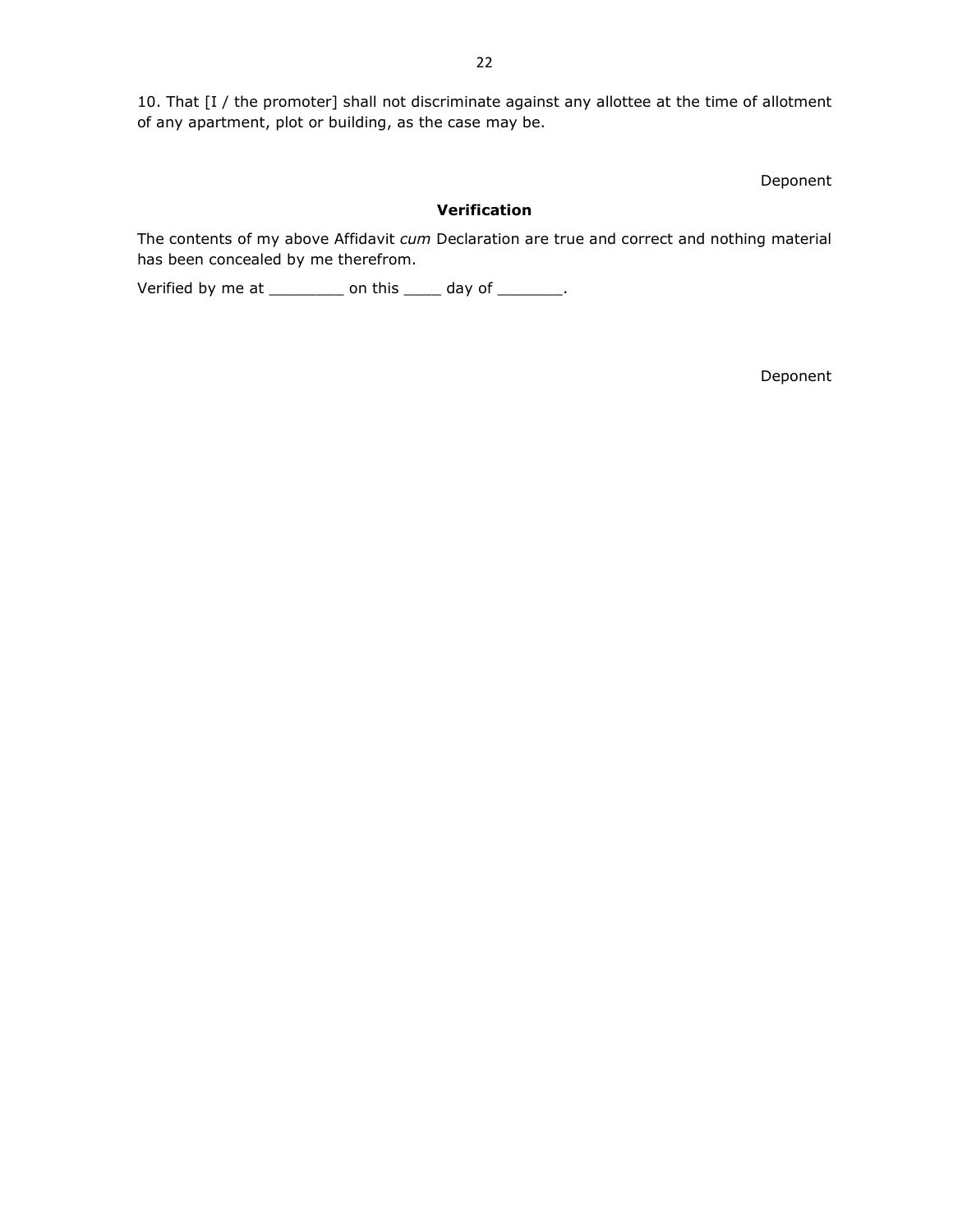10. That [I / the promoter] shall not discriminate against any allottee at the time of allotment of any apartment, plot or building, as the case may be.

Deponent

**Verification**

The contents of my above Affidavit *cum* Declaration are true and correct and nothing material has been concealed by me therefrom.

Verified by me at ________ on this ____ day of _______.

Deponent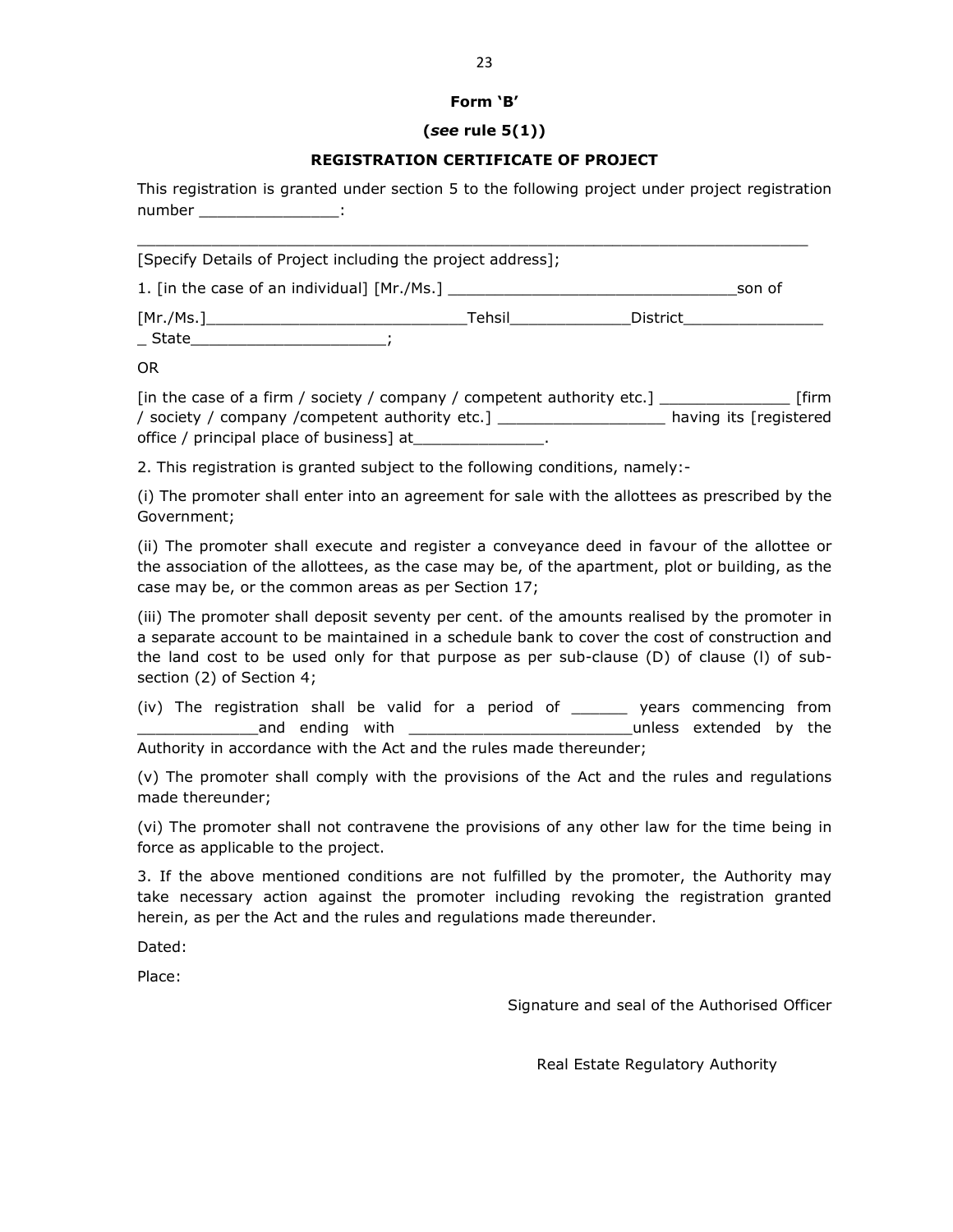**Form 'B'**

**(*see* rule 5(1))**

**REGISTRATION CERTIFICATE OF PROJECT**

This registration is granted under section 5 to the following project under project registration number _______________:

___________________________________________________________________________

[Specify Details of Project including the project address];

1. [in the case of an individual] [Mr./Ms.] ________________________________son of

[Mr./Ms.]____________________________Tehsil_____________District________________ State_____________________;

OR

[in the case of a firm / society / company / competent authority etc.] ______________ [firm / society / company /competent authority etc.] __________________ having its [registered office / principal place of business] at______________.

2. This registration is granted subject to the following conditions, namely:-

(i) The promoter shall enter into an agreement for sale with the allottees as prescribed by the Government;

(ii) The promoter shall execute and register a conveyance deed in favour of the allottee or the association of the allottees, as the case may be, of the apartment, plot or building, as the case may be, or the common areas as per Section 17;

(iii) The promoter shall deposit seventy per cent. of the amounts realised by the promoter in a separate account to be maintained in a schedule bank to cover the cost of construction and the land cost to be used only for that purpose as per sub-clause (D) of clause (l) of sub-section (2) of Section 4;

(iv) The registration shall be valid for a period of ______ years commencing from _____________and ending with ________________________unless extended by the Authority in accordance with the Act and the rules made thereunder;

(v) The promoter shall comply with the provisions of the Act and the rules and regulations made thereunder;

(vi) The promoter shall not contravene the provisions of any other law for the time being in force as applicable to the project.

3. If the above mentioned conditions are not fulfilled by the promoter, the Authority may take necessary action against the promoter including revoking the registration granted herein, as per the Act and the rules and regulations made thereunder.

Dated:

Place:

Signature and seal of the Authorised Officer

Real Estate Regulatory Authority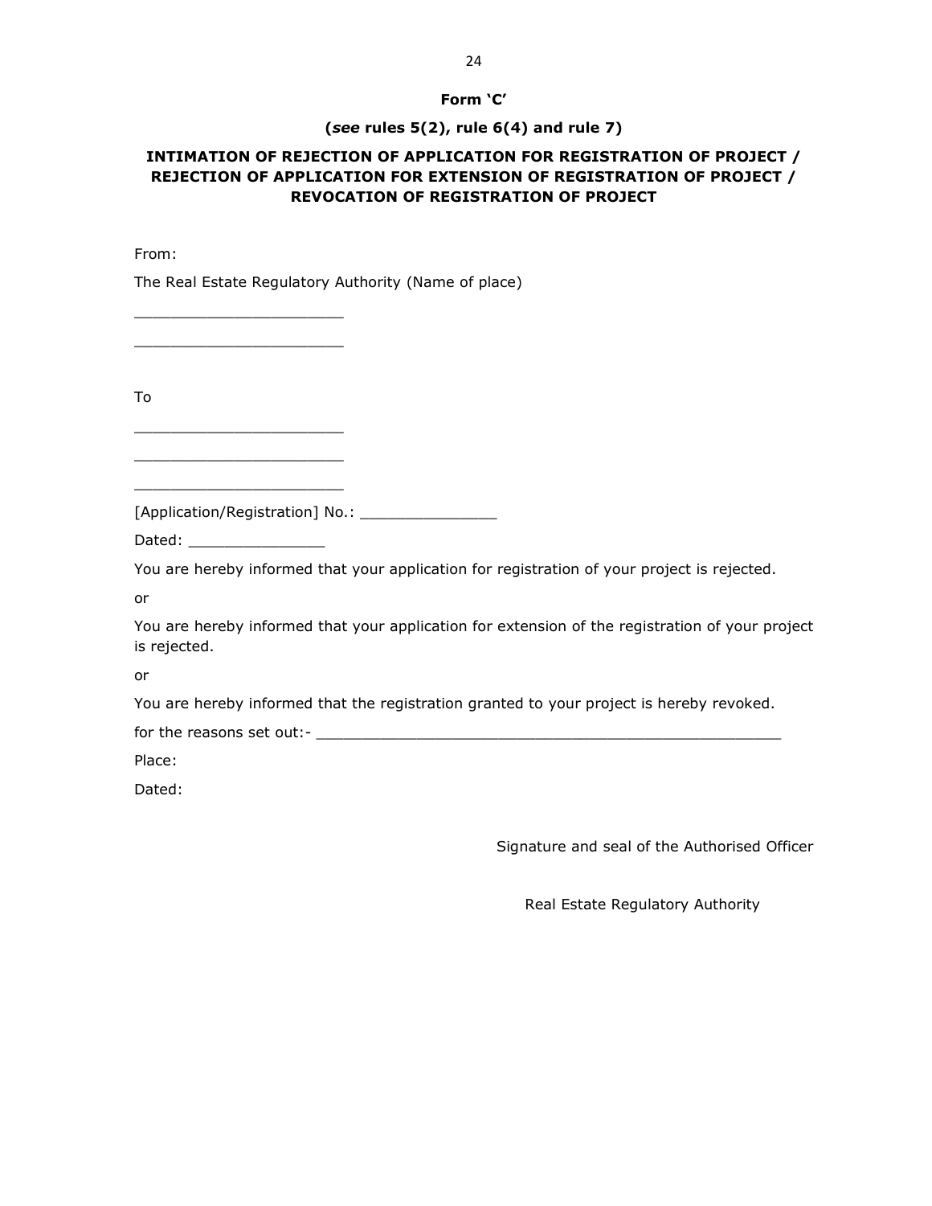**Form 'C'**

**(*see* rules 5(2), rule 6(4) and rule 7)**

**INTIMATION OF REJECTION OF APPLICATION FOR REGISTRATION OF PROJECT / REJECTION OF APPLICATION FOR EXTENSION OF REGISTRATION OF PROJECT / REVOCATION OF REGISTRATION OF PROJECT**

From:

The Real Estate Regulatory Authority (Name of place)

_______________________

_______________________

To

_______________________

_______________________

_______________________

[Application/Registration] No.: _______________

Dated: _______________

You are hereby informed that your application for registration of your project is rejected.

or

You are hereby informed that your application for extension of the registration of your project is rejected.

or

You are hereby informed that the registration granted to your project is hereby revoked.

for the reasons set out:- ____________________________________________________

Place:

Dated:

Signature and seal of the Authorised Officer

Real Estate Regulatory Authority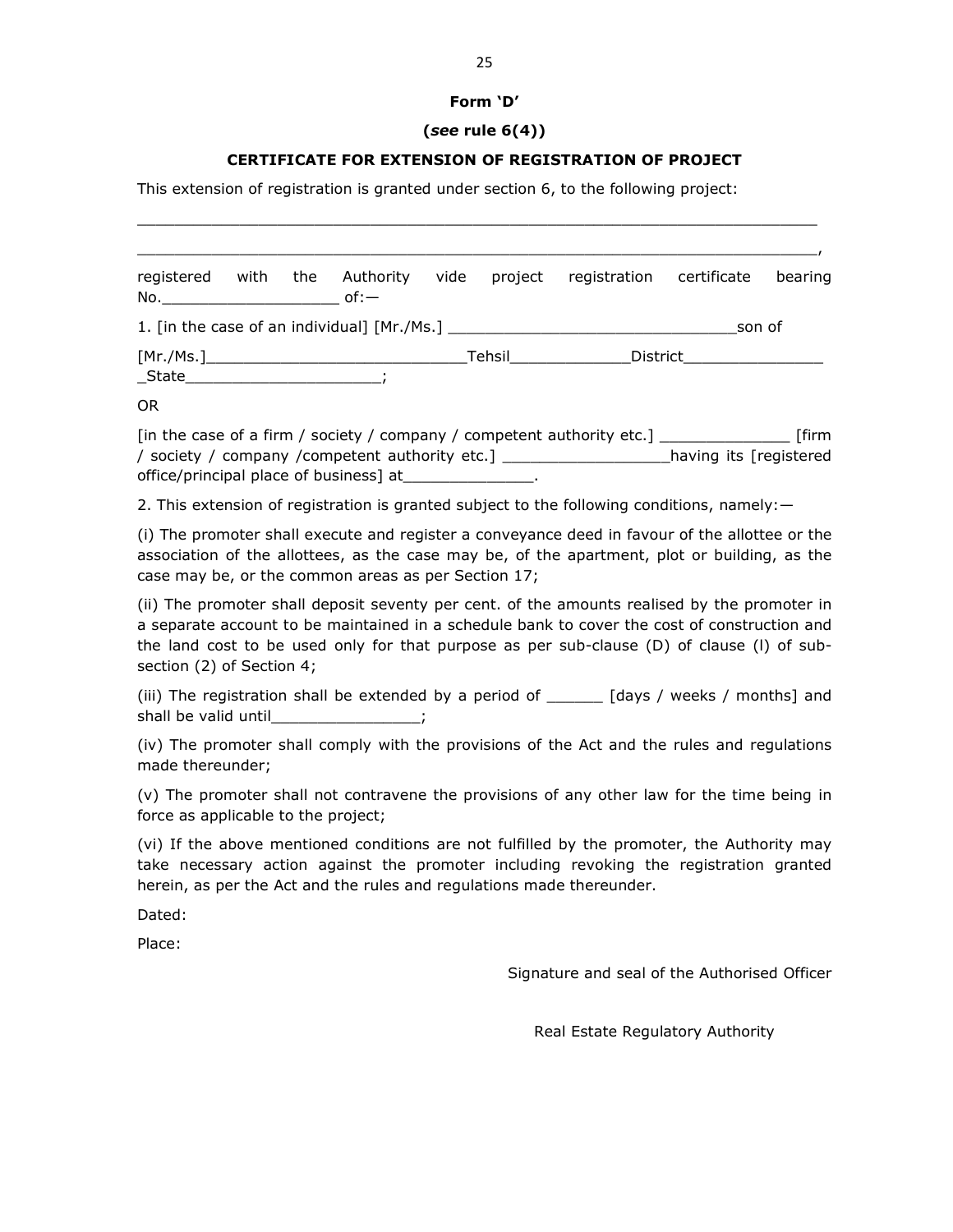**Form 'D'**

**(*see* rule 6(4))**

**CERTIFICATE FOR EXTENSION OF REGISTRATION OF PROJECT**

This extension of registration is granted under section 6, to the following project:

___________________________________________________________________________

___________________________________________________________________________,

registered with the Authority vide project registration certificate bearing No.___________________ of:—

1. [in the case of an individual] [Mr./Ms.] _______________________________son of

[Mr./Ms.]___________________________Tehsil_____________District_______________ _State_____________________;

OR

[in the case of a firm / society / company / competent authority etc.] ______________ [firm / society / company /competent authority etc.] __________________having its [registered office/principal place of business] at______________.

2. This extension of registration is granted subject to the following conditions, namely:—

(i) The promoter shall execute and register a conveyance deed in favour of the allottee or the association of the allottees, as the case may be, of the apartment, plot or building, as the case may be, or the common areas as per Section 17;

(ii) The promoter shall deposit seventy per cent. of the amounts realised by the promoter in a separate account to be maintained in a schedule bank to cover the cost of construction and the land cost to be used only for that purpose as per sub-clause (D) of clause (l) of sub-section (2) of Section 4;

(iii) The registration shall be extended by a period of ______ [days / weeks / months] and shall be valid until________________;

(iv) The promoter shall comply with the provisions of the Act and the rules and regulations made thereunder;

(v) The promoter shall not contravene the provisions of any other law for the time being in force as applicable to the project;

(vi) If the above mentioned conditions are not fulfilled by the promoter, the Authority may take necessary action against the promoter including revoking the registration granted herein, as per the Act and the rules and regulations made thereunder.

Dated:

Place:

Signature and seal of the Authorised Officer

Real Estate Regulatory Authority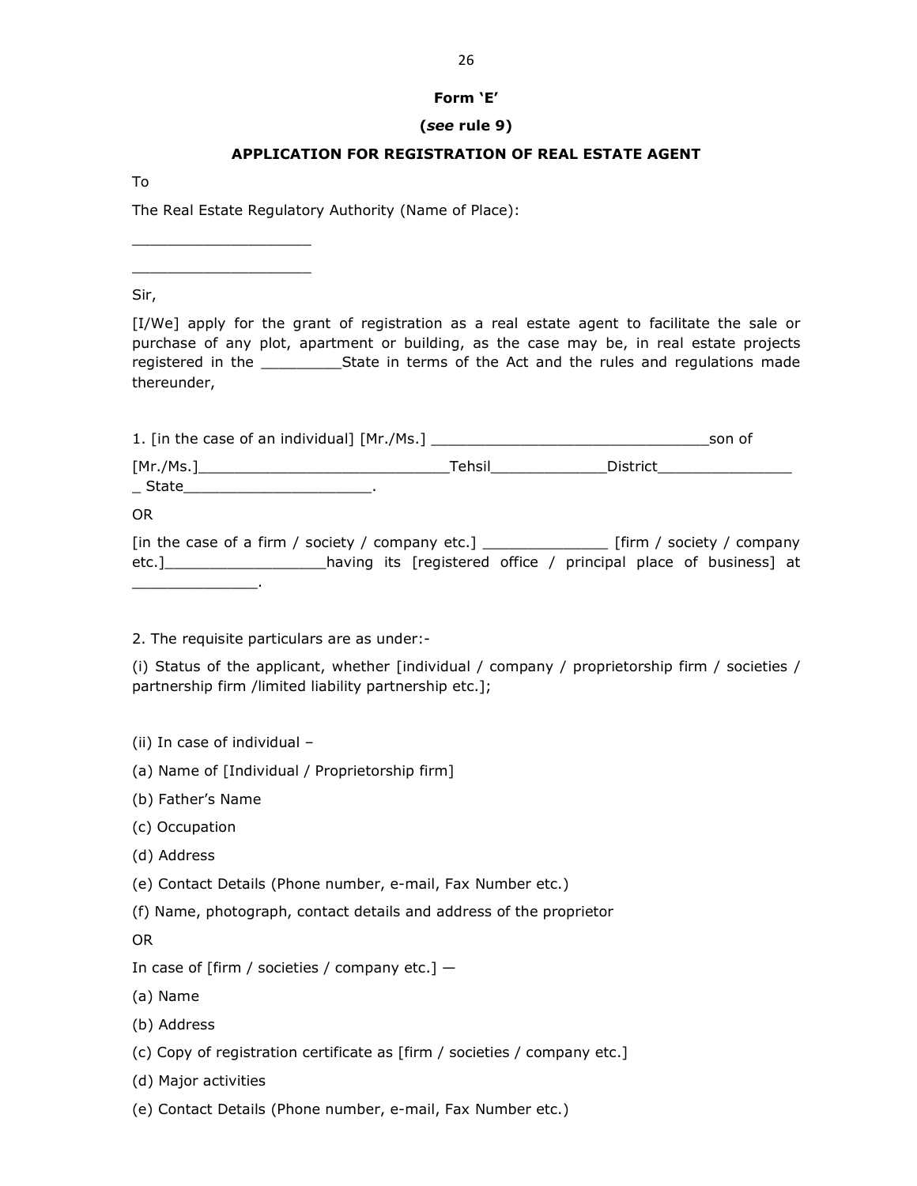**Form 'E'**

**(*see* rule 9)**

**APPLICATION FOR REGISTRATION OF REAL ESTATE AGENT**

To

The Real Estate Regulatory Authority (Name of Place):

____________________

____________________

Sir,

[I/We] apply for the grant of registration as a real estate agent to facilitate the sale or purchase of any plot, apartment or building, as the case may be, in real estate projects registered in the _________State in terms of the Act and the rules and regulations made thereunder,

1. [in the case of an individual] [Mr./Ms.] ________________________________son of [Mr./Ms.]_____________________________Tehsil_____________District________________ State______________________.

OR

[in the case of a firm / society / company etc.] ______________ [firm / society / company etc.]__________________having its [registered office / principal place of business] at ______________.

2. The requisite particulars are as under:-

(i) Status of the applicant, whether [individual / company / proprietorship firm / societies / partnership firm /limited liability partnership etc.];

(ii) In case of individual –

(a) Name of [Individual / Proprietorship firm]

(b) Father's Name

(c) Occupation

(d) Address

(e) Contact Details (Phone number, e-mail, Fax Number etc.)

(f) Name, photograph, contact details and address of the proprietor

OR

In case of [firm / societies / company etc.] —

(a) Name

(b) Address

(c) Copy of registration certificate as [firm / societies / company etc.]

(d) Major activities

(e) Contact Details (Phone number, e-mail, Fax Number etc.)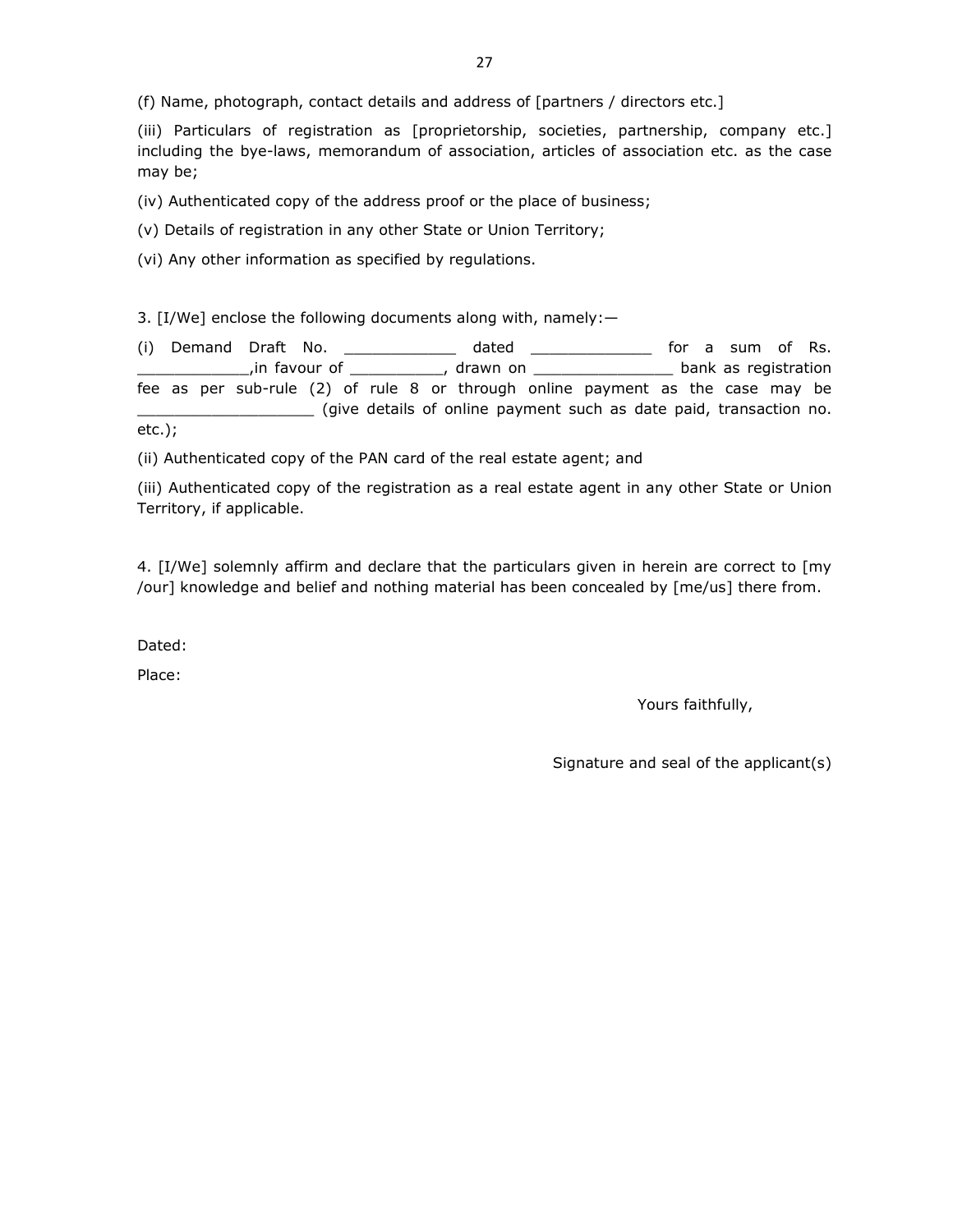(f) Name, photograph, contact details and address of [partners / directors etc.]

(iii) Particulars of registration as [proprietorship, societies, partnership, company etc.] including the bye-laws, memorandum of association, articles of association etc. as the case may be;

(iv) Authenticated copy of the address proof or the place of business;

(v) Details of registration in any other State or Union Territory;

(vi) Any other information as specified by regulations.

3. [I/We] enclose the following documents along with, namely:—

(i) Demand Draft No. ____________ dated _____________ for a sum of Rs. ____________,in favour of __________, drawn on _______________ bank as registration fee as per sub-rule (2) of rule 8 or through online payment as the case may be ___________________ (give details of online payment such as date paid, transaction no. etc.);

(ii) Authenticated copy of the PAN card of the real estate agent; and

(iii) Authenticated copy of the registration as a real estate agent in any other State or Union Territory, if applicable.

4. [I/We] solemnly affirm and declare that the particulars given in herein are correct to [my /our] knowledge and belief and nothing material has been concealed by [me/us] there from.

Dated:

Place:

Yours faithfully,

Signature and seal of the applicant(s)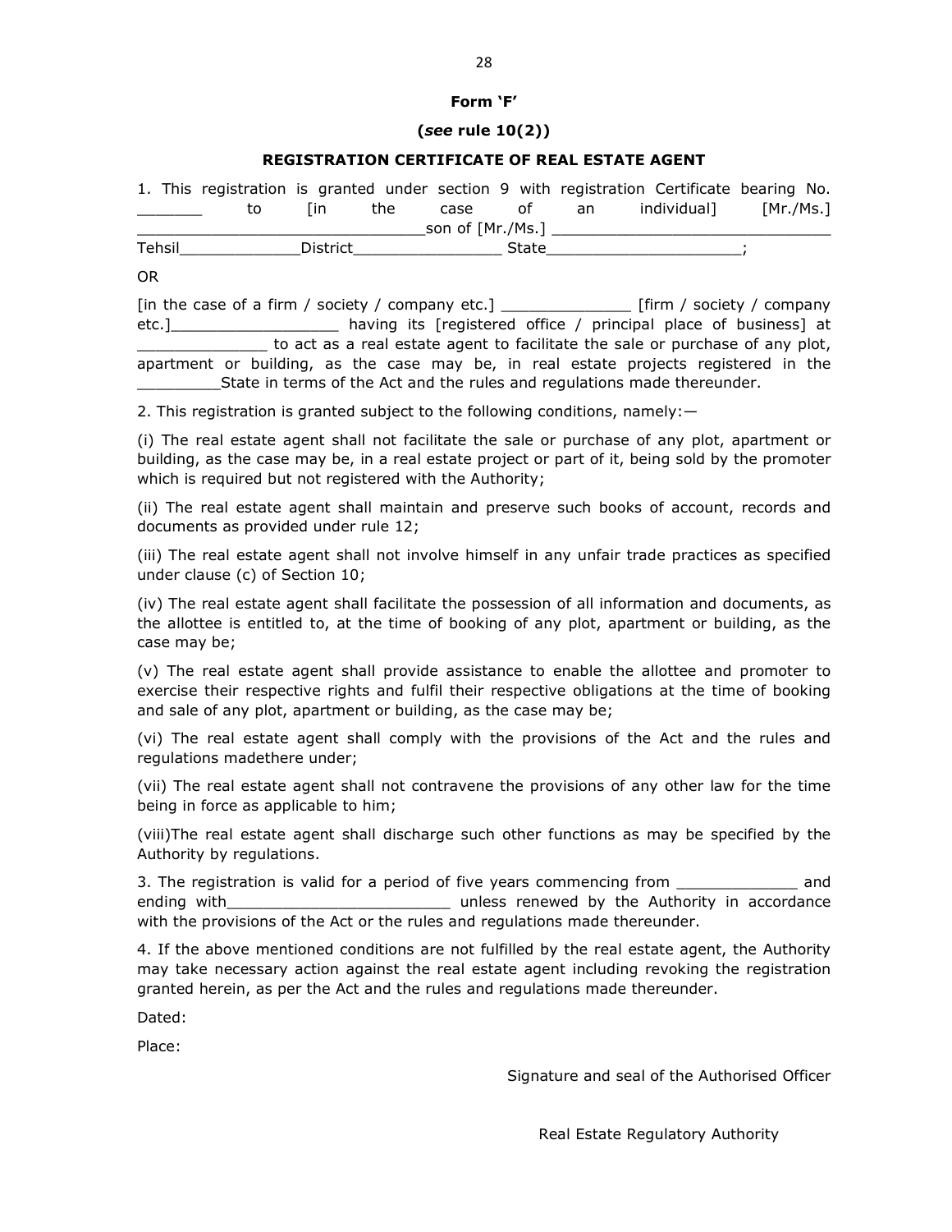**Form 'F'**

**(*see* rule 10(2))**

**REGISTRATION CERTIFICATE OF REAL ESTATE AGENT**

1. This registration is granted under section 9 with registration Certificate bearing No. _______ to [in the case of an individual] [Mr./Ms.] _______________________________son of [Mr./Ms.] _______________________________ Tehsil_____________District________________ State_____________________;

OR

[in the case of a firm / society / company etc.] ______________ [firm / society / company etc.]__________________ having its [registered office / principal place of business] at ______________ to act as a real estate agent to facilitate the sale or purchase of any plot, apartment or building, as the case may be, in real estate projects registered in the _________State in terms of the Act and the rules and regulations made thereunder.

2. This registration is granted subject to the following conditions, namely:—

(i) The real estate agent shall not facilitate the sale or purchase of any plot, apartment or building, as the case may be, in a real estate project or part of it, being sold by the promoter which is required but not registered with the Authority;

(ii) The real estate agent shall maintain and preserve such books of account, records and documents as provided under rule 12;

(iii) The real estate agent shall not involve himself in any unfair trade practices as specified under clause (c) of Section 10;

(iv) The real estate agent shall facilitate the possession of all information and documents, as the allottee is entitled to, at the time of booking of any plot, apartment or building, as the case may be;

(v) The real estate agent shall provide assistance to enable the allottee and promoter to exercise their respective rights and fulfil their respective obligations at the time of booking and sale of any plot, apartment or building, as the case may be;

(vi) The real estate agent shall comply with the provisions of the Act and the rules and regulations madethere under;

(vii) The real estate agent shall not contravene the provisions of any other law for the time being in force as applicable to him;

(viii)The real estate agent shall discharge such other functions as may be specified by the Authority by regulations.

3. The registration is valid for a period of five years commencing from _____________ and ending with_________________________ unless renewed by the Authority in accordance with the provisions of the Act or the rules and regulations made thereunder.

4. If the above mentioned conditions are not fulfilled by the real estate agent, the Authority may take necessary action against the real estate agent including revoking the registration granted herein, as per the Act and the rules and regulations made thereunder.

Dated:

Place:

Signature and seal of the Authorised Officer

Real Estate Regulatory Authority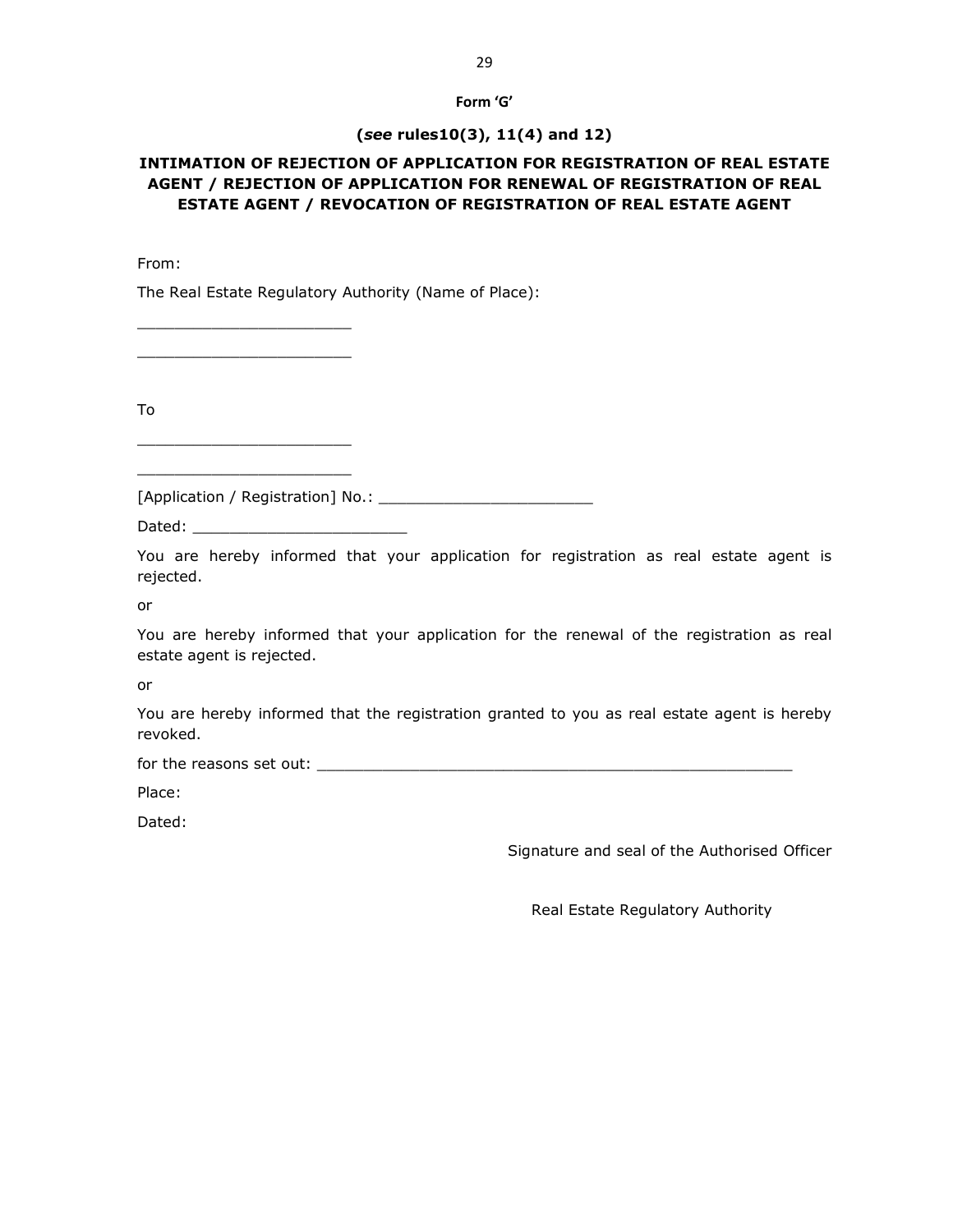**Form 'G'**

**(*see* rules10(3), 11(4) and 12)**

**INTIMATION OF REJECTION OF APPLICATION FOR REGISTRATION OF REAL ESTATE AGENT / REJECTION OF APPLICATION FOR RENEWAL OF REGISTRATION OF REAL ESTATE AGENT / REVOCATION OF REGISTRATION OF REAL ESTATE AGENT**

From:

The Real Estate Regulatory Authority (Name of Place):

_______________________

_______________________

To

_______________________

_______________________

[Application / Registration] No.: _______________________

Dated: _______________________

You are hereby informed that your application for registration as real estate agent is rejected.

or

You are hereby informed that your application for the renewal of the registration as real estate agent is rejected.

or

You are hereby informed that the registration granted to you as real estate agent is hereby revoked.

for the reasons set out: ____________________________________________________

Place:

Dated:

Signature and seal of the Authorised Officer

Real Estate Regulatory Authority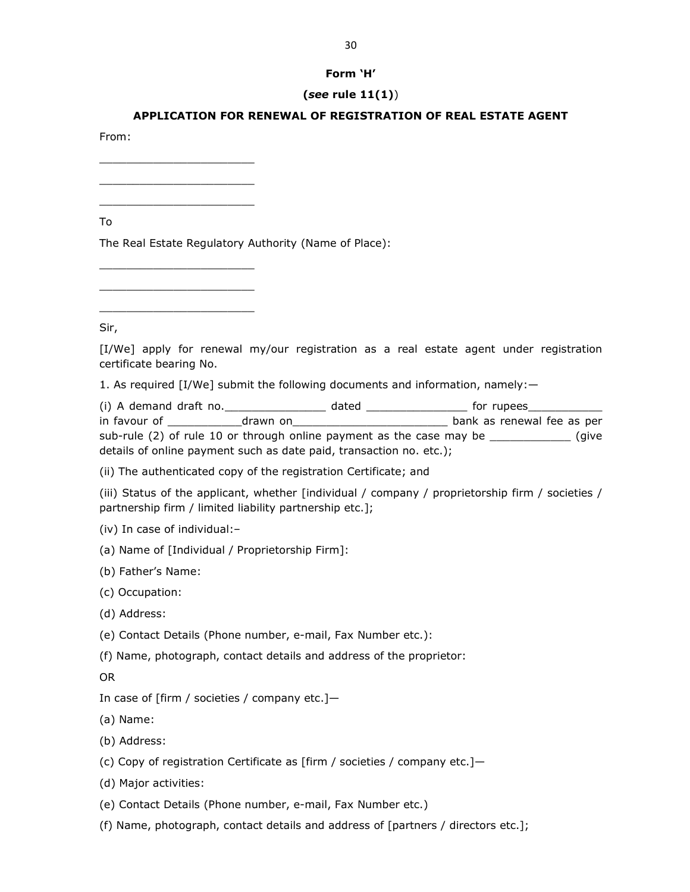**Form 'H'**

**(*see* rule 11(1))**

**APPLICATION FOR RENEWAL OF REGISTRATION OF REAL ESTATE AGENT**

From:

_______________________

_______________________

_______________________

To

The Real Estate Regulatory Authority (Name of Place):

_______________________

_______________________

_______________________

Sir,

[I/We] apply for renewal my/our registration as a real estate agent under registration certificate bearing No.

1. As required [I/We] submit the following documents and information, namely:—

(i) A demand draft no._______________ dated _______________ for rupees___________ in favour of ___________drawn on_______________________ bank as renewal fee as per sub-rule (2) of rule 10 or through online payment as the case may be ____________ (give details of online payment such as date paid, transaction no. etc.);

(ii) The authenticated copy of the registration Certificate; and

(iii) Status of the applicant, whether [individual / company / proprietorship firm / societies / partnership firm / limited liability partnership etc.];

(iv) In case of individual:–

(a) Name of [Individual / Proprietorship Firm]:

(b) Father's Name:

(c) Occupation:

(d) Address:

(e) Contact Details (Phone number, e-mail, Fax Number etc.):

(f) Name, photograph, contact details and address of the proprietor:

OR

In case of [firm / societies / company etc.]—

(a) Name:

(b) Address:

(c) Copy of registration Certificate as [firm / societies / company etc.]—

(d) Major activities:

(e) Contact Details (Phone number, e-mail, Fax Number etc.)

(f) Name, photograph, contact details and address of [partners / directors etc.];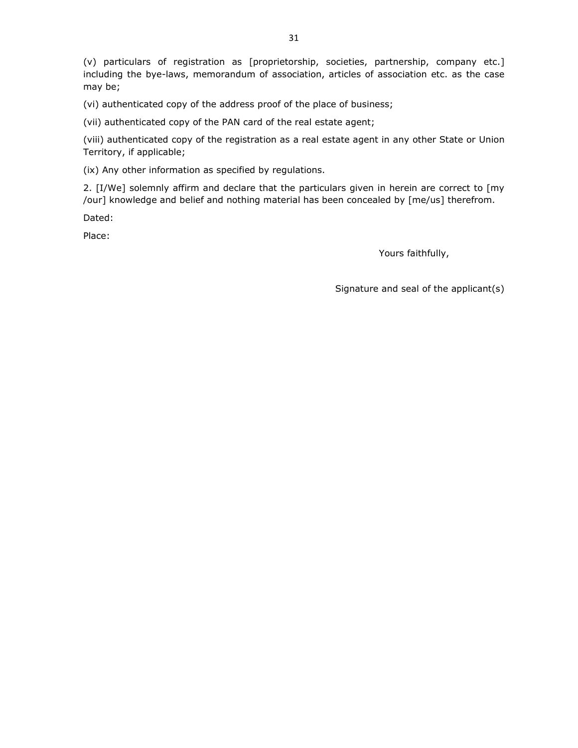(v) particulars of registration as [proprietorship, societies, partnership, company etc.] including the bye-laws, memorandum of association, articles of association etc. as the case may be;

(vi) authenticated copy of the address proof of the place of business;

(vii) authenticated copy of the PAN card of the real estate agent;

(viii) authenticated copy of the registration as a real estate agent in any other State or Union Territory, if applicable;

(ix) Any other information as specified by regulations.

2. [I/We] solemnly affirm and declare that the particulars given in herein are correct to [my /our] knowledge and belief and nothing material has been concealed by [me/us] therefrom.

Dated:

Place:

Yours faithfully,

Signature and seal of the applicant(s)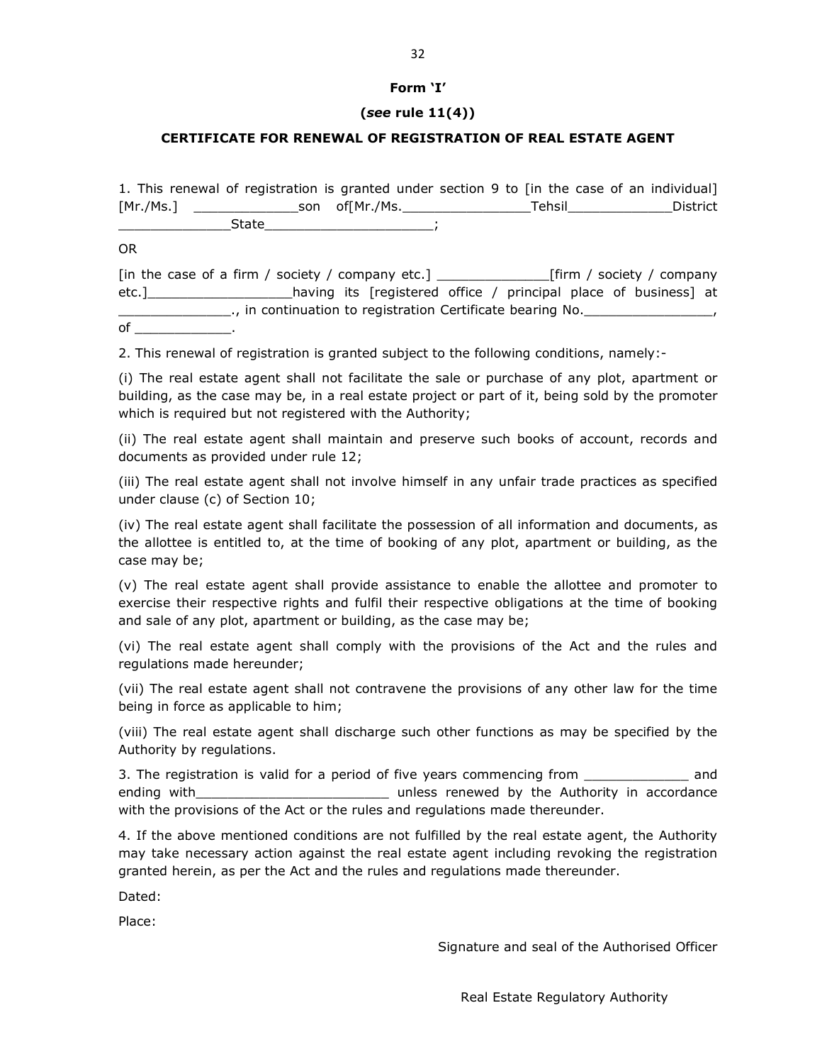**Form 'I'**

**(*see* rule 11(4))**

**CERTIFICATE FOR RENEWAL OF REGISTRATION OF REAL ESTATE AGENT**

1. This renewal of registration is granted under section 9 to [in the case of an individual] [Mr./Ms.] _____________son of[Mr./Ms.________________Tehsil_____________District ______________State____________________;

OR

[in the case of a firm / society / company etc.] ______________[firm / society / company etc.]__________________having its [registered office / principal place of business] at ______________., in continuation to registration Certificate bearing No.________________, of ____________.

2. This renewal of registration is granted subject to the following conditions, namely:-

(i) The real estate agent shall not facilitate the sale or purchase of any plot, apartment or building, as the case may be, in a real estate project or part of it, being sold by the promoter which is required but not registered with the Authority;

(ii) The real estate agent shall maintain and preserve such books of account, records and documents as provided under rule 12;

(iii) The real estate agent shall not involve himself in any unfair trade practices as specified under clause (c) of Section 10;

(iv) The real estate agent shall facilitate the possession of all information and documents, as the allottee is entitled to, at the time of booking of any plot, apartment or building, as the case may be;

(v) The real estate agent shall provide assistance to enable the allottee and promoter to exercise their respective rights and fulfil their respective obligations at the time of booking and sale of any plot, apartment or building, as the case may be;

(vi) The real estate agent shall comply with the provisions of the Act and the rules and regulations made hereunder;

(vii) The real estate agent shall not contravene the provisions of any other law for the time being in force as applicable to him;

(viii) The real estate agent shall discharge such other functions as may be specified by the Authority by regulations.

3. The registration is valid for a period of five years commencing from _____________ and ending with_________________________ unless renewed by the Authority in accordance with the provisions of the Act or the rules and regulations made thereunder.

4. If the above mentioned conditions are not fulfilled by the real estate agent, the Authority may take necessary action against the real estate agent including revoking the registration granted herein, as per the Act and the rules and regulations made thereunder.

Dated:

Place:

Signature and seal of the Authorised Officer

Real Estate Regulatory Authority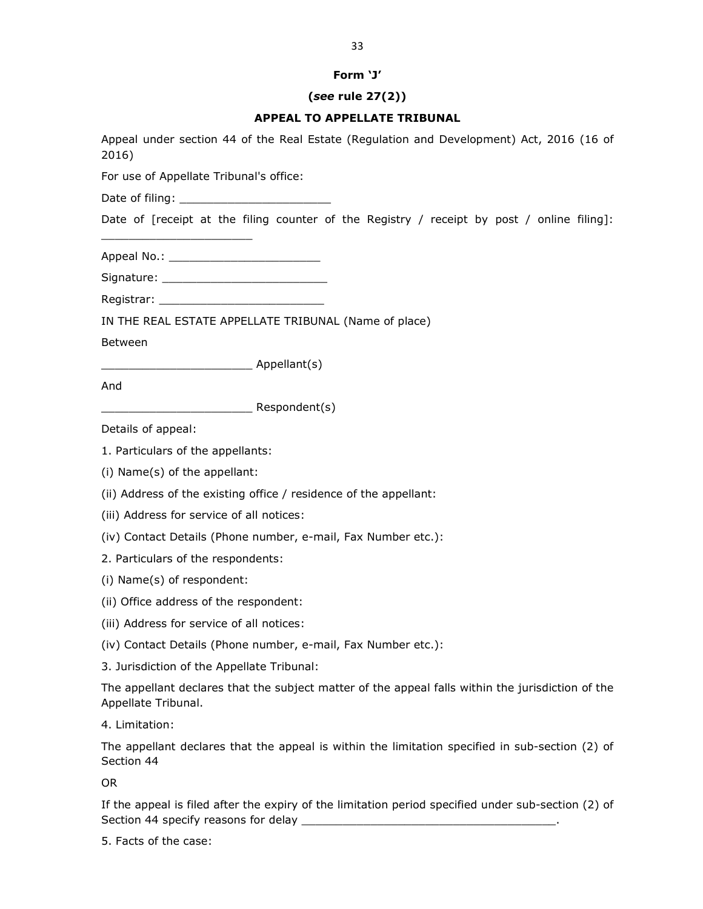**Form 'J'**

**(*see* rule 27(2))**

**APPEAL TO APPELLATE TRIBUNAL**

Appeal under section 44 of the Real Estate (Regulation and Development) Act, 2016 (16 of 2016)

For use of Appellate Tribunal's office:

Date of filing: ______________________

Date of [receipt at the filing counter of the Registry / receipt by post / online filing]: ______________________

Appeal No.: ______________________

Signature: ________________________

Registrar: ________________________

IN THE REAL ESTATE APPELLATE TRIBUNAL (Name of place)

Between

______________________ Appellant(s)

And

______________________ Respondent(s)

Details of appeal:

1. Particulars of the appellants:

(i) Name(s) of the appellant:

(ii) Address of the existing office / residence of the appellant:

(iii) Address for service of all notices:

(iv) Contact Details (Phone number, e-mail, Fax Number etc.):

2. Particulars of the respondents:

(i) Name(s) of respondent:

(ii) Office address of the respondent:

(iii) Address for service of all notices:

(iv) Contact Details (Phone number, e-mail, Fax Number etc.):

3. Jurisdiction of the Appellate Tribunal:

The appellant declares that the subject matter of the appeal falls within the jurisdiction of the Appellate Tribunal.

4. Limitation:

The appellant declares that the appeal is within the limitation specified in sub-section (2) of Section 44

OR

If the appeal is filed after the expiry of the limitation period specified under sub-section (2) of Section 44 specify reasons for delay ______________________________________.

5. Facts of the case: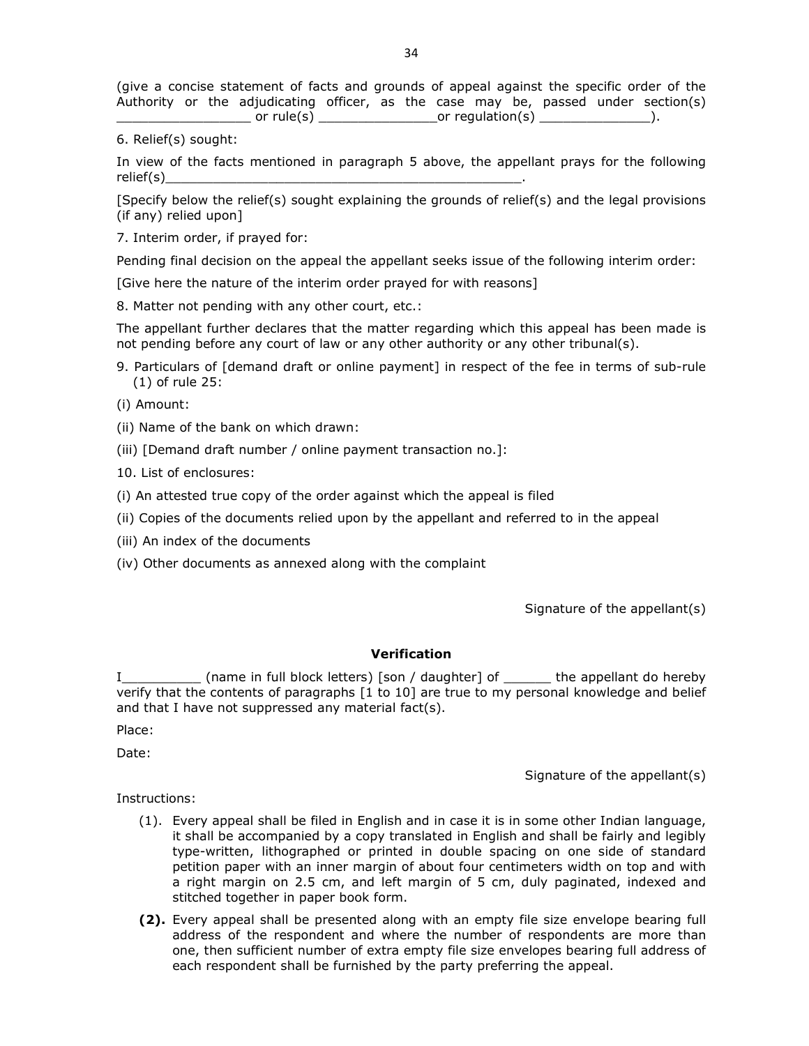(give a concise statement of facts and grounds of appeal against the specific order of the Authority or the adjudicating officer, as the case may be, passed under section(s) _________________ or rule(s) _______________or regulation(s) ______________).

6. Relief(s) sought:

In view of the facts mentioned in paragraph 5 above, the appellant prays for the following relief(s)_______________________________________________.

[Specify below the relief(s) sought explaining the grounds of relief(s) and the legal provisions (if any) relied upon]

7. Interim order, if prayed for:

Pending final decision on the appeal the appellant seeks issue of the following interim order:

[Give here the nature of the interim order prayed for with reasons]

8. Matter not pending with any other court, etc.:

The appellant further declares that the matter regarding which this appeal has been made is not pending before any court of law or any other authority or any other tribunal(s).

9. Particulars of [demand draft or online payment] in respect of the fee in terms of sub-rule (1) of rule 25:

(i) Amount:

(ii) Name of the bank on which drawn:

(iii) [Demand draft number / online payment transaction no.]:

10. List of enclosures:

(i) An attested true copy of the order against which the appeal is filed

(ii) Copies of the documents relied upon by the appellant and referred to in the appeal

(iii) An index of the documents

(iv) Other documents as annexed along with the complaint

Signature of the appellant(s)

**Verification**

I__________ (name in full block letters) [son / daughter] of ______ the appellant do hereby verify that the contents of paragraphs [1 to 10] are true to my personal knowledge and belief and that I have not suppressed any material fact(s).

Place:

Date:

Signature of the appellant(s)

Instructions:

(1). Every appeal shall be filed in English and in case it is in some other Indian language, it shall be accompanied by a copy translated in English and shall be fairly and legibly type-written, lithographed or printed in double spacing on one side of standard petition paper with an inner margin of about four centimeters width on top and with a right margin on 2.5 cm, and left margin of 5 cm, duly paginated, indexed and stitched together in paper book form.

**(2).** Every appeal shall be presented along with an empty file size envelope bearing full address of the respondent and where the number of respondents are more than one, then sufficient number of extra empty file size envelopes bearing full address of each respondent shall be furnished by the party preferring the appeal.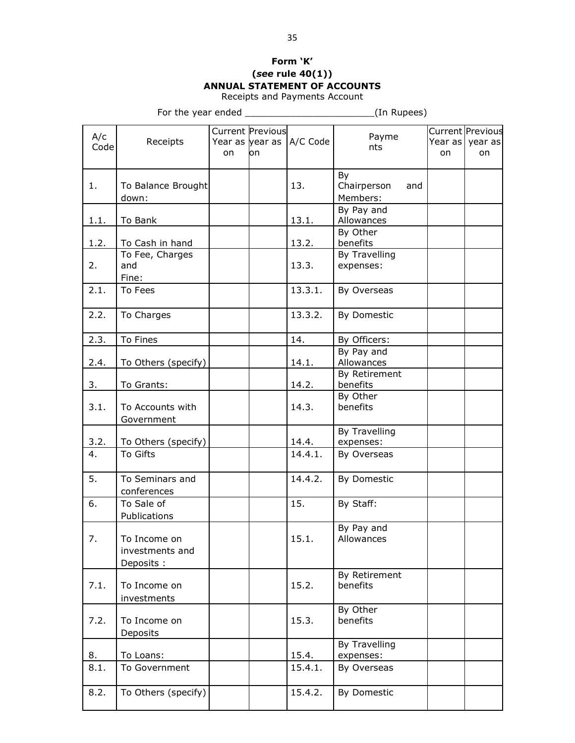**Form 'K'**
**(*see* rule 40(1))**
**ANNUAL STATEMENT OF ACCOUNTS**
Receipts and Payments Account

For the year ended _______________________(In Rupees)

| A/c Code | Receipts | Current Year as on | Previous year as on | A/C Code | Payments | Current Year as on | Previous year as on |
|---|---|---|---|---|---|---|---|
| 1. | To Balance Brought down: | | | 13. | By Chairperson and Members: | | |
| 1.1. | To Bank | | | 13.1. | By Pay and Allowances | | |
| 1.2. | To Cash in hand | | | 13.2. | By Other benefits | | |
| 2. | To Fee, Charges and Fine: | | | 13.3. | By Travelling expenses: | | |
| 2.1. | To Fees | | | 13.3.1. | By Overseas | | |
| 2.2. | To Charges | | | 13.3.2. | By Domestic | | |
| 2.3. | To Fines | | | 14. | By Officers: | | |
| 2.4. | To Others (specify) | | | 14.1. | By Pay and Allowances | | |
| 3. | To Grants: | | | 14.2. | By Retirement benefits | | |
| 3.1. | To Accounts with Government | | | 14.3. | By Other benefits | | |
| 3.2. | To Others (specify) | | | 14.4. | By Travelling expenses: | | |
| 4. | To Gifts | | | 14.4.1. | By Overseas | | |
| 5. | To Seminars and conferences | | | 14.4.2. | By Domestic | | |
| 6. | To Sale of Publications | | | 15. | By Staff: | | |
| 7. | To Income on investments and Deposits : | | | 15.1. | By Pay and Allowances | | |
| 7.1. | To Income on investments | | | 15.2. | By Retirement benefits | | |
| 7.2. | To Income on Deposits | | | 15.3. | By Other benefits | | |
| 8. | To Loans: | | | 15.4. | By Travelling expenses: | | |
| 8.1. | To Government | | | 15.4.1. | By Overseas | | |
| 8.2. | To Others (specify) | | | 15.4.2. | By Domestic | | |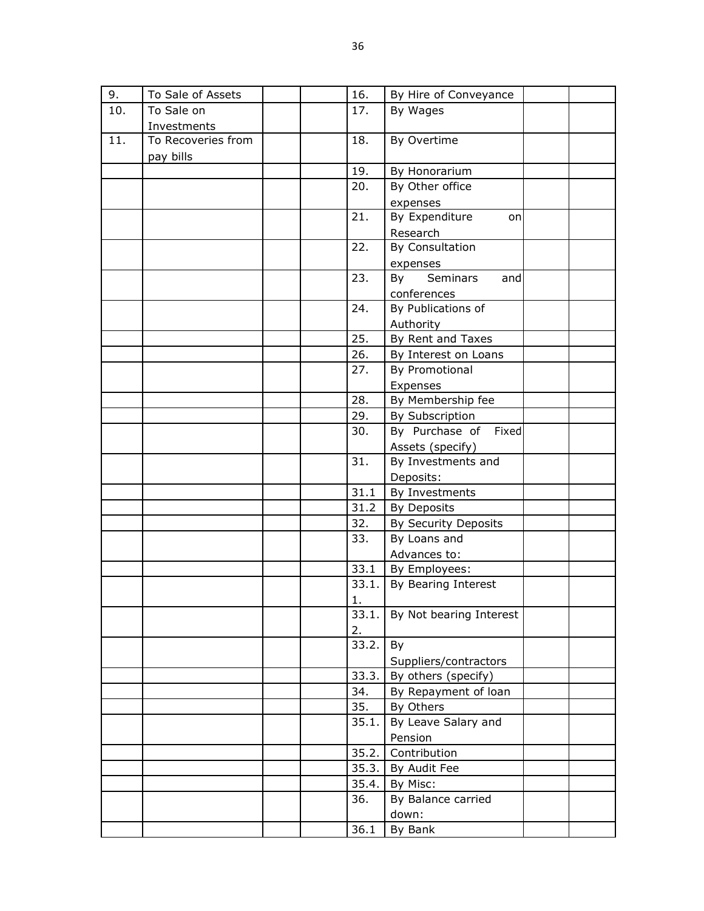| | | | | | | | |
|---|---|---|---|---|---|---|---|
| 9. | To Sale of Assets | | | 16. | By Hire of Conveyance | | |
| 10. | To Sale on Investments | | | 17. | By Wages | | |
| 11. | To Recoveries from pay bills | | | 18. | By Overtime | | |
| | | | | 19. | By Honorarium | | |
| | | | | 20. | By Other office expenses | | |
| | | | | 21. | By Expenditure on Research | | |
| | | | | 22. | By Consultation expenses | | |
| | | | | 23. | By Seminars and conferences | | |
| | | | | 24. | By Publications of Authority | | |
| | | | | 25. | By Rent and Taxes | | |
| | | | | 26. | By Interest on Loans | | |
| | | | | 27. | By Promotional Expenses | | |
| | | | | 28. | By Membership fee | | |
| | | | | 29. | By Subscription | | |
| | | | | 30. | By Purchase of Fixed Assets (specify) | | |
| | | | | 31. | By Investments and Deposits: | | |
| | | | | 31.1 | By Investments | | |
| | | | | 31.2 | By Deposits | | |
| | | | | 32. | By Security Deposits | | |
| | | | | 33. | By Loans and Advances to: | | |
| | | | | 33.1 | By Employees: | | |
| | | | | 33.1.1. | By Bearing Interest | | |
| | | | | 33.1.2. | By Not bearing Interest | | |
| | | | | 33.2. | By Suppliers/contractors | | |
| | | | | 33.3. | By others (specify) | | |
| | | | | 34. | By Repayment of loan | | |
| | | | | 35. | By Others | | |
| | | | | 35.1. | By Leave Salary and Pension | | |
| | | | | 35.2. | Contribution | | |
| | | | | 35.3. | By Audit Fee | | |
| | | | | 35.4. | By Misc: | | |
| | | | | 36. | By Balance carried down: | | |
| | | | | 36.1 | By Bank | | |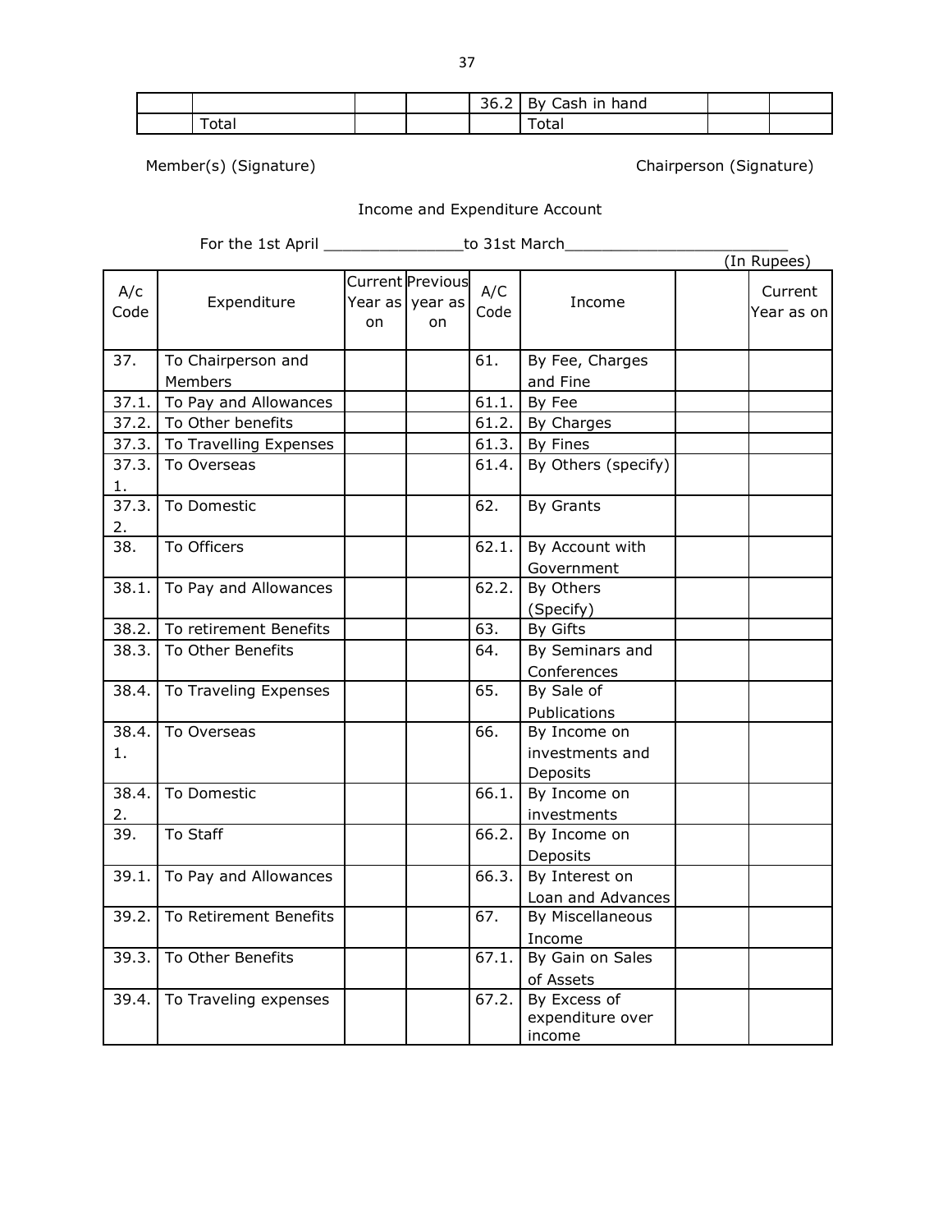| | | | | 36.2 | By Cash in hand | | |
|---|---|---|---|---|---|---|---|
| | Total | | | | Total | | |

Member(s) (Signature) Chairperson (Signature)

Income and Expenditure Account

For the 1st April _______________to 31st March________________________

(In Rupees)

| A/c Code | Expenditure | Current Year as on | Previous year as on | A/C Code | Income | | Current Year as on |
|---|---|---|---|---|---|---|---|
| 37. | To Chairperson and Members | | | 61. | By Fee, Charges and Fine | | |
| 37.1. | To Pay and Allowances | | | 61.1. | By Fee | | |
| 37.2. | To Other benefits | | | 61.2. | By Charges | | |
| 37.3. | To Travelling Expenses | | | 61.3. | By Fines | | |
| 37.3.1. | To Overseas | | | 61.4. | By Others (specify) | | |
| 37.3.2. | To Domestic | | | 62. | By Grants | | |
| 38. | To Officers | | | 62.1. | By Account with Government | | |
| 38.1. | To Pay and Allowances | | | 62.2. | By Others (Specify) | | |
| 38.2. | To retirement Benefits | | | 63. | By Gifts | | |
| 38.3. | To Other Benefits | | | 64. | By Seminars and Conferences | | |
| 38.4. | To Traveling Expenses | | | 65. | By Sale of Publications | | |
| 38.4.1. | To Overseas | | | 66. | By Income on investments and Deposits | | |
| 38.4.2. | To Domestic | | | 66.1. | By Income on investments | | |
| 39. | To Staff | | | 66.2. | By Income on Deposits | | |
| 39.1. | To Pay and Allowances | | | 66.3. | By Interest on Loan and Advances | | |
| 39.2. | To Retirement Benefits | | | 67. | By Miscellaneous Income | | |
| 39.3. | To Other Benefits | | | 67.1. | By Gain on Sales of Assets | | |
| 39.4. | To Traveling expenses | | | 67.2. | By Excess of expenditure over income | | |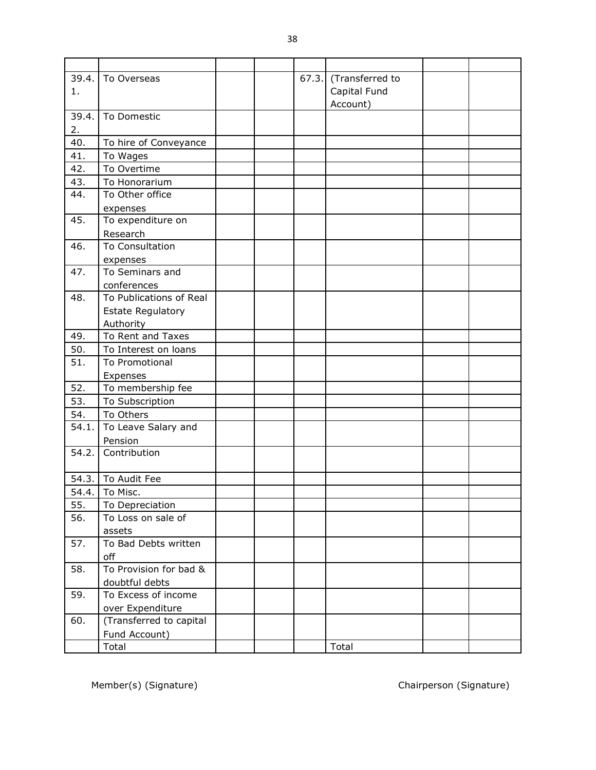| | | | | | | | |
|---|---|---|---|---|---|---|---|
| 39.4.1. | To Overseas | | | 67.3. | (Transferred to Capital Fund Account) | | |
| 39.4.2. | To Domestic | | | | | | |
| 40. | To hire of Conveyance | | | | | | |
| 41. | To Wages | | | | | | |
| 42. | To Overtime | | | | | | |
| 43. | To Honorarium | | | | | | |
| 44. | To Other office expenses | | | | | | |
| 45. | To expenditure on Research | | | | | | |
| 46. | To Consultation expenses | | | | | | |
| 47. | To Seminars and conferences | | | | | | |
| 48. | To Publications of Real Estate Regulatory Authority | | | | | | |
| 49. | To Rent and Taxes | | | | | | |
| 50. | To Interest on loans | | | | | | |
| 51. | To Promotional Expenses | | | | | | |
| 52. | To membership fee | | | | | | |
| 53. | To Subscription | | | | | | |
| 54. | To Others | | | | | | |
| 54.1. | To Leave Salary and Pension | | | | | | |
| 54.2. | Contribution | | | | | | |
| 54.3. | To Audit Fee | | | | | | |
| 54.4. | To Misc. | | | | | | |
| 55. | To Depreciation | | | | | | |
| 56. | To Loss on sale of assets | | | | | | |
| 57. | To Bad Debts written off | | | | | | |
| 58. | To Provision for bad & doubtful debts | | | | | | |
| 59. | To Excess of income over Expenditure | | | | | | |
| 60. | (Transferred to capital Fund Account) | | | | | | |
| | Total | | | | Total | | |

Member(s) (Signature) Chairperson (Signature)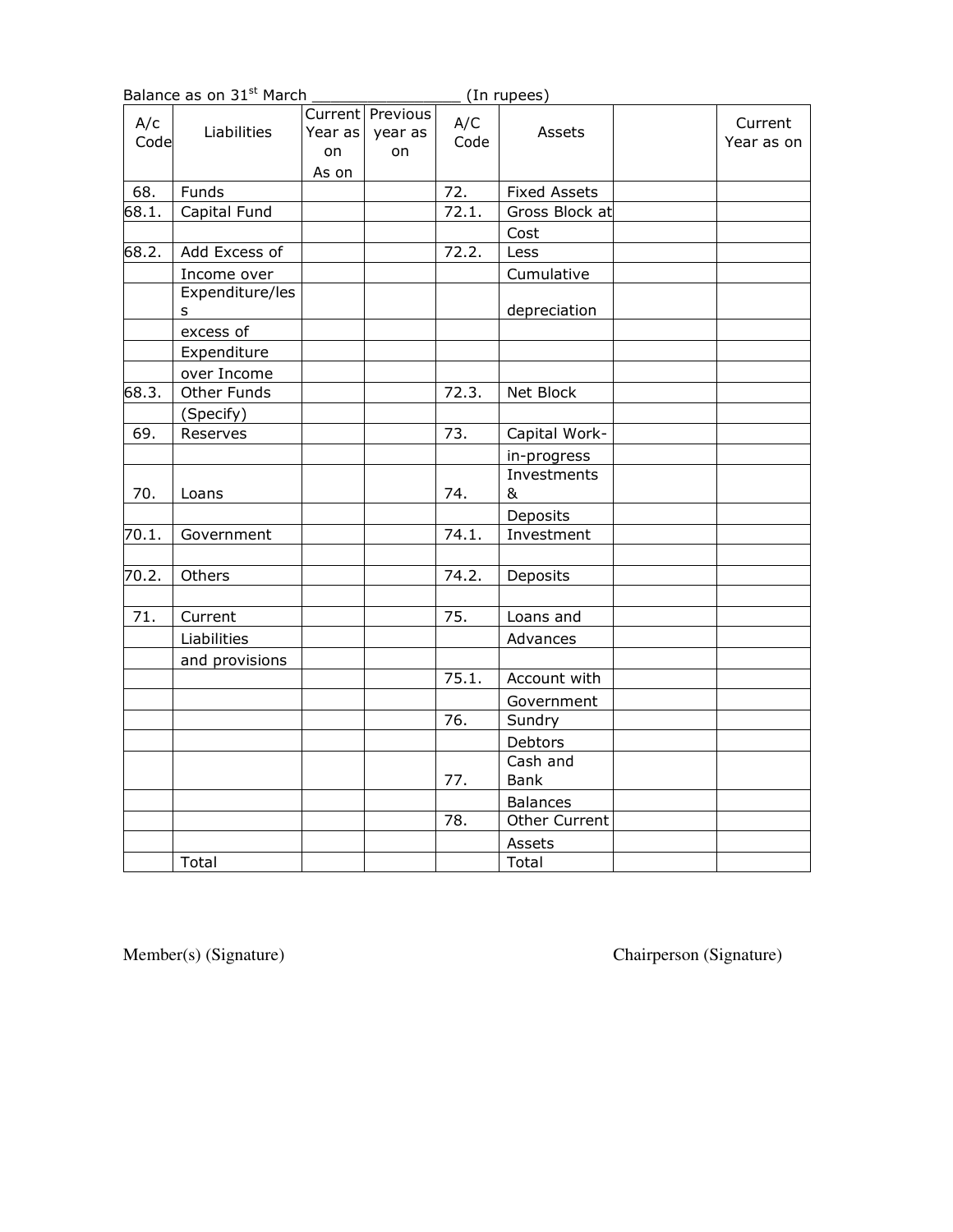Balance as on 31st March ________________ (In rupees)

| A/c Code | Liabilities | Current Year as on As on | Previous year as on | A/C Code | Assets | | Current Year as on |
|---|---|---|---|---|---|---|---|
| 68. | Funds | | | 72. | Fixed Assets | | |
| 68.1. | Capital Fund | | | 72.1. | Gross Block at | | |
| | | | | | Cost | | |
| 68.2. | Add Excess of | | | 72.2. | Less | | |
| | Income over | | | | Cumulative | | |
| | Expenditure/less | | | | depreciation | | |
| | excess of | | | | | | |
| | Expenditure | | | | | | |
| | over Income | | | | | | |
| 68.3. | Other Funds | | | 72.3. | Net Block | | |
| | (Specify) | | | | | | |
| 69. | Reserves | | | 73. | Capital Work- | | |
| | | | | | in-progress | | |
| 70. | Loans | | | 74. | Investments & | | |
| | | | | | Deposits | | |
| 70.1. | Government | | | 74.1. | Investment | | |
| | | | | | | | |
| 70.2. | Others | | | 74.2. | Deposits | | |
| | | | | | | | |
| 71. | Current | | | 75. | Loans and | | |
| | Liabilities | | | | Advances | | |
| | and provisions | | | | | | |
| | | | | 75.1. | Account with | | |
| | | | | | Government | | |
| | | | | 76. | Sundry | | |
| | | | | | Debtors | | |
| | | | | 77. | Cash and Bank | | |
| | | | | | Balances | | |
| | | | | 78. | Other Current | | |
| | | | | | Assets | | |
| | Total | | | | Total | | |

Member(s) (Signature) Chairperson (Signature)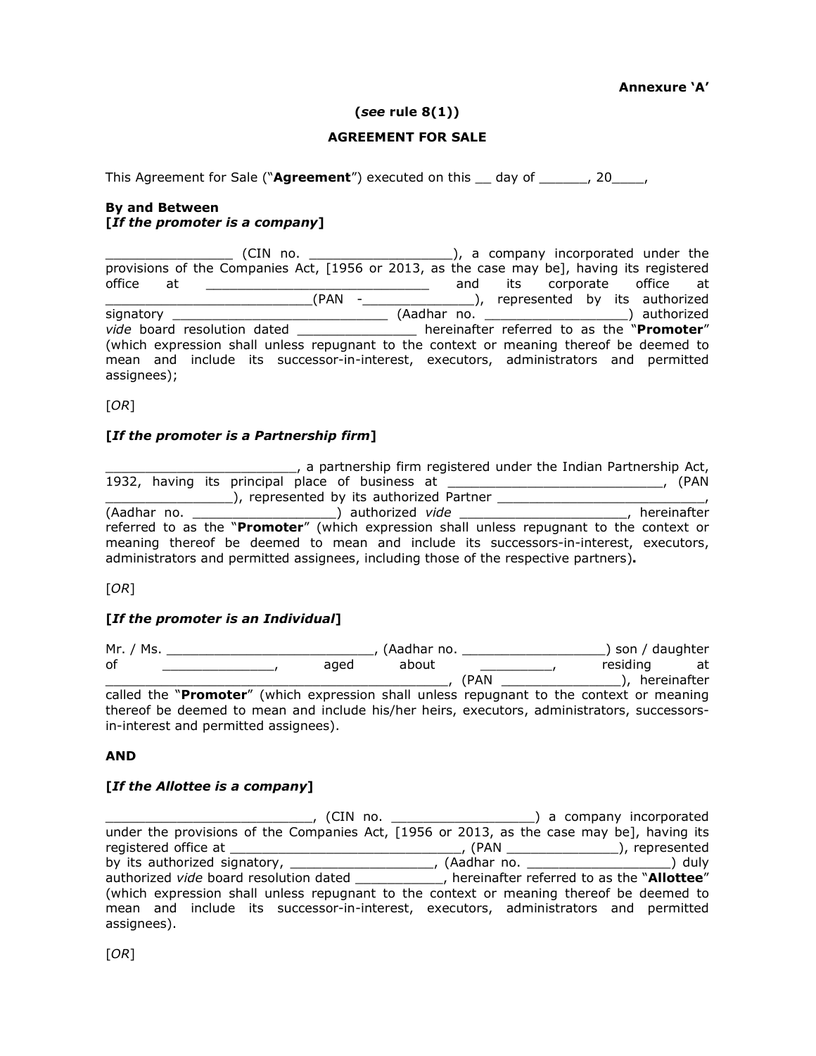**Annexure 'A'**

**(*see* rule 8(1))**

**AGREEMENT FOR SALE**

This Agreement for Sale ("**Agreement**") executed on this __ day of ______, 20____,

**By and Between**
**[*If the promoter is a company*]**

________________ (CIN no. __________________), a company incorporated under the provisions of the Companies Act, [1956 or 2013, as the case may be], having its registered office at _____________________________ and its corporate office at _________________________(PAN -______________), represented by its authorized signatory ____________________________ (Aadhar no. __________________) authorized *vide* board resolution dated _______________ hereinafter referred to as the "**Promoter**" (which expression shall unless repugnant to the context or meaning thereof be deemed to mean and include its successor-in-interest, executors, administrators and permitted assignees);

[*OR*]

**[*If the promoter is a Partnership firm*]**

________________________, a partnership firm registered under the Indian Partnership Act, 1932, having its principal place of business at ___________________________, (PAN ________________), represented by its authorized Partner ___________________________, (Aadhar no. __________________) authorized *vide* _____________________, hereinafter referred to as the "**Promoter**" (which expression shall unless repugnant to the context or meaning thereof be deemed to mean and include its successors-in-interest, executors, administrators and permitted assignees, including those of the respective partners)**.**

[*OR*]

**[*If the promoter is an Individual*]**

Mr. / Ms. __________________________, (Aadhar no. __________________) son / daughter of ______________, aged about _________, residing at ___________________________________________, (PAN _______________), hereinafter called the "**Promoter**" (which expression shall unless repugnant to the context or meaning thereof be deemed to mean and include his/her heirs, executors, administrators, successors-in-interest and permitted assignees).

**AND**

**[*If the Allottee is a company*]**

__________________________, (CIN no. __________________) a company incorporated under the provisions of the Companies Act, [1956 or 2013, as the case may be], having its registered office at ______________________________, (PAN ______________), represented by its authorized signatory, ___________________, (Aadhar no. __________________) duly authorized *vide* board resolution dated ___________, hereinafter referred to as the "**Allottee**" (which expression shall unless repugnant to the context or meaning thereof be deemed to mean and include its successor-in-interest, executors, administrators and permitted assignees).

[*OR*]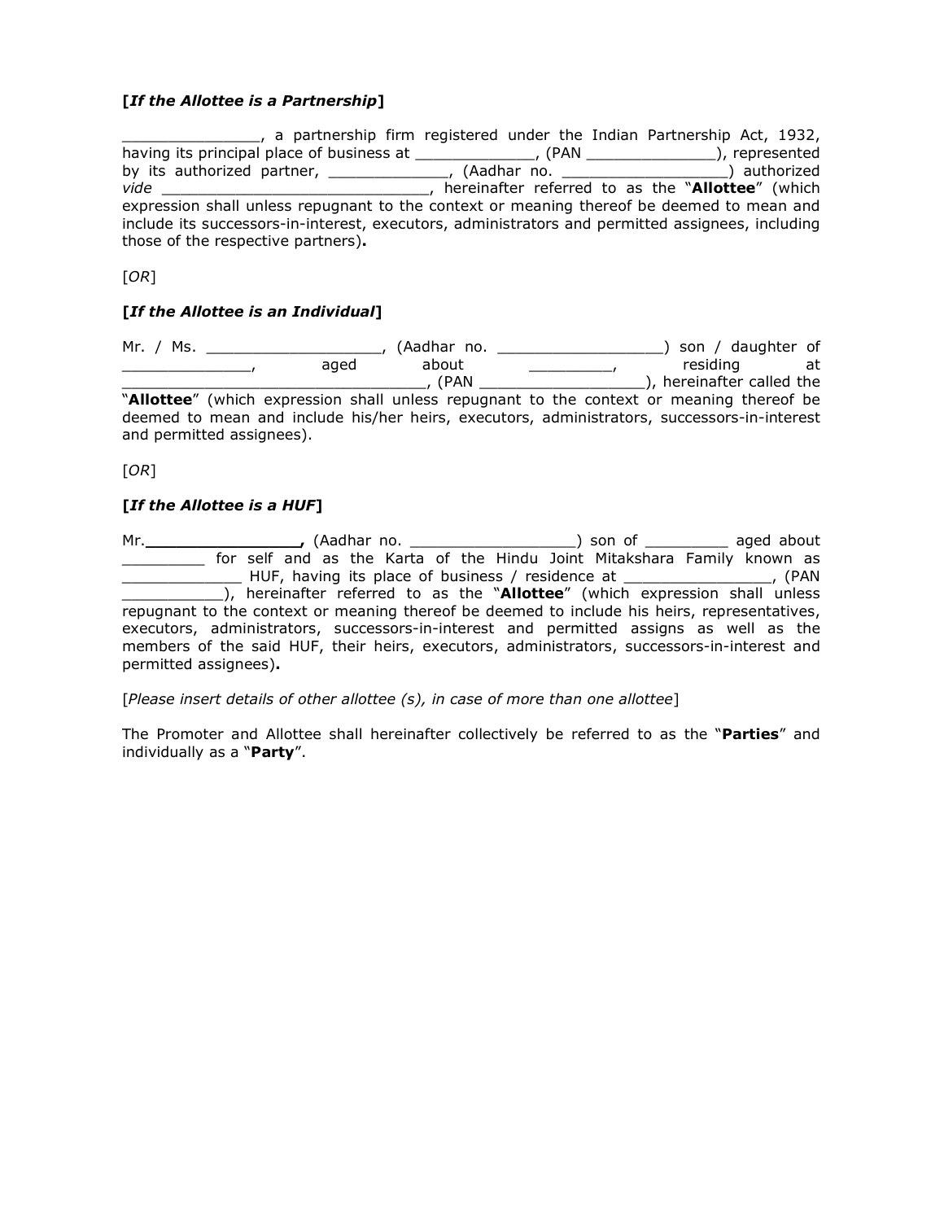**[*If the Allottee is a Partnership*]**

_______________, a partnership firm registered under the Indian Partnership Act, 1932, having its principal place of business at _____________, (PAN ______________), represented by its authorized partner, _____________, (Aadhar no. __________________) authorized *vide* ______________________________, hereinafter referred to as the "**Allottee**" (which expression shall unless repugnant to the context or meaning thereof be deemed to mean and include its successors-in-interest, executors, administrators and permitted assignees, including those of the respective partners)**.**

[*OR*]

**[*If the Allottee is an Individual*]**

Mr. / Ms. ___________________, (Aadhar no. __________________) son / daughter of ______________, aged about _________, residing at _________________________________, (PAN __________________), hereinafter called the "**Allottee**" (which expression shall unless repugnant to the context or meaning thereof be deemed to mean and include his/her heirs, executors, administrators, successors-in-interest and permitted assignees).

[*OR*]

**[*If the Allottee is a HUF*]**

Mr.**________________,** (Aadhar no. __________________) son of _________ aged about _________ for self and as the Karta of the Hindu Joint Mitakshara Family known as _____________ HUF, having its place of business / residence at ________________, (PAN ___________), hereinafter referred to as the "**Allottee**" (which expression shall unless repugnant to the context or meaning thereof be deemed to include his heirs, representatives, executors, administrators, successors-in-interest and permitted assigns as well as the members of the said HUF, their heirs, executors, administrators, successors-in-interest and permitted assignees)**.**

[*Please insert details of other allottee (s), in case of more than one allottee*]

The Promoter and Allottee shall hereinafter collectively be referred to as the "**Parties**" and individually as a "**Party**".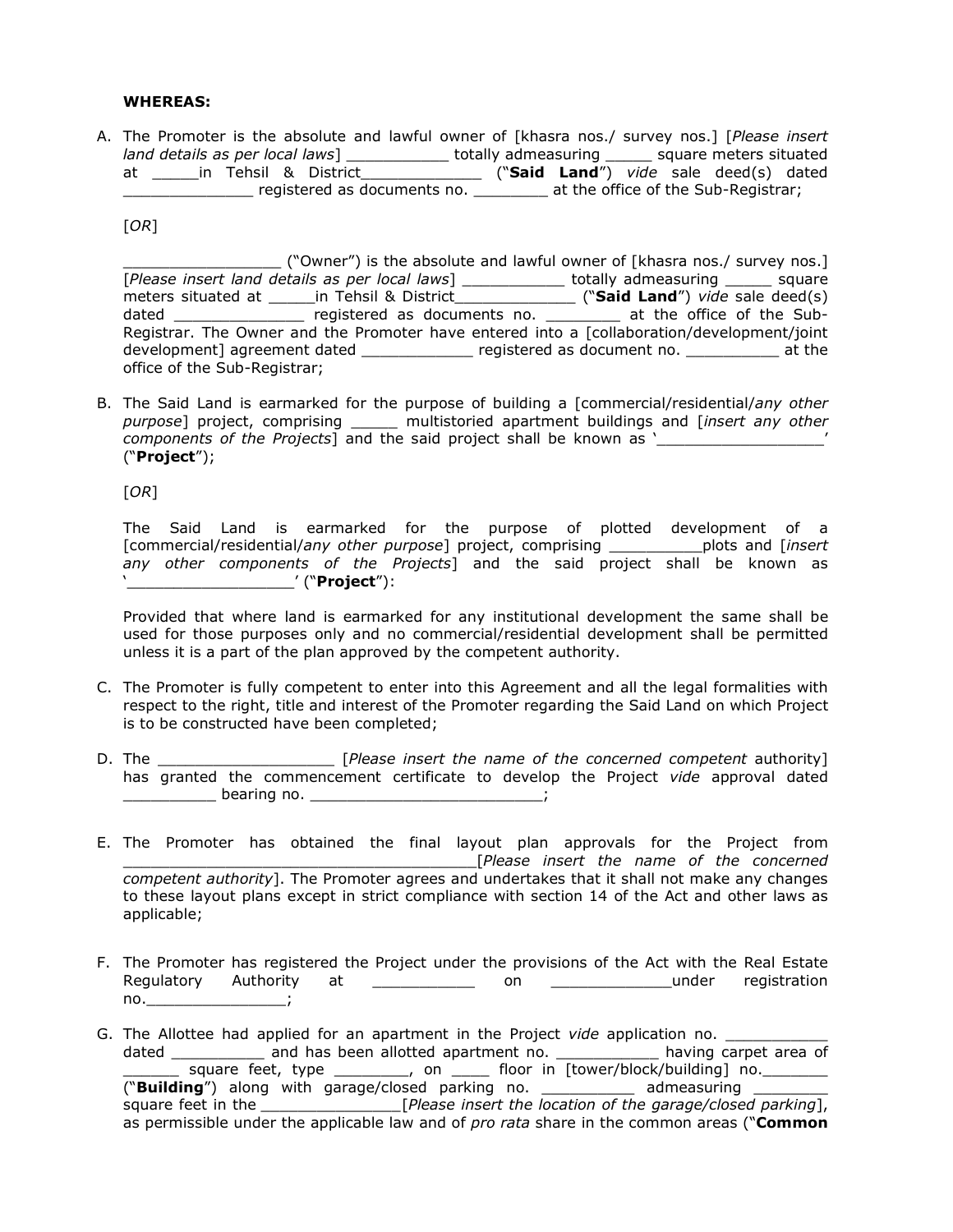**WHEREAS:**

A. The Promoter is the absolute and lawful owner of [khasra nos./ survey nos.] [*Please insert land details as per local laws*] ___________ totally admeasuring _____ square meters situated at _____in Tehsil & District_____________ ("**Said Land**") *vide* sale deed(s) dated ______________ registered as documents no. ________ at the office of the Sub-Registrar;

   [*OR*]

   _________________ ("Owner") is the absolute and lawful owner of [khasra nos./ survey nos.] [*Please insert land details as per local laws*] ___________ totally admeasuring _____ square meters situated at _____in Tehsil & District_____________ ("**Said Land**") *vide* sale deed(s) dated ______________ registered as documents no. ________ at the office of the Sub-Registrar. The Owner and the Promoter have entered into a [collaboration/development/joint development] agreement dated ____________ registered as document no. __________ at the office of the Sub-Registrar;

B. The Said Land is earmarked for the purpose of building a [commercial/residential/*any other purpose*] project, comprising _____ multistoried apartment buildings and [*insert any other components of the Projects*] and the said project shall be known as '_________________' ("**Project**");

   [*OR*]

   The Said Land is earmarked for the purpose of plotted development of a [commercial/residential/*any other purpose*] project, comprising __________plots and [*insert any other components of the Projects*] and the said project shall be known as '_________________' ("**Project**"):

   Provided that where land is earmarked for any institutional development the same shall be used for those purposes only and no commercial/residential development shall be permitted unless it is a part of the plan approved by the competent authority.

C. The Promoter is fully competent to enter into this Agreement and all the legal formalities with respect to the right, title and interest of the Promoter regarding the Said Land on which Project is to be constructed have been completed;

D. The ___________________ [*Please insert the name of the concerned competent* authority] has granted the commencement certificate to develop the Project *vide* approval dated __________ bearing no. _________________________;

E. The Promoter has obtained the final layout plan approvals for the Project from _____________________________________[*Please insert the name of the concerned competent authority*]. The Promoter agrees and undertakes that it shall not make any changes to these layout plans except in strict compliance with section 14 of the Act and other laws as applicable;

F. The Promoter has registered the Project under the provisions of the Act with the Real Estate Regulatory Authority at ___________ on _____________under registration no._______________;

G. The Allottee had applied for an apartment in the Project *vide* application no. ___________ dated __________ and has been allotted apartment no. ___________ having carpet area of ______ square feet, type ________, on ____ floor in [tower/block/building] no._______ ("**Building**") along with garage/closed parking no. __________ admeasuring ________ square feet in the _______________[*Please insert the location of the garage/closed parking*], as permissible under the applicable law and of *pro rata* share in the common areas ("**Common**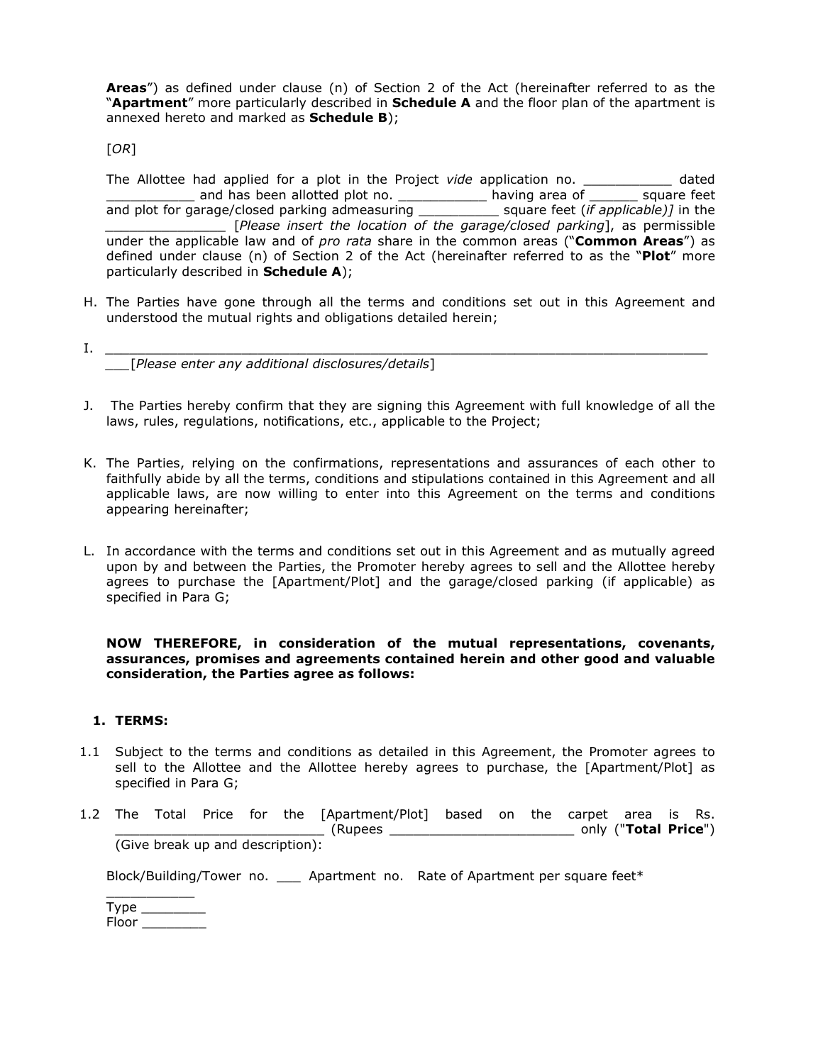**Areas**") as defined under clause (n) of Section 2 of the Act (hereinafter referred to as the "**Apartment**" more particularly described in **Schedule A** and the floor plan of the apartment is annexed hereto and marked as **Schedule B**);

[*OR*]

The Allottee had applied for a plot in the Project *vide* application no. ___________ dated ___________ and has been allotted plot no. ___________ having area of ______ square feet and plot for garage/closed parking admeasuring __________ square feet (*if applicable)]* in the _______________ [*Please insert the location of the garage/closed parking*], as permissible under the applicable law and of *pro rata* share in the common areas ("**Common Areas**") as defined under clause (n) of Section 2 of the Act (hereinafter referred to as the "**Plot**" more particularly described in **Schedule A**);

H. The Parties have gone through all the terms and conditions set out in this Agreement and understood the mutual rights and obligations detailed herein;

I. ____________________________________________________________________________ ___[*Please enter any additional disclosures/details*]

J. The Parties hereby confirm that they are signing this Agreement with full knowledge of all the laws, rules, regulations, notifications, etc., applicable to the Project;

K. The Parties, relying on the confirmations, representations and assurances of each other to faithfully abide by all the terms, conditions and stipulations contained in this Agreement and all applicable laws, are now willing to enter into this Agreement on the terms and conditions appearing hereinafter;

L. In accordance with the terms and conditions set out in this Agreement and as mutually agreed upon by and between the Parties, the Promoter hereby agrees to sell and the Allottee hereby agrees to purchase the [Apartment/Plot] and the garage/closed parking (if applicable) as specified in Para G;

**NOW THEREFORE, in consideration of the mutual representations, covenants, assurances, promises and agreements contained herein and other good and valuable consideration, the Parties agree as follows:**

**1. TERMS:**

1.1 Subject to the terms and conditions as detailed in this Agreement, the Promoter agrees to sell to the Allottee and the Allottee hereby agrees to purchase, the [Apartment/Plot] as specified in Para G;

1.2 The Total Price for the [Apartment/Plot] based on the carpet area is Rs. __________________________ (Rupees _______________________ only ("**Total Price**") (Give break up and description):

Block/Building/Tower no. ___ Apartment no. Rate of Apartment per square feet*

___________
Type ________
Floor ________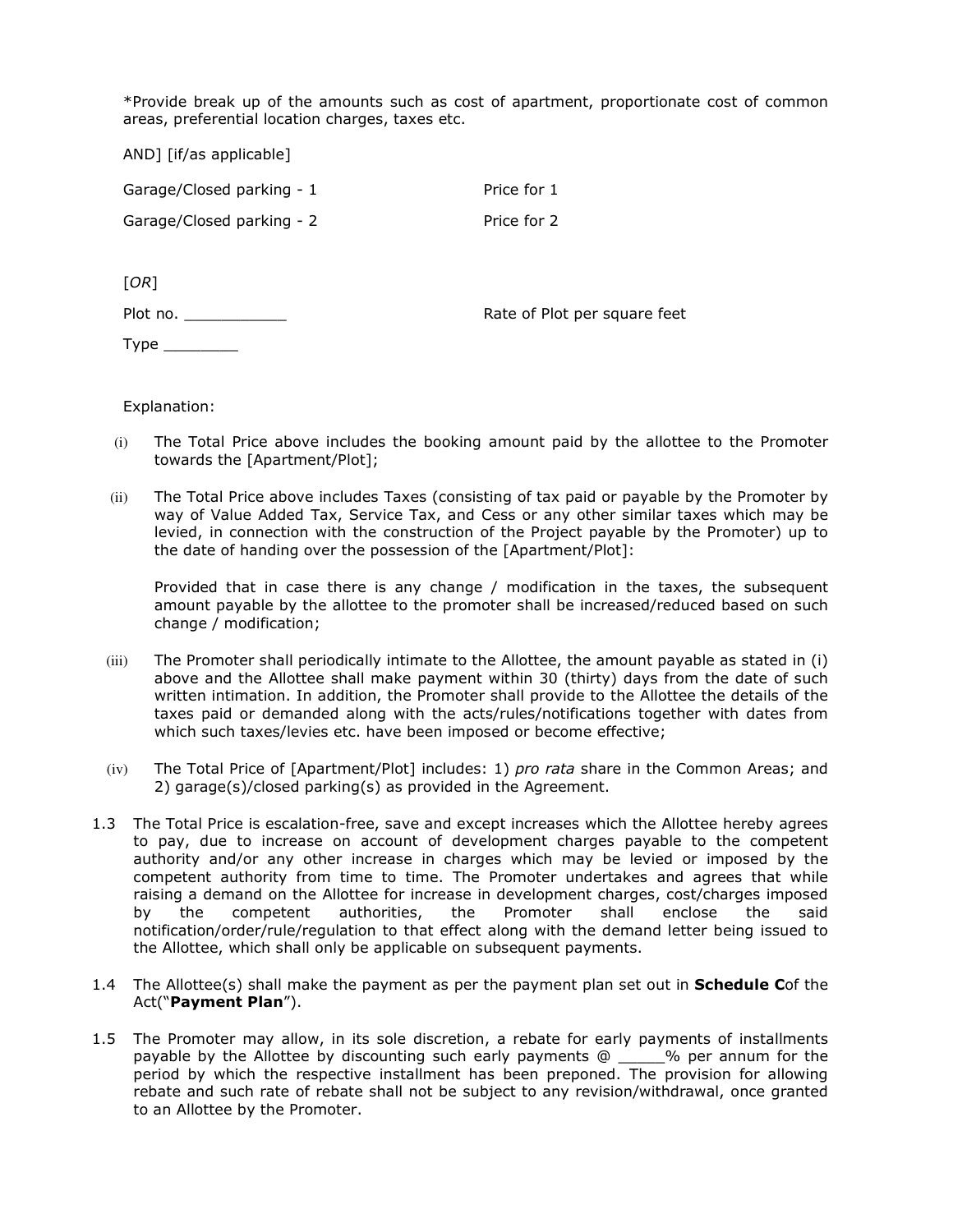*Provide break up of the amounts such as cost of apartment, proportionate cost of common areas, preferential location charges, taxes etc.

AND] [if/as applicable]

| | |
|---|---|
| Garage/Closed parking - 1 | Price for 1 |
| Garage/Closed parking - 2 | Price for 2 |

[*OR*]

| | |
|---|---|
| Plot no. ___________ | Rate of Plot per square feet |
| Type ________ | |

Explanation:

(i) The Total Price above includes the booking amount paid by the allottee to the Promoter towards the [Apartment/Plot];

(ii) The Total Price above includes Taxes (consisting of tax paid or payable by the Promoter by way of Value Added Tax, Service Tax, and Cess or any other similar taxes which may be levied, in connection with the construction of the Project payable by the Promoter) up to the date of handing over the possession of the [Apartment/Plot]:

Provided that in case there is any change / modification in the taxes, the subsequent amount payable by the allottee to the promoter shall be increased/reduced based on such change / modification;

(iii) The Promoter shall periodically intimate to the Allottee, the amount payable as stated in (i) above and the Allottee shall make payment within 30 (thirty) days from the date of such written intimation. In addition, the Promoter shall provide to the Allottee the details of the taxes paid or demanded along with the acts/rules/notifications together with dates from which such taxes/levies etc. have been imposed or become effective;

(iv) The Total Price of [Apartment/Plot] includes: 1) *pro rata* share in the Common Areas; and 2) garage(s)/closed parking(s) as provided in the Agreement.

1.3 The Total Price is escalation-free, save and except increases which the Allottee hereby agrees to pay, due to increase on account of development charges payable to the competent authority and/or any other increase in charges which may be levied or imposed by the competent authority from time to time. The Promoter undertakes and agrees that while raising a demand on the Allottee for increase in development charges, cost/charges imposed by the competent authorities, the Promoter shall enclose the said notification/order/rule/regulation to that effect along with the demand letter being issued to the Allottee, which shall only be applicable on subsequent payments.

1.4 The Allottee(s) shall make the payment as per the payment plan set out in **Schedule C**of the Act("**Payment Plan**").

1.5 The Promoter may allow, in its sole discretion, a rebate for early payments of installments payable by the Allottee by discounting such early payments @ _____% per annum for the period by which the respective installment has been preponed. The provision for allowing rebate and such rate of rebate shall not be subject to any revision/withdrawal, once granted to an Allottee by the Promoter.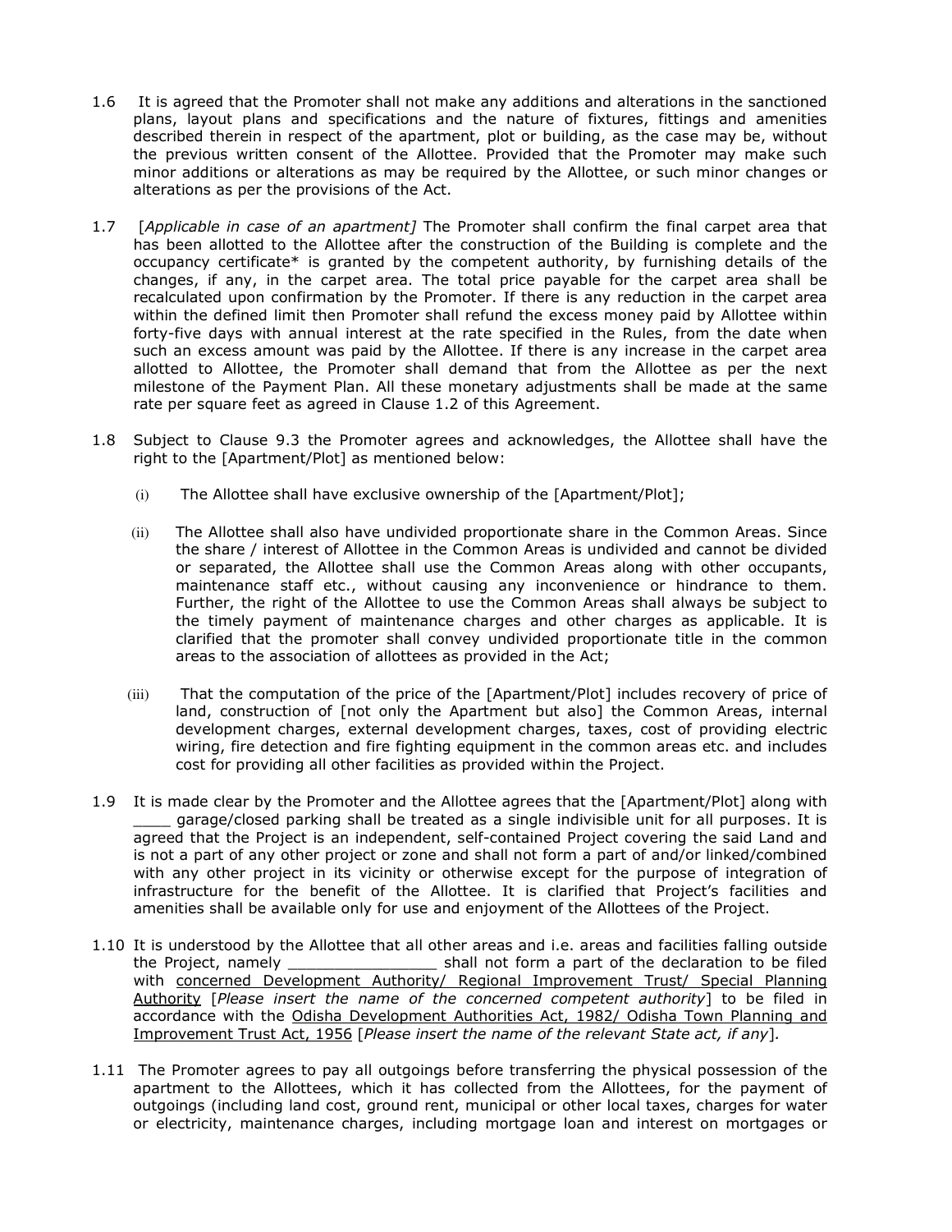1.6 It is agreed that the Promoter shall not make any additions and alterations in the sanctioned plans, layout plans and specifications and the nature of fixtures, fittings and amenities described therein in respect of the apartment, plot or building, as the case may be, without the previous written consent of the Allottee. Provided that the Promoter may make such minor additions or alterations as may be required by the Allottee, or such minor changes or alterations as per the provisions of the Act.

1.7 [*Applicable in case of an apartment]* The Promoter shall confirm the final carpet area that has been allotted to the Allottee after the construction of the Building is complete and the occupancy certificate* is granted by the competent authority, by furnishing details of the changes, if any, in the carpet area. The total price payable for the carpet area shall be recalculated upon confirmation by the Promoter. If there is any reduction in the carpet area within the defined limit then Promoter shall refund the excess money paid by Allottee within forty-five days with annual interest at the rate specified in the Rules, from the date when such an excess amount was paid by the Allottee. If there is any increase in the carpet area allotted to Allottee, the Promoter shall demand that from the Allottee as per the next milestone of the Payment Plan. All these monetary adjustments shall be made at the same rate per square feet as agreed in Clause 1.2 of this Agreement.

1.8 Subject to Clause 9.3 the Promoter agrees and acknowledges, the Allottee shall have the right to the [Apartment/Plot] as mentioned below:

(i) The Allottee shall have exclusive ownership of the [Apartment/Plot];

(ii) The Allottee shall also have undivided proportionate share in the Common Areas. Since the share / interest of Allottee in the Common Areas is undivided and cannot be divided or separated, the Allottee shall use the Common Areas along with other occupants, maintenance staff etc., without causing any inconvenience or hindrance to them. Further, the right of the Allottee to use the Common Areas shall always be subject to the timely payment of maintenance charges and other charges as applicable. It is clarified that the promoter shall convey undivided proportionate title in the common areas to the association of allottees as provided in the Act;

(iii) That the computation of the price of the [Apartment/Plot] includes recovery of price of land, construction of [not only the Apartment but also] the Common Areas, internal development charges, external development charges, taxes, cost of providing electric wiring, fire detection and fire fighting equipment in the common areas etc. and includes cost for providing all other facilities as provided within the Project.

1.9 It is made clear by the Promoter and the Allottee agrees that the [Apartment/Plot] along with ____ garage/closed parking shall be treated as a single indivisible unit for all purposes. It is agreed that the Project is an independent, self-contained Project covering the said Land and is not a part of any other project or zone and shall not form a part of and/or linked/combined with any other project in its vicinity or otherwise except for the purpose of integration of infrastructure for the benefit of the Allottee. It is clarified that Project's facilities and amenities shall be available only for use and enjoyment of the Allottees of the Project.

1.10 It is understood by the Allottee that all other areas and i.e. areas and facilities falling outside the Project, namely ________________ shall not form a part of the declaration to be filed with <u>concerned Development Authority/ Regional Improvement Trust/ Special Planning Authority</u> [*Please insert the name of the concerned competent authority*] to be filed in accordance with the <u>Odisha Development Authorities Act, 1982/ Odisha Town Planning and Improvement Trust Act, 1956</u> [*Please insert the name of the relevant State act, if any*].

1.11 The Promoter agrees to pay all outgoings before transferring the physical possession of the apartment to the Allottees, which it has collected from the Allottees, for the payment of outgoings (including land cost, ground rent, municipal or other local taxes, charges for water or electricity, maintenance charges, including mortgage loan and interest on mortgages or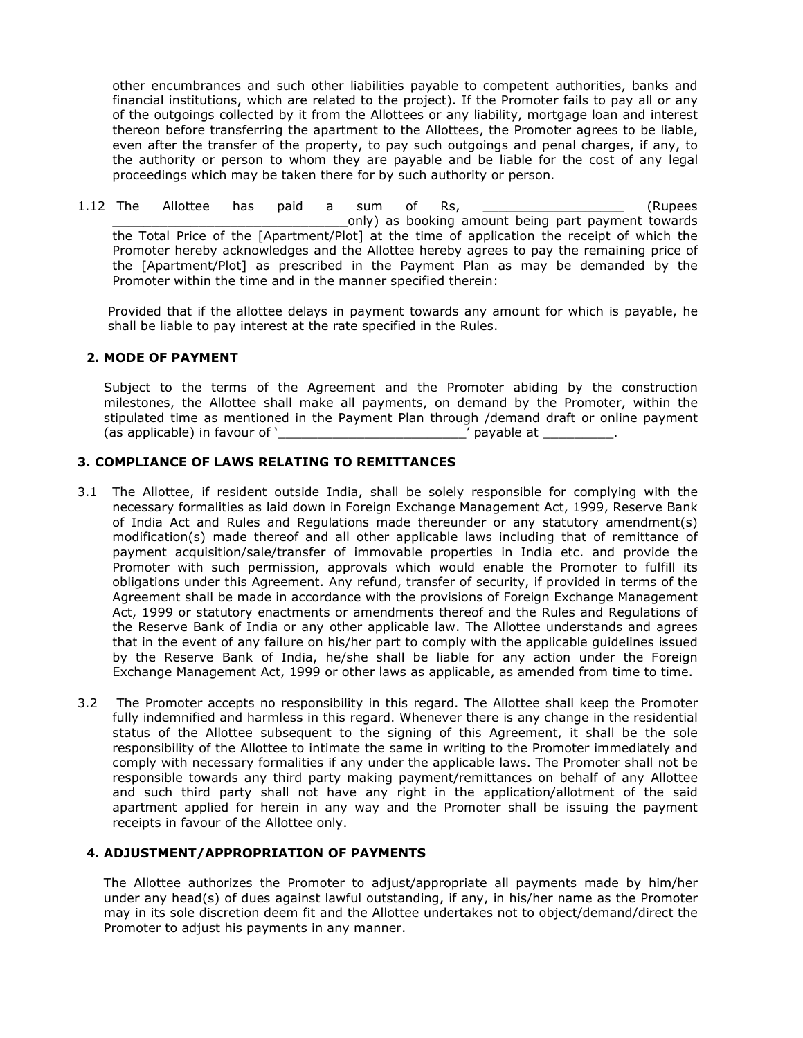other encumbrances and such other liabilities payable to competent authorities, banks and financial institutions, which are related to the project). If the Promoter fails to pay all or any of the outgoings collected by it from the Allottees or any liability, mortgage loan and interest thereon before transferring the apartment to the Allottees, the Promoter agrees to be liable, even after the transfer of the property, to pay such outgoings and penal charges, if any, to the authority or person to whom they are payable and be liable for the cost of any legal proceedings which may be taken there for by such authority or person.

1.12 The Allottee has paid a sum of Rs, _________________ (Rupees ______________________________only) as booking amount being part payment towards the Total Price of the [Apartment/Plot] at the time of application the receipt of which the Promoter hereby acknowledges and the Allottee hereby agrees to pay the remaining price of the [Apartment/Plot] as prescribed in the Payment Plan as may be demanded by the Promoter within the time and in the manner specified therein:

Provided that if the allottee delays in payment towards any amount for which is payable, he shall be liable to pay interest at the rate specified in the Rules.

## 2. MODE OF PAYMENT

Subject to the terms of the Agreement and the Promoter abiding by the construction milestones, the Allottee shall make all payments, on demand by the Promoter, within the stipulated time as mentioned in the Payment Plan through /demand draft or online payment (as applicable) in favour of '________________________' payable at _________.

## 3. COMPLIANCE OF LAWS RELATING TO REMITTANCES

3.1 The Allottee, if resident outside India, shall be solely responsible for complying with the necessary formalities as laid down in Foreign Exchange Management Act, 1999, Reserve Bank of India Act and Rules and Regulations made thereunder or any statutory amendment(s) modification(s) made thereof and all other applicable laws including that of remittance of payment acquisition/sale/transfer of immovable properties in India etc. and provide the Promoter with such permission, approvals which would enable the Promoter to fulfill its obligations under this Agreement. Any refund, transfer of security, if provided in terms of the Agreement shall be made in accordance with the provisions of Foreign Exchange Management Act, 1999 or statutory enactments or amendments thereof and the Rules and Regulations of the Reserve Bank of India or any other applicable law. The Allottee understands and agrees that in the event of any failure on his/her part to comply with the applicable guidelines issued by the Reserve Bank of India, he/she shall be liable for any action under the Foreign Exchange Management Act, 1999 or other laws as applicable, as amended from time to time.

3.2 The Promoter accepts no responsibility in this regard. The Allottee shall keep the Promoter fully indemnified and harmless in this regard. Whenever there is any change in the residential status of the Allottee subsequent to the signing of this Agreement, it shall be the sole responsibility of the Allottee to intimate the same in writing to the Promoter immediately and comply with necessary formalities if any under the applicable laws. The Promoter shall not be responsible towards any third party making payment/remittances on behalf of any Allottee and such third party shall not have any right in the application/allotment of the said apartment applied for herein in any way and the Promoter shall be issuing the payment receipts in favour of the Allottee only.

## 4. ADJUSTMENT/APPROPRIATION OF PAYMENTS

The Allottee authorizes the Promoter to adjust/appropriate all payments made by him/her under any head(s) of dues against lawful outstanding, if any, in his/her name as the Promoter may in its sole discretion deem fit and the Allottee undertakes not to object/demand/direct the Promoter to adjust his payments in any manner.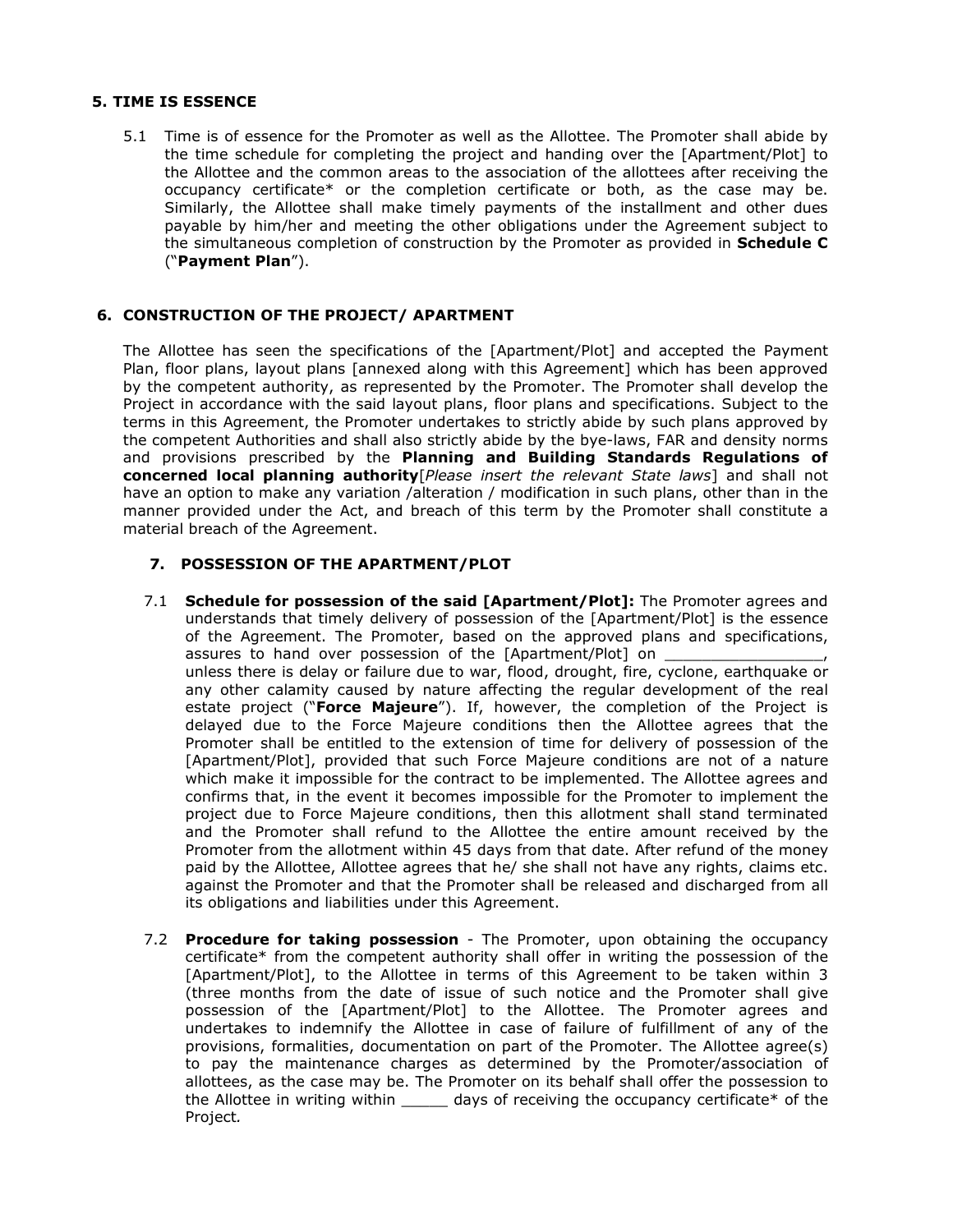## 5. TIME IS ESSENCE

5.1 Time is of essence for the Promoter as well as the Allottee. The Promoter shall abide by the time schedule for completing the project and handing over the [Apartment/Plot] to the Allottee and the common areas to the association of the allottees after receiving the occupancy certificate* or the completion certificate or both, as the case may be. Similarly, the Allottee shall make timely payments of the installment and other dues payable by him/her and meeting the other obligations under the Agreement subject to the simultaneous completion of construction by the Promoter as provided in **Schedule C** ("**Payment Plan**").

## 6. CONSTRUCTION OF THE PROJECT/ APARTMENT

The Allottee has seen the specifications of the [Apartment/Plot] and accepted the Payment Plan, floor plans, layout plans [annexed along with this Agreement] which has been approved by the competent authority, as represented by the Promoter. The Promoter shall develop the Project in accordance with the said layout plans, floor plans and specifications. Subject to the terms in this Agreement, the Promoter undertakes to strictly abide by such plans approved by the competent Authorities and shall also strictly abide by the bye-laws, FAR and density norms and provisions prescribed by the **Planning and Building Standards Regulations of concerned local planning authority**[*Please insert the relevant State laws*] and shall not have an option to make any variation /alteration / modification in such plans, other than in the manner provided under the Act, and breach of this term by the Promoter shall constitute a material breach of the Agreement.

## 7. POSSESSION OF THE APARTMENT/PLOT

7.1 **Schedule for possession of the said [Apartment/Plot]:** The Promoter agrees and understands that timely delivery of possession of the [Apartment/Plot] is the essence of the Agreement. The Promoter, based on the approved plans and specifications, assures to hand over possession of the [Apartment/Plot] on _________________, unless there is delay or failure due to war, flood, drought, fire, cyclone, earthquake or any other calamity caused by nature affecting the regular development of the real estate project ("**Force Majeure**"). If, however, the completion of the Project is delayed due to the Force Majeure conditions then the Allottee agrees that the Promoter shall be entitled to the extension of time for delivery of possession of the [Apartment/Plot], provided that such Force Majeure conditions are not of a nature which make it impossible for the contract to be implemented. The Allottee agrees and confirms that, in the event it becomes impossible for the Promoter to implement the project due to Force Majeure conditions, then this allotment shall stand terminated and the Promoter shall refund to the Allottee the entire amount received by the Promoter from the allotment within 45 days from that date. After refund of the money paid by the Allottee, Allottee agrees that he/ she shall not have any rights, claims etc. against the Promoter and that the Promoter shall be released and discharged from all its obligations and liabilities under this Agreement.

7.2 **Procedure for taking possession** - The Promoter, upon obtaining the occupancy certificate* from the competent authority shall offer in writing the possession of the [Apartment/Plot], to the Allottee in terms of this Agreement to be taken within 3 (three months from the date of issue of such notice and the Promoter shall give possession of the [Apartment/Plot] to the Allottee. The Promoter agrees and undertakes to indemnify the Allottee in case of failure of fulfillment of any of the provisions, formalities, documentation on part of the Promoter. The Allottee agree(s) to pay the maintenance charges as determined by the Promoter/association of allottees, as the case may be. The Promoter on its behalf shall offer the possession to the Allottee in writing within _____ days of receiving the occupancy certificate* of the Project.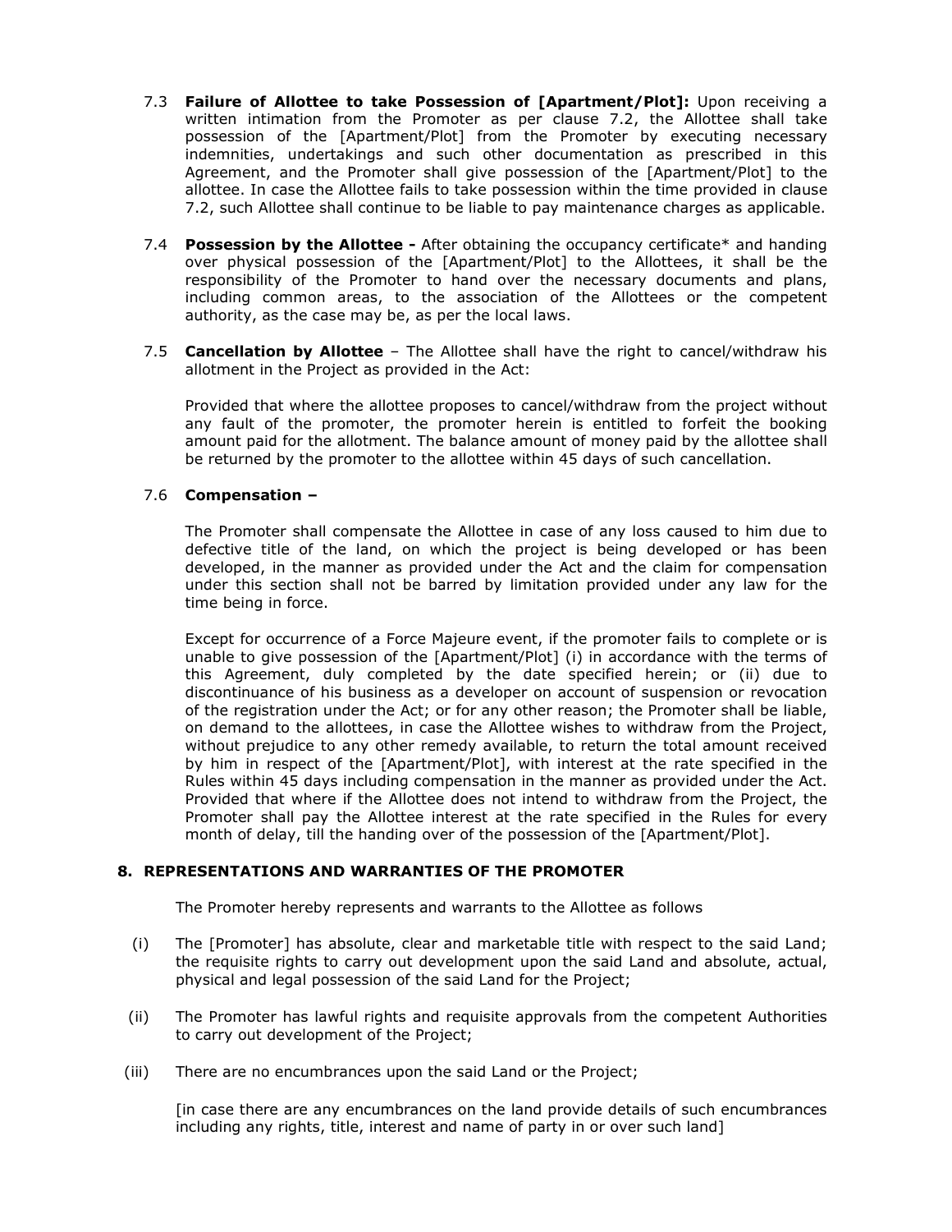7.3 **Failure of Allottee to take Possession of [Apartment/Plot]:** Upon receiving a written intimation from the Promoter as per clause 7.2, the Allottee shall take possession of the [Apartment/Plot] from the Promoter by executing necessary indemnities, undertakings and such other documentation as prescribed in this Agreement, and the Promoter shall give possession of the [Apartment/Plot] to the allottee. In case the Allottee fails to take possession within the time provided in clause 7.2, such Allottee shall continue to be liable to pay maintenance charges as applicable.

7.4 **Possession by the Allottee -** After obtaining the occupancy certificate* and handing over physical possession of the [Apartment/Plot] to the Allottees, it shall be the responsibility of the Promoter to hand over the necessary documents and plans, including common areas, to the association of the Allottees or the competent authority, as the case may be, as per the local laws.

7.5 **Cancellation by Allottee** – The Allottee shall have the right to cancel/withdraw his allotment in the Project as provided in the Act:

Provided that where the allottee proposes to cancel/withdraw from the project without any fault of the promoter, the promoter herein is entitled to forfeit the booking amount paid for the allotment. The balance amount of money paid by the allottee shall be returned by the promoter to the allottee within 45 days of such cancellation.

7.6 **Compensation –**

The Promoter shall compensate the Allottee in case of any loss caused to him due to defective title of the land, on which the project is being developed or has been developed, in the manner as provided under the Act and the claim for compensation under this section shall not be barred by limitation provided under any law for the time being in force.

Except for occurrence of a Force Majeure event, if the promoter fails to complete or is unable to give possession of the [Apartment/Plot] (i) in accordance with the terms of this Agreement, duly completed by the date specified herein; or (ii) due to discontinuance of his business as a developer on account of suspension or revocation of the registration under the Act; or for any other reason; the Promoter shall be liable, on demand to the allottees, in case the Allottee wishes to withdraw from the Project, without prejudice to any other remedy available, to return the total amount received by him in respect of the [Apartment/Plot], with interest at the rate specified in the Rules within 45 days including compensation in the manner as provided under the Act. Provided that where if the Allottee does not intend to withdraw from the Project, the Promoter shall pay the Allottee interest at the rate specified in the Rules for every month of delay, till the handing over of the possession of the [Apartment/Plot].

## 8. REPRESENTATIONS AND WARRANTIES OF THE PROMOTER

The Promoter hereby represents and warrants to the Allottee as follows

(i) The [Promoter] has absolute, clear and marketable title with respect to the said Land; the requisite rights to carry out development upon the said Land and absolute, actual, physical and legal possession of the said Land for the Project;

(ii) The Promoter has lawful rights and requisite approvals from the competent Authorities to carry out development of the Project;

(iii) There are no encumbrances upon the said Land or the Project;

[in case there are any encumbrances on the land provide details of such encumbrances including any rights, title, interest and name of party in or over such land]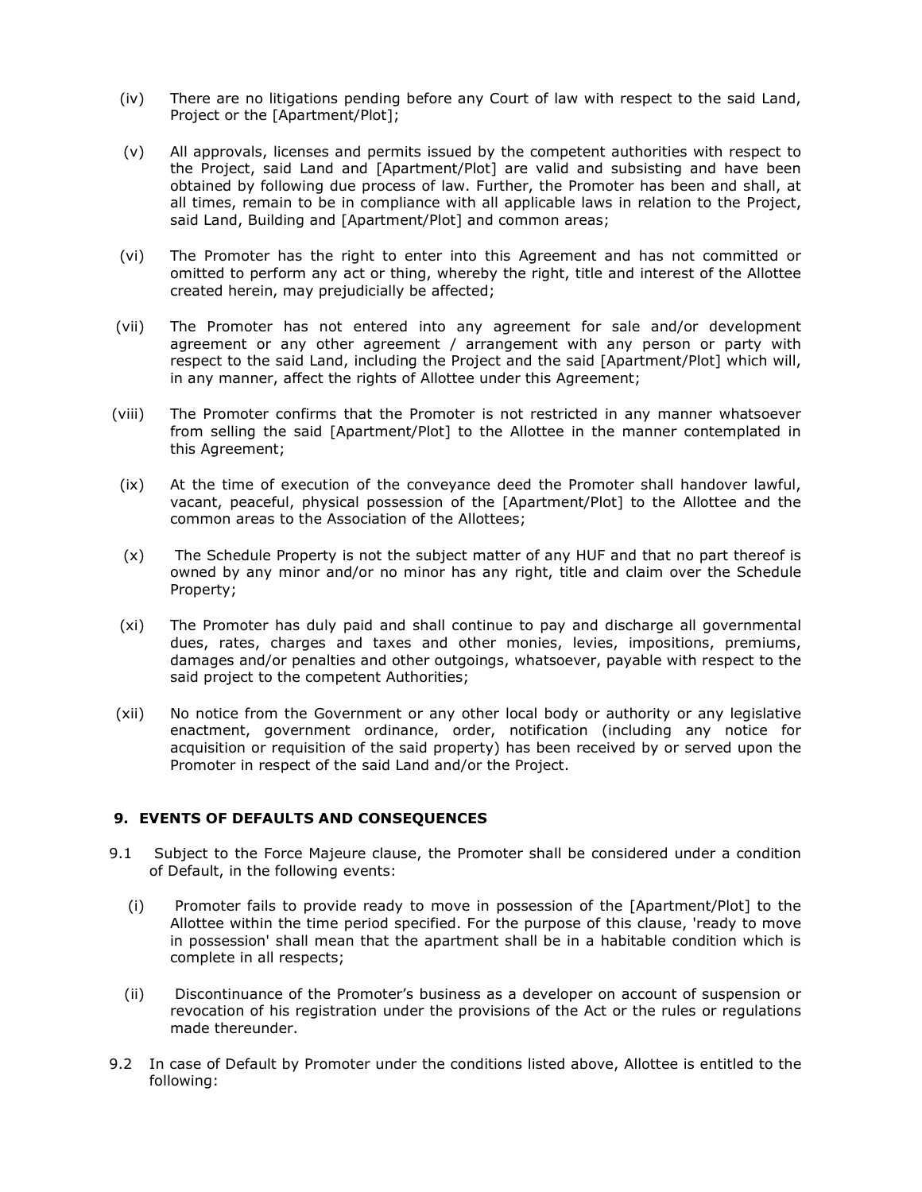(iv) There are no litigations pending before any Court of law with respect to the said Land, Project or the [Apartment/Plot];

(v) All approvals, licenses and permits issued by the competent authorities with respect to the Project, said Land and [Apartment/Plot] are valid and subsisting and have been obtained by following due process of law. Further, the Promoter has been and shall, at all times, remain to be in compliance with all applicable laws in relation to the Project, said Land, Building and [Apartment/Plot] and common areas;

(vi) The Promoter has the right to enter into this Agreement and has not committed or omitted to perform any act or thing, whereby the right, title and interest of the Allottee created herein, may prejudicially be affected;

(vii) The Promoter has not entered into any agreement for sale and/or development agreement or any other agreement / arrangement with any person or party with respect to the said Land, including the Project and the said [Apartment/Plot] which will, in any manner, affect the rights of Allottee under this Agreement;

(viii) The Promoter confirms that the Promoter is not restricted in any manner whatsoever from selling the said [Apartment/Plot] to the Allottee in the manner contemplated in this Agreement;

(ix) At the time of execution of the conveyance deed the Promoter shall handover lawful, vacant, peaceful, physical possession of the [Apartment/Plot] to the Allottee and the common areas to the Association of the Allottees;

(x) The Schedule Property is not the subject matter of any HUF and that no part thereof is owned by any minor and/or no minor has any right, title and claim over the Schedule Property;

(xi) The Promoter has duly paid and shall continue to pay and discharge all governmental dues, rates, charges and taxes and other monies, levies, impositions, premiums, damages and/or penalties and other outgoings, whatsoever, payable with respect to the said project to the competent Authorities;

(xii) No notice from the Government or any other local body or authority or any legislative enactment, government ordinance, order, notification (including any notice for acquisition or requisition of the said property) has been received by or served upon the Promoter in respect of the said Land and/or the Project.

## 9. EVENTS OF DEFAULTS AND CONSEQUENCES

9.1 Subject to the Force Majeure clause, the Promoter shall be considered under a condition of Default, in the following events:

(i) Promoter fails to provide ready to move in possession of the [Apartment/Plot] to the Allottee within the time period specified. For the purpose of this clause, 'ready to move in possession' shall mean that the apartment shall be in a habitable condition which is complete in all respects;

(ii) Discontinuance of the Promoter's business as a developer on account of suspension or revocation of his registration under the provisions of the Act or the rules or regulations made thereunder.

9.2 In case of Default by Promoter under the conditions listed above, Allottee is entitled to the following: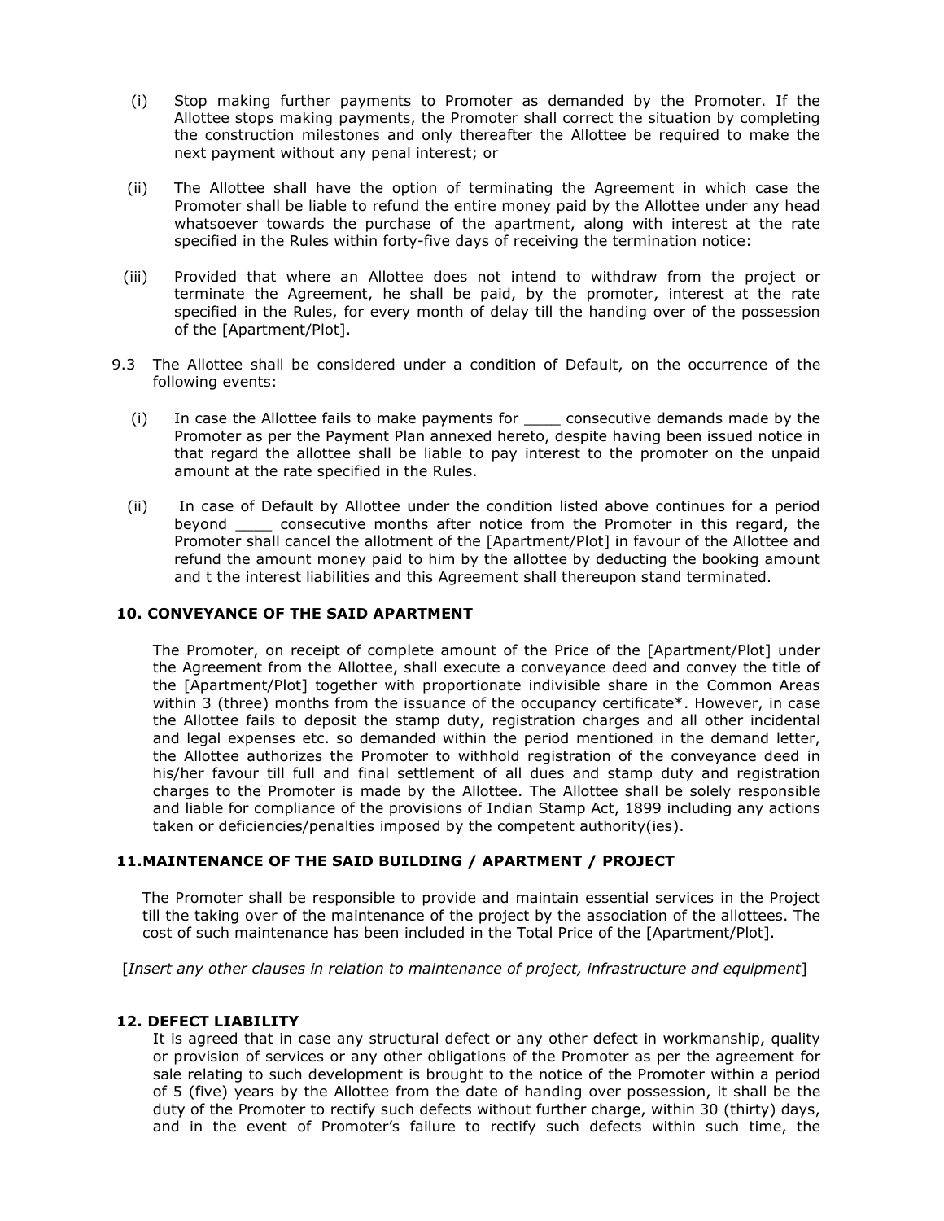(i) Stop making further payments to Promoter as demanded by the Promoter. If the Allottee stops making payments, the Promoter shall correct the situation by completing the construction milestones and only thereafter the Allottee be required to make the next payment without any penal interest; or

(ii) The Allottee shall have the option of terminating the Agreement in which case the Promoter shall be liable to refund the entire money paid by the Allottee under any head whatsoever towards the purchase of the apartment, along with interest at the rate specified in the Rules within forty-five days of receiving the termination notice:

(iii) Provided that where an Allottee does not intend to withdraw from the project or terminate the Agreement, he shall be paid, by the promoter, interest at the rate specified in the Rules, for every month of delay till the handing over of the possession of the [Apartment/Plot].

9.3 The Allottee shall be considered under a condition of Default, on the occurrence of the following events:

(i) In case the Allottee fails to make payments for ____ consecutive demands made by the Promoter as per the Payment Plan annexed hereto, despite having been issued notice in that regard the allottee shall be liable to pay interest to the promoter on the unpaid amount at the rate specified in the Rules.

(ii) In case of Default by Allottee under the condition listed above continues for a period beyond ____ consecutive months after notice from the Promoter in this regard, the Promoter shall cancel the allotment of the [Apartment/Plot] in favour of the Allottee and refund the amount money paid to him by the allottee by deducting the booking amount and t the interest liabilities and this Agreement shall thereupon stand terminated.

**10. CONVEYANCE OF THE SAID APARTMENT**

The Promoter, on receipt of complete amount of the Price of the [Apartment/Plot] under the Agreement from the Allottee, shall execute a conveyance deed and convey the title of the [Apartment/Plot] together with proportionate indivisible share in the Common Areas within 3 (three) months from the issuance of the occupancy certificate*. However, in case the Allottee fails to deposit the stamp duty, registration charges and all other incidental and legal expenses etc. so demanded within the period mentioned in the demand letter, the Allottee authorizes the Promoter to withhold registration of the conveyance deed in his/her favour till full and final settlement of all dues and stamp duty and registration charges to the Promoter is made by the Allottee. The Allottee shall be solely responsible and liable for compliance of the provisions of Indian Stamp Act, 1899 including any actions taken or deficiencies/penalties imposed by the competent authority(ies).

**11. MAINTENANCE OF THE SAID BUILDING / APARTMENT / PROJECT**

The Promoter shall be responsible to provide and maintain essential services in the Project till the taking over of the maintenance of the project by the association of the allottees. The cost of such maintenance has been included in the Total Price of the [Apartment/Plot].

[*Insert any other clauses in relation to maintenance of project, infrastructure and equipment*]

**12. DEFECT LIABILITY**

It is agreed that in case any structural defect or any other defect in workmanship, quality or provision of services or any other obligations of the Promoter as per the agreement for sale relating to such development is brought to the notice of the Promoter within a period of 5 (five) years by the Allottee from the date of handing over possession, it shall be the duty of the Promoter to rectify such defects without further charge, within 30 (thirty) days, and in the event of Promoter's failure to rectify such defects within such time, the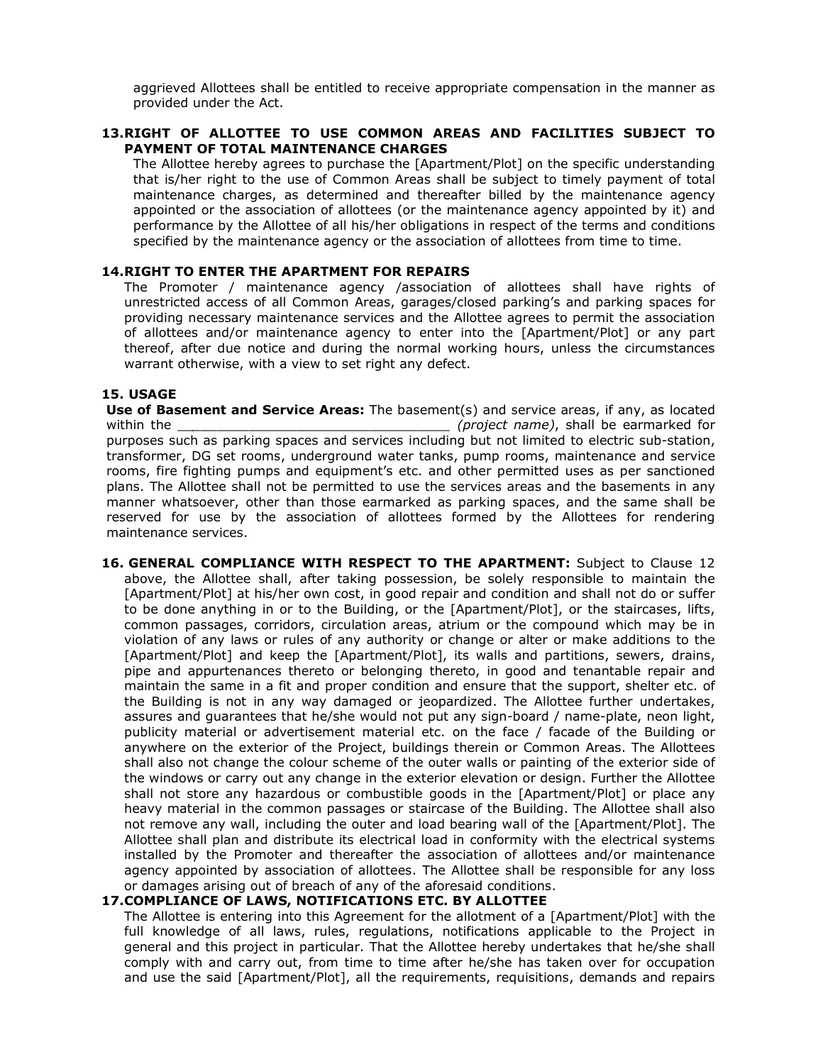aggrieved Allottees shall be entitled to receive appropriate compensation in the manner as provided under the Act.

**13. RIGHT OF ALLOTTEE TO USE COMMON AREAS AND FACILITIES SUBJECT TO PAYMENT OF TOTAL MAINTENANCE CHARGES**

The Allottee hereby agrees to purchase the [Apartment/Plot] on the specific understanding that is/her right to the use of Common Areas shall be subject to timely payment of total maintenance charges, as determined and thereafter billed by the maintenance agency appointed or the association of allottees (or the maintenance agency appointed by it) and performance by the Allottee of all his/her obligations in respect of the terms and conditions specified by the maintenance agency or the association of allottees from time to time.

**14. RIGHT TO ENTER THE APARTMENT FOR REPAIRS**

The Promoter / maintenance agency /association of allottees shall have rights of unrestricted access of all Common Areas, garages/closed parking's and parking spaces for providing necessary maintenance services and the Allottee agrees to permit the association of allottees and/or maintenance agency to enter into the [Apartment/Plot] or any part thereof, after due notice and during the normal working hours, unless the circumstances warrant otherwise, with a view to set right any defect.

**15. USAGE**

**Use of Basement and Service Areas:** The basement(s) and service areas, if any, as located within the ________________________________ *(project name)*, shall be earmarked for purposes such as parking spaces and services including but not limited to electric sub-station, transformer, DG set rooms, underground water tanks, pump rooms, maintenance and service rooms, fire fighting pumps and equipment's etc. and other permitted uses as per sanctioned plans. The Allottee shall not be permitted to use the services areas and the basements in any manner whatsoever, other than those earmarked as parking spaces, and the same shall be reserved for use by the association of allottees formed by the Allottees for rendering maintenance services.

**16. GENERAL COMPLIANCE WITH RESPECT TO THE APARTMENT:** Subject to Clause 12 above, the Allottee shall, after taking possession, be solely responsible to maintain the [Apartment/Plot] at his/her own cost, in good repair and condition and shall not do or suffer to be done anything in or to the Building, or the [Apartment/Plot], or the staircases, lifts, common passages, corridors, circulation areas, atrium or the compound which may be in violation of any laws or rules of any authority or change or alter or make additions to the [Apartment/Plot] and keep the [Apartment/Plot], its walls and partitions, sewers, drains, pipe and appurtenances thereto or belonging thereto, in good and tenantable repair and maintain the same in a fit and proper condition and ensure that the support, shelter etc. of the Building is not in any way damaged or jeopardized. The Allottee further undertakes, assures and guarantees that he/she would not put any sign-board / name-plate, neon light, publicity material or advertisement material etc. on the face / facade of the Building or anywhere on the exterior of the Project, buildings therein or Common Areas. The Allottees shall also not change the colour scheme of the outer walls or painting of the exterior side of the windows or carry out any change in the exterior elevation or design. Further the Allottee shall not store any hazardous or combustible goods in the [Apartment/Plot] or place any heavy material in the common passages or staircase of the Building. The Allottee shall also not remove any wall, including the outer and load bearing wall of the [Apartment/Plot]. The Allottee shall plan and distribute its electrical load in conformity with the electrical systems installed by the Promoter and thereafter the association of allottees and/or maintenance agency appointed by association of allottees. The Allottee shall be responsible for any loss or damages arising out of breach of any of the aforesaid conditions.

**17. COMPLIANCE OF LAWS, NOTIFICATIONS ETC. BY ALLOTTEE**

The Allottee is entering into this Agreement for the allotment of a [Apartment/Plot] with the full knowledge of all laws, rules, regulations, notifications applicable to the Project in general and this project in particular. That the Allottee hereby undertakes that he/she shall comply with and carry out, from time to time after he/she has taken over for occupation and use the said [Apartment/Plot], all the requirements, requisitions, demands and repairs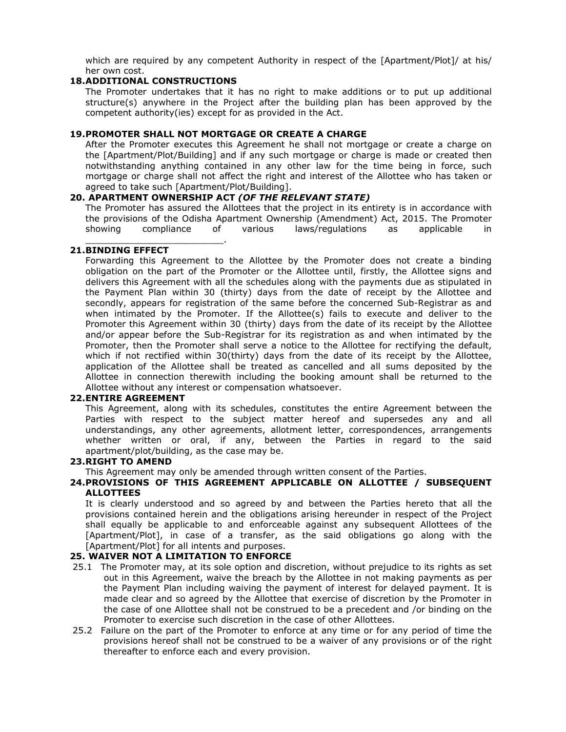which are required by any competent Authority in respect of the [Apartment/Plot]/ at his/ her own cost.

**18. ADDITIONAL CONSTRUCTIONS**

The Promoter undertakes that it has no right to make additions or to put up additional structure(s) anywhere in the Project after the building plan has been approved by the competent authority(ies) except for as provided in the Act.

**19. PROMOTER SHALL NOT MORTGAGE OR CREATE A CHARGE**

After the Promoter executes this Agreement he shall not mortgage or create a charge on the [Apartment/Plot/Building] and if any such mortgage or charge is made or created then notwithstanding anything contained in any other law for the time being in force, such mortgage or charge shall not affect the right and interest of the Allottee who has taken or agreed to take such [Apartment/Plot/Building].

**20. APARTMENT OWNERSHIP ACT *(OF THE RELEVANT STATE)***

The Promoter has assured the Allottees that the project in its entirety is in accordance with the provisions of the Odisha Apartment Ownership (Amendment) Act, 2015. The Promoter showing compliance of various laws/regulations as applicable in ________________________.

**21. BINDING EFFECT**

Forwarding this Agreement to the Allottee by the Promoter does not create a binding obligation on the part of the Promoter or the Allottee until, firstly, the Allottee signs and delivers this Agreement with all the schedules along with the payments due as stipulated in the Payment Plan within 30 (thirty) days from the date of receipt by the Allottee and secondly, appears for registration of the same before the concerned Sub-Registrar as and when intimated by the Promoter. If the Allottee(s) fails to execute and deliver to the Promoter this Agreement within 30 (thirty) days from the date of its receipt by the Allottee and/or appear before the Sub-Registrar for its registration as and when intimated by the Promoter, then the Promoter shall serve a notice to the Allottee for rectifying the default, which if not rectified within 30(thirty) days from the date of its receipt by the Allottee, application of the Allottee shall be treated as cancelled and all sums deposited by the Allottee in connection therewith including the booking amount shall be returned to the Allottee without any interest or compensation whatsoever.

**22. ENTIRE AGREEMENT**

This Agreement, along with its schedules, constitutes the entire Agreement between the Parties with respect to the subject matter hereof and supersedes any and all understandings, any other agreements, allotment letter, correspondences, arrangements whether written or oral, if any, between the Parties in regard to the said apartment/plot/building, as the case may be.

**23. RIGHT TO AMEND**

This Agreement may only be amended through written consent of the Parties.

**24. PROVISIONS OF THIS AGREEMENT APPLICABLE ON ALLOTTEE / SUBSEQUENT ALLOTTEES**

It is clearly understood and so agreed by and between the Parties hereto that all the provisions contained herein and the obligations arising hereunder in respect of the Project shall equally be applicable to and enforceable against any subsequent Allottees of the [Apartment/Plot], in case of a transfer, as the said obligations go along with the [Apartment/Plot] for all intents and purposes.

**25. WAIVER NOT A LIMITATION TO ENFORCE**

25.1 The Promoter may, at its sole option and discretion, without prejudice to its rights as set out in this Agreement, waive the breach by the Allottee in not making payments as per the Payment Plan including waiving the payment of interest for delayed payment. It is made clear and so agreed by the Allottee that exercise of discretion by the Promoter in the case of one Allottee shall not be construed to be a precedent and /or binding on the Promoter to exercise such discretion in the case of other Allottees.

25.2 Failure on the part of the Promoter to enforce at any time or for any period of time the provisions hereof shall not be construed to be a waiver of any provisions or of the right thereafter to enforce each and every provision.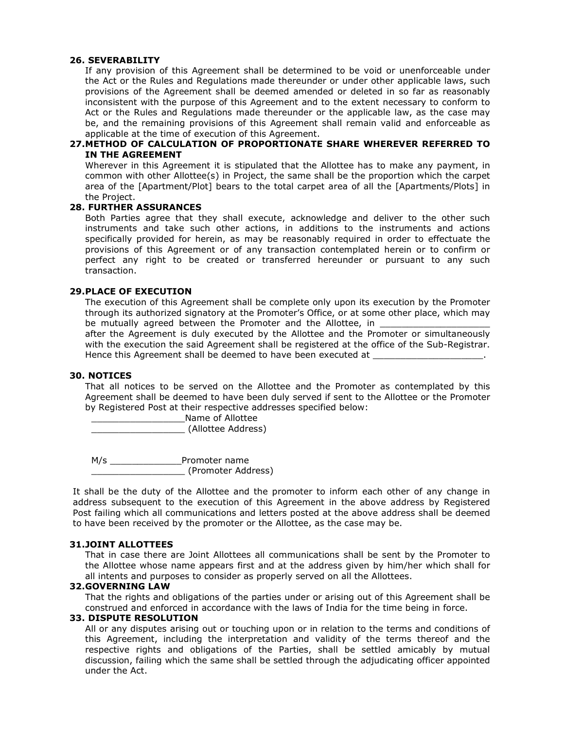**26. SEVERABILITY**

If any provision of this Agreement shall be determined to be void or unenforceable under the Act or the Rules and Regulations made thereunder or under other applicable laws, such provisions of the Agreement shall be deemed amended or deleted in so far as reasonably inconsistent with the purpose of this Agreement and to the extent necessary to conform to Act or the Rules and Regulations made thereunder or the applicable law, as the case may be, and the remaining provisions of this Agreement shall remain valid and enforceable as applicable at the time of execution of this Agreement.

**27. METHOD OF CALCULATION OF PROPORTIONATE SHARE WHEREVER REFERRED TO IN THE AGREEMENT**

Wherever in this Agreement it is stipulated that the Allottee has to make any payment, in common with other Allottee(s) in Project, the same shall be the proportion which the carpet area of the [Apartment/Plot] bears to the total carpet area of all the [Apartments/Plots] in the Project.

**28. FURTHER ASSURANCES**

Both Parties agree that they shall execute, acknowledge and deliver to the other such instruments and take such other actions, in additions to the instruments and actions specifically provided for herein, as may be reasonably required in order to effectuate the provisions of this Agreement or of any transaction contemplated herein or to confirm or perfect any right to be created or transferred hereunder or pursuant to any such transaction.

**29. PLACE OF EXECUTION**

The execution of this Agreement shall be complete only upon its execution by the Promoter through its authorized signatory at the Promoter's Office, or at some other place, which may be mutually agreed between the Promoter and the Allottee, in ____________________ after the Agreement is duly executed by the Allottee and the Promoter or simultaneously with the execution the said Agreement shall be registered at the office of the Sub-Registrar. Hence this Agreement shall be deemed to have been executed at ____________________.

**30. NOTICES**

That all notices to be served on the Allottee and the Promoter as contemplated by this Agreement shall be deemed to have been duly served if sent to the Allottee or the Promoter by Registered Post at their respective addresses specified below:

_________________Name of Allottee
_________________ (Allottee Address)

M/s _____________Promoter name
_________________ (Promoter Address)

It shall be the duty of the Allottee and the promoter to inform each other of any change in address subsequent to the execution of this Agreement in the above address by Registered Post failing which all communications and letters posted at the above address shall be deemed to have been received by the promoter or the Allottee, as the case may be.

**31. JOINT ALLOTTEES**

That in case there are Joint Allottees all communications shall be sent by the Promoter to the Allottee whose name appears first and at the address given by him/her which shall for all intents and purposes to consider as properly served on all the Allottees.

**32. GOVERNING LAW**

That the rights and obligations of the parties under or arising out of this Agreement shall be construed and enforced in accordance with the laws of India for the time being in force.

**33. DISPUTE RESOLUTION**

All or any disputes arising out or touching upon or in relation to the terms and conditions of this Agreement, including the interpretation and validity of the terms thereof and the respective rights and obligations of the Parties, shall be settled amicably by mutual discussion, failing which the same shall be settled through the adjudicating officer appointed under the Act.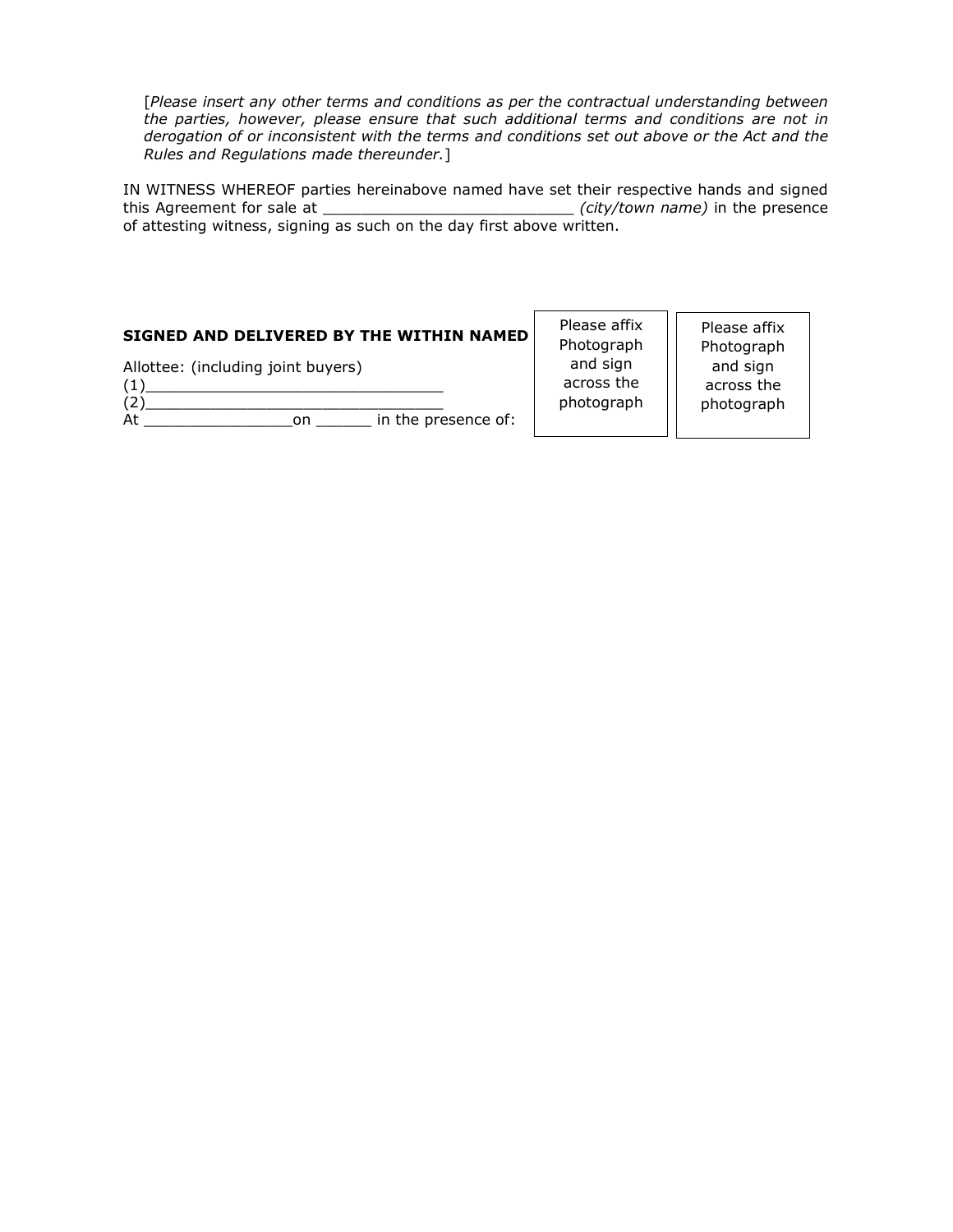[*Please insert any other terms and conditions as per the contractual understanding between the parties, however, please ensure that such additional terms and conditions are not in derogation of or inconsistent with the terms and conditions set out above or the Act and the Rules and Regulations made thereunder.*]

IN WITNESS WHEREOF parties hereinabove named have set their respective hands and signed this Agreement for sale at ___________________________ *(city/town name)* in the presence of attesting witness, signing as such on the day first above written.

**SIGNED AND DELIVERED BY THE WITHIN NAMED**

Allottee: (including joint buyers)
(1)________________________________
(2)________________________________
At ________________on ______ in the presence of:

| Please affix Photograph and sign across the photograph | Please affix Photograph and sign across the photograph |
|---|---|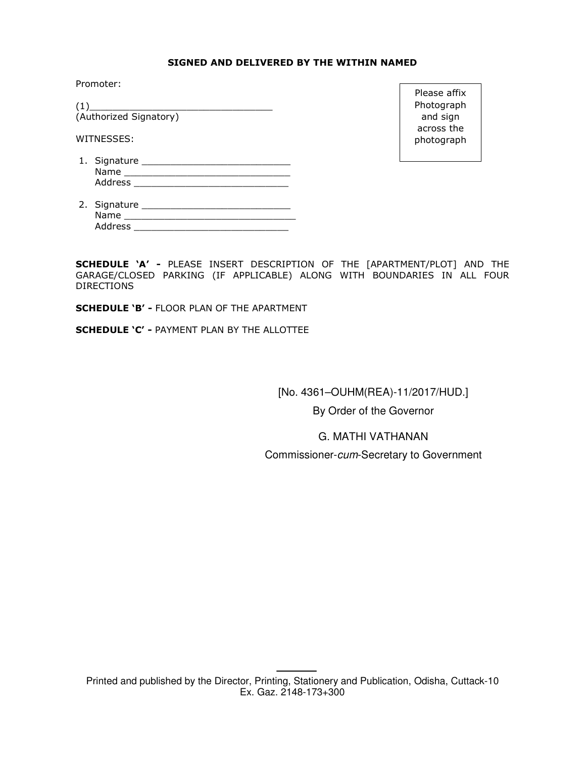**SIGNED AND DELIVERED BY THE WITHIN NAMED**

Promoter:

(1)_________________________________
(Authorized Signatory)

Please affix Photograph and sign across the photograph

WITNESSES:

1. Signature ___________________________
   Name _____________________________
   Address ___________________________

2. Signature ___________________________
   Name ______________________________
   Address ___________________________

**SCHEDULE 'A' -** PLEASE INSERT DESCRIPTION OF THE [APARTMENT/PLOT] AND THE GARAGE/CLOSED PARKING (IF APPLICABLE) ALONG WITH BOUNDARIES IN ALL FOUR DIRECTIONS

**SCHEDULE 'B' -** FLOOR PLAN OF THE APARTMENT

**SCHEDULE 'C' -** PAYMENT PLAN BY THE ALLOTTEE

[No. 4361–OUHM(REA)-11/2017/HUD.]

By Order of the Governor

G. MATHI VATHANAN

Commissioner-*cum*-Secretary to Government

Printed and published by the Director, Printing, Stationery and Publication, Odisha, Cuttack-10
Ex. Gaz. 2148-173+300